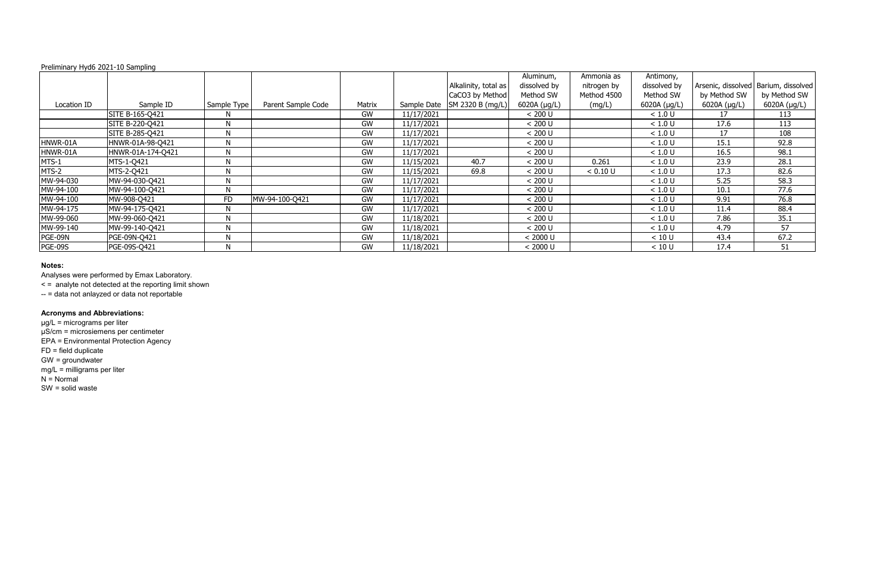Preliminary Hyd6 2021-10 Sampling

| Location ID | Sample ID | Sample Type | Parent Sample Code | Matrix | Sample Date | Alkalinity, total as CaCO3 by Method SM 2320 B (mg/L) | Aluminum, dissolved by Method SW 6020A (µg/L) | Ammonia as nitrogen by Method 4500 (mg/L) | Antimony, dissolved by Method SW 6020A (µg/L) | Arsenic, dissolved by Method SW 6020A (µg/L) | Barium, dissolved by Method SW 6020A (µg/L) |
|---|---|---|---|---|---|---|---|---|---|---|---|
| | SITE B-165-Q421 | N | | GW | 11/17/2021 | | < 200 U | | < 1.0 U | 17 | 113 |
| | SITE B-220-Q421 | N | | GW | 11/17/2021 | | < 200 U | | < 1.0 U | 17.6 | 113 |
| | SITE B-285-Q421 | N | | GW | 11/17/2021 | | < 200 U | | < 1.0 U | 17 | 108 |
| HNWR-01A | HNWR-01A-98-Q421 | N | | GW | 11/17/2021 | | < 200 U | | < 1.0 U | 15.1 | 92.8 |
| HNWR-01A | HNWR-01A-174-Q421 | N | | GW | 11/17/2021 | | < 200 U | | < 1.0 U | 16.5 | 98.1 |
| MTS-1 | MTS-1-Q421 | N | | GW | 11/15/2021 | 40.7 | < 200 U | 0.261 | < 1.0 U | 23.9 | 28.1 |
| MTS-2 | MTS-2-Q421 | N | | GW | 11/15/2021 | 69.8 | < 200 U | < 0.10 U | < 1.0 U | 17.3 | 82.6 |
| MW-94-030 | MW-94-030-Q421 | N | | GW | 11/17/2021 | | < 200 U | | < 1.0 U | 5.25 | 58.3 |
| MW-94-100 | MW-94-100-Q421 | N | | GW | 11/17/2021 | | < 200 U | | < 1.0 U | 10.1 | 77.6 |
| MW-94-100 | MW-908-Q421 | FD | MW-94-100-Q421 | GW | 11/17/2021 | | < 200 U | | < 1.0 U | 9.91 | 76.8 |
| MW-94-175 | MW-94-175-Q421 | N | | GW | 11/17/2021 | | < 200 U | | < 1.0 U | 11.4 | 88.4 |
| MW-99-060 | MW-99-060-Q421 | N | | GW | 11/18/2021 | | < 200 U | | < 1.0 U | 7.86 | 35.1 |
| MW-99-140 | MW-99-140-Q421 | N | | GW | 11/18/2021 | | < 200 U | | < 1.0 U | 4.79 | 57 |
| PGE-09N | PGE-09N-Q421 | N | | GW | 11/18/2021 | | < 2000 U | | < 10 U | 43.4 | 67.2 |
| PGE-09S | PGE-09S-Q421 | N | | GW | 11/18/2021 | | < 2000 U | | < 10 U | 17.4 | 51 |

**Notes:**

Analyses were performed by Emax Laboratory.

< = analyte not detected at the reporting limit shown

-- = data not anlayzed or data not reportable

**Acronyms and Abbreviations:**

µg/L = micrograms per liter

µS/cm = microsiemens per centimeter

EPA = Environmental Protection Agency

FD = field duplicate

GW = groundwater

mg/L = milligrams per liter

N = Normal

SW = solid waste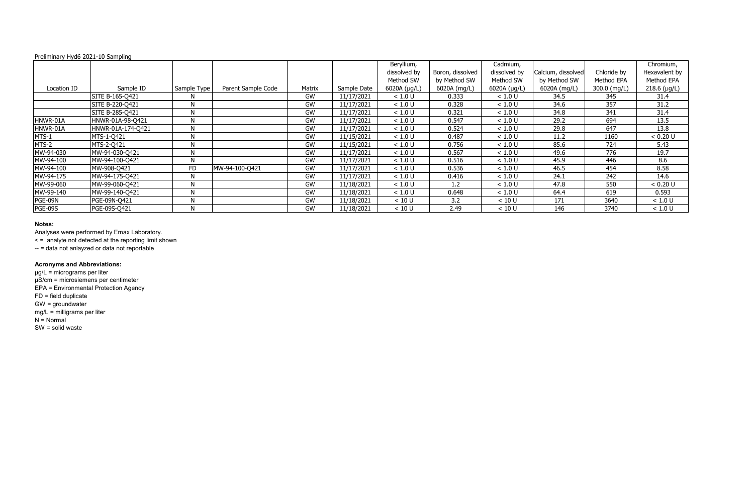Preliminary Hyd6 2021-10 Sampling

| Location ID | Sample ID | Sample Type | Parent Sample Code | Matrix | Sample Date | Beryllium, dissolved by Method SW 6020A (µg/L) | Boron, dissolved by Method SW 6020A (mg/L) | Cadmium, dissolved by Method SW 6020A (µg/L) | Calcium, dissolved by Method SW 6020A (mg/L) | Chloride by Method EPA 300.0 (mg/L) | Chromium, Hexavalent by Method EPA 218.6 (µg/L) |
|---|---|---|---|---|---|---|---|---|---|---|---|
| | SITE B-165-Q421 | N | | GW | 11/17/2021 | < 1.0 U | 0.333 | < 1.0 U | 34.5 | 345 | 31.4 |
| | SITE B-220-Q421 | N | | GW | 11/17/2021 | < 1.0 U | 0.328 | < 1.0 U | 34.6 | 357 | 31.2 |
| | SITE B-285-Q421 | N | | GW | 11/17/2021 | < 1.0 U | 0.321 | < 1.0 U | 34.8 | 341 | 31.4 |
| HNWR-01A | HNWR-01A-98-Q421 | N | | GW | 11/17/2021 | < 1.0 U | 0.547 | < 1.0 U | 29.2 | 694 | 13.5 |
| HNWR-01A | HNWR-01A-174-Q421 | N | | GW | 11/17/2021 | < 1.0 U | 0.524 | < 1.0 U | 29.8 | 647 | 13.8 |
| MTS-1 | MTS-1-Q421 | N | | GW | 11/15/2021 | < 1.0 U | 0.487 | < 1.0 U | 11.2 | 1160 | < 0.20 U |
| MTS-2 | MTS-2-Q421 | N | | GW | 11/15/2021 | < 1.0 U | 0.756 | < 1.0 U | 85.6 | 724 | 5.43 |
| MW-94-030 | MW-94-030-Q421 | N | | GW | 11/17/2021 | < 1.0 U | 0.567 | < 1.0 U | 49.6 | 776 | 19.7 |
| MW-94-100 | MW-94-100-Q421 | N | | GW | 11/17/2021 | < 1.0 U | 0.516 | < 1.0 U | 45.9 | 446 | 8.6 |
| MW-94-100 | MW-908-Q421 | FD | MW-94-100-Q421 | GW | 11/17/2021 | < 1.0 U | 0.536 | < 1.0 U | 46.5 | 454 | 8.58 |
| MW-94-175 | MW-94-175-Q421 | N | | GW | 11/17/2021 | < 1.0 U | 0.416 | < 1.0 U | 24.1 | 242 | 14.6 |
| MW-99-060 | MW-99-060-Q421 | N | | GW | 11/18/2021 | < 1.0 U | 1.2 | < 1.0 U | 47.8 | 550 | < 0.20 U |
| MW-99-140 | MW-99-140-Q421 | N | | GW | 11/18/2021 | < 1.0 U | 0.648 | < 1.0 U | 64.4 | 619 | 0.593 |
| PGE-09N | PGE-09N-Q421 | N | | GW | 11/18/2021 | < 10 U | 3.2 | < 10 U | 171 | 3640 | < 1.0 U |
| PGE-09S | PGE-09S-Q421 | N | | GW | 11/18/2021 | < 10 U | 2.49 | < 10 U | 146 | 3740 | < 1.0 U |

**Notes:**

Analyses were performed by Emax Laboratory.

< = analyte not detected at the reporting limit shown

-- = data not anlayzed or data not reportable

**Acronyms and Abbreviations:**

µg/L = micrograms per liter

µS/cm = microsiemens per centimeter

EPA = Environmental Protection Agency

FD = field duplicate

GW = groundwater

mg/L = milligrams per liter

N = Normal

SW = solid waste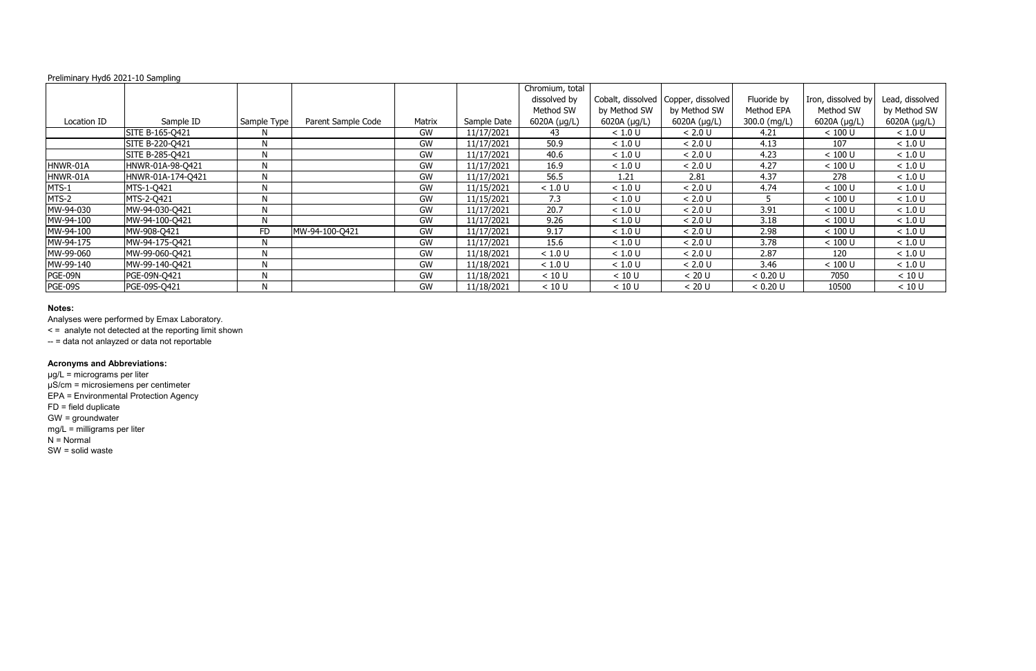Preliminary Hyd6 2021-10 Sampling

| Location ID | Sample ID | Sample Type | Parent Sample Code | Matrix | Sample Date | Chromium, total dissolved by Method SW 6020A (µg/L) | Cobalt, dissolved by Method SW 6020A (µg/L) | Copper, dissolved by Method SW 6020A (µg/L) | Fluoride by Method EPA 300.0 (mg/L) | Iron, dissolved by Method SW 6020A (µg/L) | Lead, dissolved by Method SW 6020A (µg/L) |
|---|---|---|---|---|---|---|---|---|---|---|---|
| | SITE B-165-Q421 | N | | GW | 11/17/2021 | 43 | < 1.0 U | < 2.0 U | 4.21 | < 100 U | < 1.0 U |
| | SITE B-220-Q421 | N | | GW | 11/17/2021 | 50.9 | < 1.0 U | < 2.0 U | 4.13 | 107 | < 1.0 U |
| | SITE B-285-Q421 | N | | GW | 11/17/2021 | 40.6 | < 1.0 U | < 2.0 U | 4.23 | < 100 U | < 1.0 U |
| HNWR-01A | HNWR-01A-98-Q421 | N | | GW | 11/17/2021 | 16.9 | < 1.0 U | < 2.0 U | 4.27 | < 100 U | < 1.0 U |
| HNWR-01A | HNWR-01A-174-Q421 | N | | GW | 11/17/2021 | 56.5 | 1.21 | 2.81 | 4.37 | 278 | < 1.0 U |
| MTS-1 | MTS-1-Q421 | N | | GW | 11/15/2021 | < 1.0 U | < 1.0 U | < 2.0 U | 4.74 | < 100 U | < 1.0 U |
| MTS-2 | MTS-2-Q421 | N | | GW | 11/15/2021 | 7.3 | < 1.0 U | < 2.0 U | 5 | < 100 U | < 1.0 U |
| MW-94-030 | MW-94-030-Q421 | N | | GW | 11/17/2021 | 20.7 | < 1.0 U | < 2.0 U | 3.91 | < 100 U | < 1.0 U |
| MW-94-100 | MW-94-100-Q421 | N | | GW | 11/17/2021 | 9.26 | < 1.0 U | < 2.0 U | 3.18 | < 100 U | < 1.0 U |
| MW-94-100 | MW-908-Q421 | FD | MW-94-100-Q421 | GW | 11/17/2021 | 9.17 | < 1.0 U | < 2.0 U | 2.98 | < 100 U | < 1.0 U |
| MW-94-175 | MW-94-175-Q421 | N | | GW | 11/17/2021 | 15.6 | < 1.0 U | < 2.0 U | 3.78 | < 100 U | < 1.0 U |
| MW-99-060 | MW-99-060-Q421 | N | | GW | 11/18/2021 | < 1.0 U | < 1.0 U | < 2.0 U | 2.87 | 120 | < 1.0 U |
| MW-99-140 | MW-99-140-Q421 | N | | GW | 11/18/2021 | < 1.0 U | < 1.0 U | < 2.0 U | 3.46 | < 100 U | < 1.0 U |
| PGE-09N | PGE-09N-Q421 | N | | GW | 11/18/2021 | < 10 U | < 10 U | < 20 U | < 0.20 U | 7050 | < 10 U |
| PGE-09S | PGE-09S-Q421 | N | | GW | 11/18/2021 | < 10 U | < 10 U | < 20 U | < 0.20 U | 10500 | < 10 U |

**Notes:**

Analyses were performed by Emax Laboratory.

< = analyte not detected at the reporting limit shown

-- = data not anlayzed or data not reportable

**Acronyms and Abbreviations:**

µg/L = micrograms per liter

µS/cm = microsiemens per centimeter

EPA = Environmental Protection Agency

FD = field duplicate

GW = groundwater

mg/L = milligrams per liter

N = Normal

SW = solid waste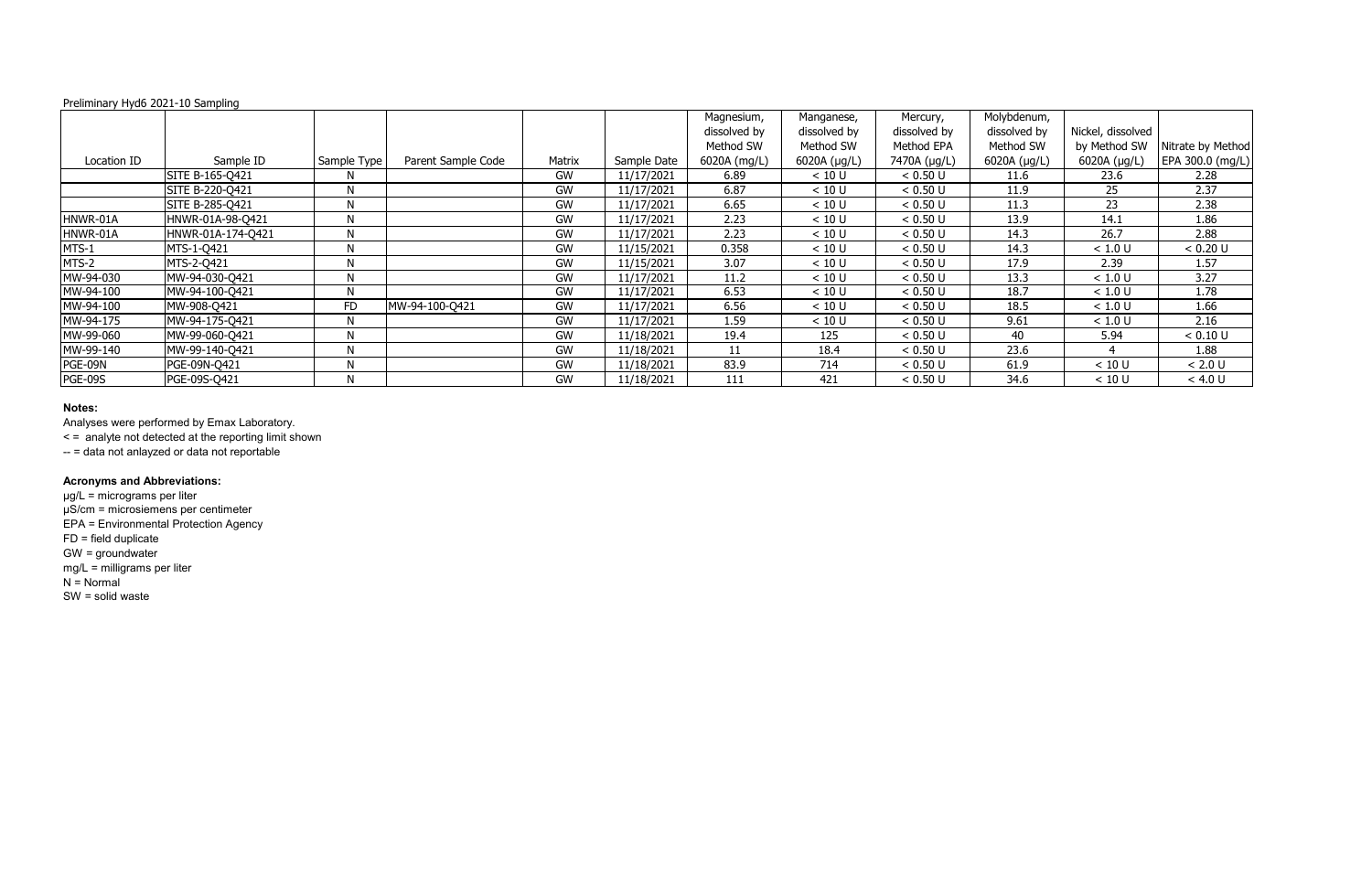Preliminary Hyd6 2021-10 Sampling

| Location ID | Sample ID | Sample Type | Parent Sample Code | Matrix | Sample Date | Magnesium, dissolved by Method SW 6020A (mg/L) | Manganese, dissolved by Method SW 6020A (µg/L) | Mercury, dissolved by Method EPA 7470A (µg/L) | Molybdenum, dissolved by Method SW 6020A (µg/L) | Nickel, dissolved by Method SW 6020A (µg/L) | Nitrate by Method EPA 300.0 (mg/L) |
|---|---|---|---|---|---|---|---|---|---|---|---|
| | SITE B-165-Q421 | N | | GW | 11/17/2021 | 6.89 | < 10 U | < 0.50 U | 11.6 | 23.6 | 2.28 |
| | SITE B-220-Q421 | N | | GW | 11/17/2021 | 6.87 | < 10 U | < 0.50 U | 11.9 | 25 | 2.37 |
| | SITE B-285-Q421 | N | | GW | 11/17/2021 | 6.65 | < 10 U | < 0.50 U | 11.3 | 23 | 2.38 |
| HNWR-01A | HNWR-01A-98-Q421 | N | | GW | 11/17/2021 | 2.23 | < 10 U | < 0.50 U | 13.9 | 14.1 | 1.86 |
| HNWR-01A | HNWR-01A-174-Q421 | N | | GW | 11/17/2021 | 2.23 | < 10 U | < 0.50 U | 14.3 | 26.7 | 2.88 |
| MTS-1 | MTS-1-Q421 | N | | GW | 11/15/2021 | 0.358 | < 10 U | < 0.50 U | 14.3 | < 1.0 U | < 0.20 U |
| MTS-2 | MTS-2-Q421 | N | | GW | 11/15/2021 | 3.07 | < 10 U | < 0.50 U | 17.9 | 2.39 | 1.57 |
| MW-94-030 | MW-94-030-Q421 | N | | GW | 11/17/2021 | 11.2 | < 10 U | < 0.50 U | 13.3 | < 1.0 U | 3.27 |
| MW-94-100 | MW-94-100-Q421 | N | | GW | 11/17/2021 | 6.53 | < 10 U | < 0.50 U | 18.7 | < 1.0 U | 1.78 |
| MW-94-100 | MW-908-Q421 | FD | MW-94-100-Q421 | GW | 11/17/2021 | 6.56 | < 10 U | < 0.50 U | 18.5 | < 1.0 U | 1.66 |
| MW-94-175 | MW-94-175-Q421 | N | | GW | 11/17/2021 | 1.59 | < 10 U | < 0.50 U | 9.61 | < 1.0 U | 2.16 |
| MW-99-060 | MW-99-060-Q421 | N | | GW | 11/18/2021 | 19.4 | 125 | < 0.50 U | 40 | 5.94 | < 0.10 U |
| MW-99-140 | MW-99-140-Q421 | N | | GW | 11/18/2021 | 11 | 18.4 | < 0.50 U | 23.6 | 4 | 1.88 |
| PGE-09N | PGE-09N-Q421 | N | | GW | 11/18/2021 | 83.9 | 714 | < 0.50 U | 61.9 | < 10 U | < 2.0 U |
| PGE-09S | PGE-09S-Q421 | N | | GW | 11/18/2021 | 111 | 421 | < 0.50 U | 34.6 | < 10 U | < 4.0 U |

**Notes:**

Analyses were performed by Emax Laboratory.

< = analyte not detected at the reporting limit shown

-- = data not anlayzed or data not reportable

**Acronyms and Abbreviations:**

µg/L = micrograms per liter

µS/cm = microsiemens per centimeter

EPA = Environmental Protection Agency

FD = field duplicate

GW = groundwater

mg/L = milligrams per liter

N = Normal

SW = solid waste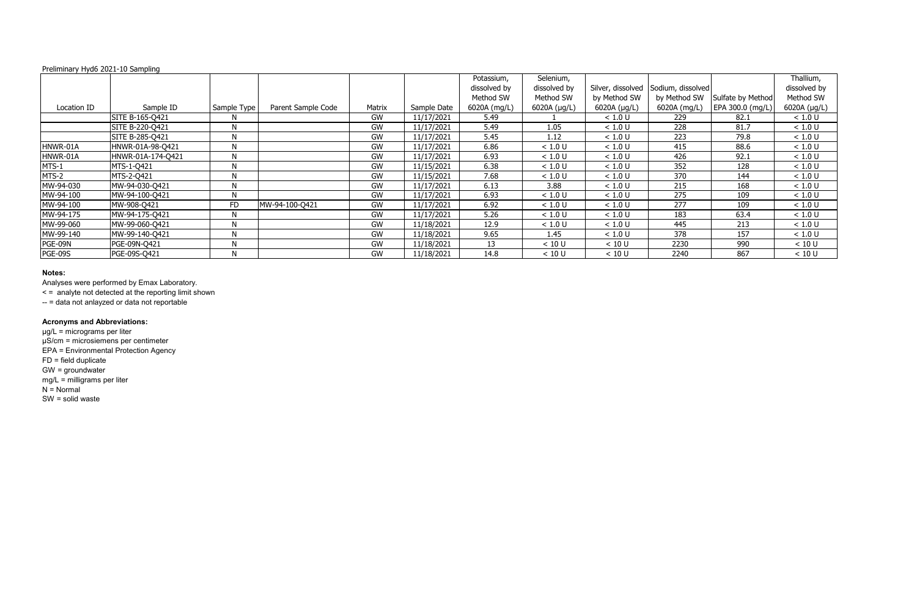Preliminary Hyd6 2021-10 Sampling

| Location ID | Sample ID | Sample Type | Parent Sample Code | Matrix | Sample Date | Potassium, dissolved by Method SW 6020A (mg/L) | Selenium, dissolved by Method SW 6020A (µg/L) | Silver, dissolved by Method SW 6020A (µg/L) | Sodium, dissolved by Method SW 6020A (mg/L) | Sulfate by Method EPA 300.0 (mg/L) | Thallium, dissolved by Method SW 6020A (µg/L) |
|---|---|---|---|---|---|---|---|---|---|---|---|
| | SITE B-165-Q421 | N | | GW | 11/17/2021 | 5.49 | 1 | < 1.0 U | 229 | 82.1 | < 1.0 U |
| | SITE B-220-Q421 | N | | GW | 11/17/2021 | 5.49 | 1.05 | < 1.0 U | 228 | 81.7 | < 1.0 U |
| | SITE B-285-Q421 | N | | GW | 11/17/2021 | 5.45 | 1.12 | < 1.0 U | 223 | 79.8 | < 1.0 U |
| HNWR-01A | HNWR-01A-98-Q421 | N | | GW | 11/17/2021 | 6.86 | < 1.0 U | < 1.0 U | 415 | 88.6 | < 1.0 U |
| HNWR-01A | HNWR-01A-174-Q421 | N | | GW | 11/17/2021 | 6.93 | < 1.0 U | < 1.0 U | 426 | 92.1 | < 1.0 U |
| MTS-1 | MTS-1-Q421 | N | | GW | 11/15/2021 | 6.38 | < 1.0 U | < 1.0 U | 352 | 128 | < 1.0 U |
| MTS-2 | MTS-2-Q421 | N | | GW | 11/15/2021 | 7.68 | < 1.0 U | < 1.0 U | 370 | 144 | < 1.0 U |
| MW-94-030 | MW-94-030-Q421 | N | | GW | 11/17/2021 | 6.13 | 3.88 | < 1.0 U | 215 | 168 | < 1.0 U |
| MW-94-100 | MW-94-100-Q421 | N | | GW | 11/17/2021 | 6.93 | < 1.0 U | < 1.0 U | 275 | 109 | < 1.0 U |
| MW-94-100 | MW-908-Q421 | FD | MW-94-100-Q421 | GW | 11/17/2021 | 6.92 | < 1.0 U | < 1.0 U | 277 | 109 | < 1.0 U |
| MW-94-175 | MW-94-175-Q421 | N | | GW | 11/17/2021 | 5.26 | < 1.0 U | < 1.0 U | 183 | 63.4 | < 1.0 U |
| MW-99-060 | MW-99-060-Q421 | N | | GW | 11/18/2021 | 12.9 | < 1.0 U | < 1.0 U | 445 | 213 | < 1.0 U |
| MW-99-140 | MW-99-140-Q421 | N | | GW | 11/18/2021 | 9.65 | 1.45 | < 1.0 U | 378 | 157 | < 1.0 U |
| PGE-09N | PGE-09N-Q421 | N | | GW | 11/18/2021 | 13 | < 10 U | < 10 U | 2230 | 990 | < 10 U |
| PGE-09S | PGE-09S-Q421 | N | | GW | 11/18/2021 | 14.8 | < 10 U | < 10 U | 2240 | 867 | < 10 U |

**Notes:**

Analyses were performed by Emax Laboratory.

< = analyte not detected at the reporting limit shown

-- = data not anlayzed or data not reportable

**Acronyms and Abbreviations:**

µg/L = micrograms per liter

µS/cm = microsiemens per centimeter

EPA = Environmental Protection Agency

FD = field duplicate

GW = groundwater

mg/L = milligrams per liter

N = Normal

SW = solid waste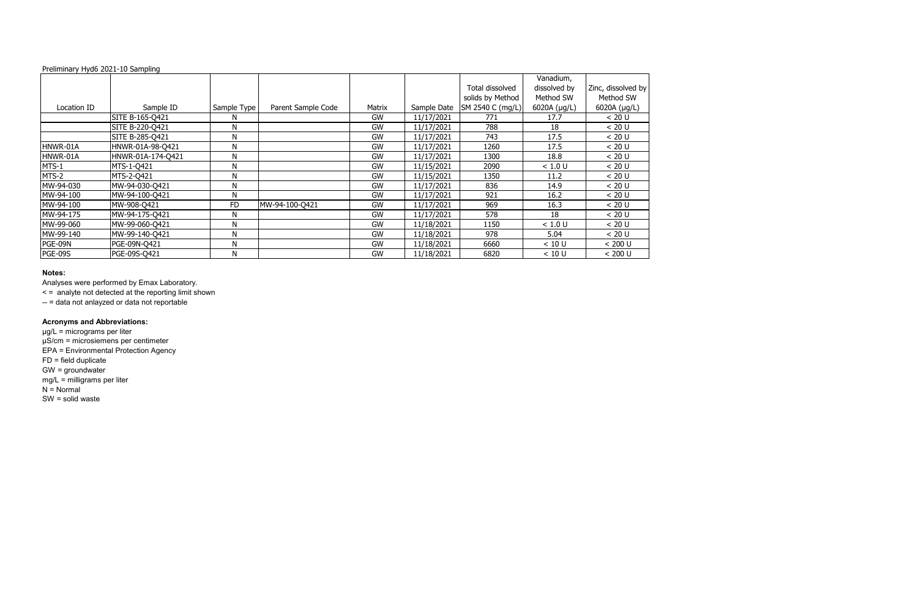Preliminary Hyd6 2021-10 Sampling

| Location ID | Sample ID | Sample Type | Parent Sample Code | Matrix | Sample Date | Total dissolved solids by Method SM 2540 C (mg/L) | Vanadium, dissolved by Method SW 6020A (µg/L) | Zinc, dissolved by Method SW 6020A (µg/L) |
|---|---|---|---|---|---|---|---|---|
| | SITE B-165-Q421 | N | | GW | 11/17/2021 | 771 | 17.7 | < 20 U |
| | SITE B-220-Q421 | N | | GW | 11/17/2021 | 788 | 18 | < 20 U |
| | SITE B-285-Q421 | N | | GW | 11/17/2021 | 743 | 17.5 | < 20 U |
| HNWR-01A | HNWR-01A-98-Q421 | N | | GW | 11/17/2021 | 1260 | 17.5 | < 20 U |
| HNWR-01A | HNWR-01A-174-Q421 | N | | GW | 11/17/2021 | 1300 | 18.8 | < 20 U |
| MTS-1 | MTS-1-Q421 | N | | GW | 11/15/2021 | 2090 | < 1.0 U | < 20 U |
| MTS-2 | MTS-2-Q421 | N | | GW | 11/15/2021 | 1350 | 11.2 | < 20 U |
| MW-94-030 | MW-94-030-Q421 | N | | GW | 11/17/2021 | 836 | 14.9 | < 20 U |
| MW-94-100 | MW-94-100-Q421 | N | | GW | 11/17/2021 | 921 | 16.2 | < 20 U |
| MW-94-100 | MW-908-Q421 | FD | MW-94-100-Q421 | GW | 11/17/2021 | 969 | 16.3 | < 20 U |
| MW-94-175 | MW-94-175-Q421 | N | | GW | 11/17/2021 | 578 | 18 | < 20 U |
| MW-99-060 | MW-99-060-Q421 | N | | GW | 11/18/2021 | 1150 | < 1.0 U | < 20 U |
| MW-99-140 | MW-99-140-Q421 | N | | GW | 11/18/2021 | 978 | 5.04 | < 20 U |
| PGE-09N | PGE-09N-Q421 | N | | GW | 11/18/2021 | 6660 | < 10 U | < 200 U |
| PGE-09S | PGE-09S-Q421 | N | | GW | 11/18/2021 | 6820 | < 10 U | < 200 U |

**Notes:**

Analyses were performed by Emax Laboratory.

< = analyte not detected at the reporting limit shown

-- = data not anlayzed or data not reportable

**Acronyms and Abbreviations:**

µg/L = micrograms per liter

µS/cm = microsiemens per centimeter

EPA = Environmental Protection Agency

FD = field duplicate

GW = groundwater

mg/L = milligrams per liter

N = Normal

SW = solid waste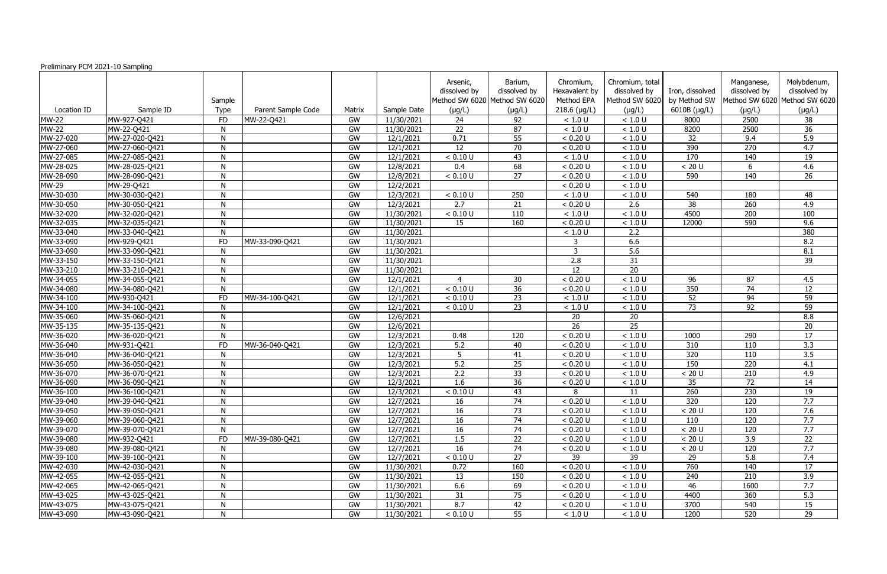Preliminary PCM 2021-10 Sampling

| Location ID | Sample ID | Sample Type | Parent Sample Code | Matrix | Sample Date | Arsenic, dissolved by Method SW 6020 (µg/L) | Barium, dissolved by Method SW 6020 (µg/L) | Chromium, Hexavalent by Method EPA 218.6 (µg/L) | Chromium, total dissolved by Method SW 6020 (µg/L) | Iron, dissolved by Method SW 6010B (µg/L) | Manganese, dissolved by Method SW 6020 (µg/L) | Molybdenum, dissolved by Method SW 6020 (µg/L) |
|---|---|---|---|---|---|---|---|---|---|---|---|---|
| MW-22 | MW-927-Q421 | FD | MW-22-Q421 | GW | 11/30/2021 | 24 | 92 | < 1.0 U | < 1.0 U | 8000 | 2500 | 38 |
| MW-22 | MW-22-Q421 | N | | GW | 11/30/2021 | 22 | 87 | < 1.0 U | < 1.0 U | 8200 | 2500 | 36 |
| MW-27-020 | MW-27-020-Q421 | N | | GW | 12/1/2021 | 0.71 | 55 | < 0.20 U | < 1.0 U | 32 | 9.4 | 5.9 |
| MW-27-060 | MW-27-060-Q421 | N | | GW | 12/1/2021 | 12 | 70 | < 0.20 U | < 1.0 U | 390 | 270 | 4.7 |
| MW-27-085 | MW-27-085-Q421 | N | | GW | 12/1/2021 | < 0.10 U | 43 | < 1.0 U | < 1.0 U | 170 | 140 | 19 |
| MW-28-025 | MW-28-025-Q421 | N | | GW | 12/8/2021 | 0.4 | 68 | < 0.20 U | < 1.0 U | < 20 U | 6 | 4.6 |
| MW-28-090 | MW-28-090-Q421 | N | | GW | 12/8/2021 | < 0.10 U | 27 | < 0.20 U | < 1.0 U | 590 | 140 | 26 |
| MW-29 | MW-29-Q421 | N | | GW | 12/2/2021 | | | < 0.20 U | < 1.0 U | | | |
| MW-30-030 | MW-30-030-Q421 | N | | GW | 12/3/2021 | < 0.10 U | 250 | < 1.0 U | < 1.0 U | 540 | 180 | 48 |
| MW-30-050 | MW-30-050-Q421 | N | | GW | 12/3/2021 | 2.7 | 21 | < 0.20 U | 2.6 | 38 | 260 | 4.9 |
| MW-32-020 | MW-32-020-Q421 | N | | GW | 11/30/2021 | < 0.10 U | 110 | < 1.0 U | < 1.0 U | 4500 | 200 | 100 |
| MW-32-035 | MW-32-035-Q421 | N | | GW | 11/30/2021 | 15 | 160 | < 0.20 U | < 1.0 U | 12000 | 590 | 9.6 |
| MW-33-040 | MW-33-040-Q421 | N | | GW | 11/30/2021 | | | < 1.0 U | 2.2 | | | 380 |
| MW-33-090 | MW-929-Q421 | FD | MW-33-090-Q421 | GW | 11/30/2021 | | | 3 | 6.6 | | | 8.2 |
| MW-33-090 | MW-33-090-Q421 | N | | GW | 11/30/2021 | | | 3 | 5.6 | | | 8.1 |
| MW-33-150 | MW-33-150-Q421 | N | | GW | 11/30/2021 | | | 2.8 | 31 | | | 39 |
| MW-33-210 | MW-33-210-Q421 | N | | GW | 11/30/2021 | | | 12 | 20 | | | |
| MW-34-055 | MW-34-055-Q421 | N | | GW | 12/1/2021 | 4 | 30 | < 0.20 U | < 1.0 U | 96 | 87 | 4.5 |
| MW-34-080 | MW-34-080-Q421 | N | | GW | 12/1/2021 | < 0.10 U | 36 | < 0.20 U | < 1.0 U | 350 | 74 | 12 |
| MW-34-100 | MW-930-Q421 | FD | MW-34-100-Q421 | GW | 12/1/2021 | < 0.10 U | 23 | < 1.0 U | < 1.0 U | 52 | 94 | 59 |
| MW-34-100 | MW-34-100-Q421 | N | | GW | 12/1/2021 | < 0.10 U | 23 | < 1.0 U | < 1.0 U | 73 | 92 | 59 |
| MW-35-060 | MW-35-060-Q421 | N | | GW | 12/6/2021 | | | 20 | 20 | | | 8.8 |
| MW-35-135 | MW-35-135-Q421 | N | | GW | 12/6/2021 | | | 26 | 25 | | | 20 |
| MW-36-020 | MW-36-020-Q421 | N | | GW | 12/3/2021 | 0.48 | 120 | < 0.20 U | < 1.0 U | 1000 | 290 | 17 |
| MW-36-040 | MW-931-Q421 | FD | MW-36-040-Q421 | GW | 12/3/2021 | 5.2 | 40 | < 0.20 U | < 1.0 U | 310 | 110 | 3.3 |
| MW-36-040 | MW-36-040-Q421 | N | | GW | 12/3/2021 | 5 | 41 | < 0.20 U | < 1.0 U | 320 | 110 | 3.5 |
| MW-36-050 | MW-36-050-Q421 | N | | GW | 12/3/2021 | 5.2 | 25 | < 0.20 U | < 1.0 U | 150 | 220 | 4.1 |
| MW-36-070 | MW-36-070-Q421 | N | | GW | 12/3/2021 | 2.2 | 33 | < 0.20 U | < 1.0 U | < 20 U | 210 | 4.9 |
| MW-36-090 | MW-36-090-Q421 | N | | GW | 12/3/2021 | 1.6 | 36 | < 0.20 U | < 1.0 U | 35 | 72 | 14 |
| MW-36-100 | MW-36-100-Q421 | N | | GW | 12/3/2021 | < 0.10 U | 43 | 8 | 11 | 260 | 230 | 19 |
| MW-39-040 | MW-39-040-Q421 | N | | GW | 12/7/2021 | 16 | 74 | < 0.20 U | < 1.0 U | 320 | 120 | 7.7 |
| MW-39-050 | MW-39-050-Q421 | N | | GW | 12/7/2021 | 16 | 73 | < 0.20 U | < 1.0 U | < 20 U | 120 | 7.6 |
| MW-39-060 | MW-39-060-Q421 | N | | GW | 12/7/2021 | 16 | 74 | < 0.20 U | < 1.0 U | 110 | 120 | 7.7 |
| MW-39-070 | MW-39-070-Q421 | N | | GW | 12/7/2021 | 16 | 74 | < 0.20 U | < 1.0 U | < 20 U | 120 | 7.7 |
| MW-39-080 | MW-932-Q421 | FD | MW-39-080-Q421 | GW | 12/7/2021 | 1.5 | 22 | < 0.20 U | < 1.0 U | < 20 U | 3.9 | 22 |
| MW-39-080 | MW-39-080-Q421 | N | | GW | 12/7/2021 | 16 | 74 | < 0.20 U | < 1.0 U | < 20 U | 120 | 7.7 |
| MW-39-100 | MW-39-100-Q421 | N | | GW | 12/7/2021 | < 0.10 U | 27 | 39 | 39 | 29 | 5.8 | 7.4 |
| MW-42-030 | MW-42-030-Q421 | N | | GW | 11/30/2021 | 0.72 | 160 | < 0.20 U | < 1.0 U | 760 | 140 | 17 |
| MW-42-055 | MW-42-055-Q421 | N | | GW | 11/30/2021 | 13 | 150 | < 0.20 U | < 1.0 U | 240 | 210 | 3.9 |
| MW-42-065 | MW-42-065-Q421 | N | | GW | 11/30/2021 | 6.6 | 69 | < 0.20 U | < 1.0 U | 46 | 1600 | 7.7 |
| MW-43-025 | MW-43-025-Q421 | N | | GW | 11/30/2021 | 31 | 75 | < 0.20 U | < 1.0 U | 4400 | 360 | 5.3 |
| MW-43-075 | MW-43-075-Q421 | N | | GW | 11/30/2021 | 8.7 | 42 | < 0.20 U | < 1.0 U | 3700 | 540 | 15 |
| MW-43-090 | MW-43-090-Q421 | N | | GW | 11/30/2021 | < 0.10 U | 55 | < 1.0 U | < 1.0 U | 1200 | 520 | 29 |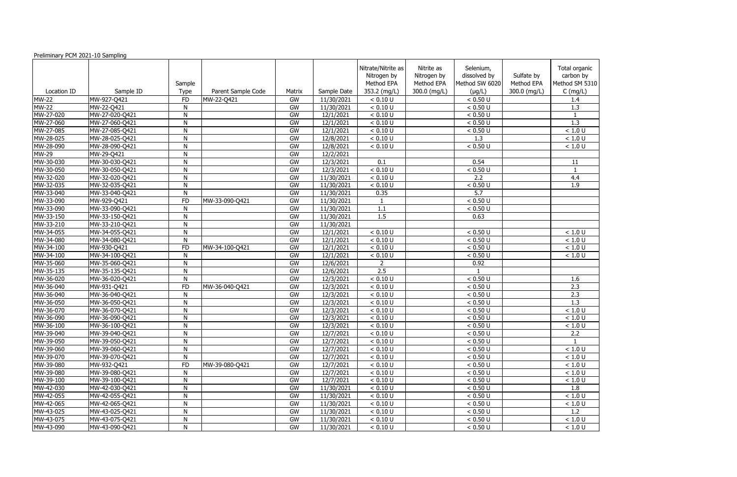Preliminary PCM 2021-10 Sampling

| Location ID | Sample ID | Sample Type | Parent Sample Code | Matrix | Sample Date | Nitrate/Nitrite as Nitrogen by Method EPA 353.2 (mg/L) | Nitrite as Nitrogen by Method EPA 300.0 (mg/L) | Selenium, dissolved by Method SW 6020 (µg/L) | Sulfate by Method EPA 300.0 (mg/L) | Total organic carbon by Method SM 5310 C (mg/L) |
|---|---|---|---|---|---|---|---|---|---|---|
| MW-22 | MW-927-Q421 | FD | MW-22-Q421 | GW | 11/30/2021 | < 0.10 U | | < 0.50 U | | 1.4 |
| MW-22 | MW-22-Q421 | N | | GW | 11/30/2021 | < 0.10 U | | < 0.50 U | | 1.3 |
| MW-27-020 | MW-27-020-Q421 | N | | GW | 12/1/2021 | < 0.10 U | | < 0.50 U | | 1 |
| MW-27-060 | MW-27-060-Q421 | N | | GW | 12/1/2021 | < 0.10 U | | < 0.50 U | | 1.3 |
| MW-27-085 | MW-27-085-Q421 | N | | GW | 12/1/2021 | < 0.10 U | | < 0.50 U | | < 1.0 U |
| MW-28-025 | MW-28-025-Q421 | N | | GW | 12/8/2021 | < 0.10 U | | 1.3 | | < 1.0 U |
| MW-28-090 | MW-28-090-Q421 | N | | GW | 12/8/2021 | < 0.10 U | | < 0.50 U | | < 1.0 U |
| MW-29 | MW-29-Q421 | N | | GW | 12/2/2021 | | | | | |
| MW-30-030 | MW-30-030-Q421 | N | | GW | 12/3/2021 | 0.1 | | 0.54 | | 11 |
| MW-30-050 | MW-30-050-Q421 | N | | GW | 12/3/2021 | < 0.10 U | | < 0.50 U | | 1 |
| MW-32-020 | MW-32-020-Q421 | N | | GW | 11/30/2021 | < 0.10 U | | 2.2 | | 4.4 |
| MW-32-035 | MW-32-035-Q421 | N | | GW | 11/30/2021 | < 0.10 U | | < 0.50 U | | 1.9 |
| MW-33-040 | MW-33-040-Q421 | N | | GW | 11/30/2021 | 0.35 | | 5.7 | | |
| MW-33-090 | MW-929-Q421 | FD | MW-33-090-Q421 | GW | 11/30/2021 | 1 | | < 0.50 U | | |
| MW-33-090 | MW-33-090-Q421 | N | | GW | 11/30/2021 | 1.1 | | < 0.50 U | | |
| MW-33-150 | MW-33-150-Q421 | N | | GW | 11/30/2021 | 1.5 | | 0.63 | | |
| MW-33-210 | MW-33-210-Q421 | N | | GW | 11/30/2021 | | | | | |
| MW-34-055 | MW-34-055-Q421 | N | | GW | 12/1/2021 | < 0.10 U | | < 0.50 U | | < 1.0 U |
| MW-34-080 | MW-34-080-Q421 | N | | GW | 12/1/2021 | < 0.10 U | | < 0.50 U | | < 1.0 U |
| MW-34-100 | MW-930-Q421 | FD | MW-34-100-Q421 | GW | 12/1/2021 | < 0.10 U | | < 0.50 U | | < 1.0 U |
| MW-34-100 | MW-34-100-Q421 | N | | GW | 12/1/2021 | < 0.10 U | | < 0.50 U | | < 1.0 U |
| MW-35-060 | MW-35-060-Q421 | N | | GW | 12/6/2021 | 2 | | 0.92 | | |
| MW-35-135 | MW-35-135-Q421 | N | | GW | 12/6/2021 | 2.5 | | 1 | | |
| MW-36-020 | MW-36-020-Q421 | N | | GW | 12/3/2021 | < 0.10 U | | < 0.50 U | | 1.6 |
| MW-36-040 | MW-931-Q421 | FD | MW-36-040-Q421 | GW | 12/3/2021 | < 0.10 U | | < 0.50 U | | 2.3 |
| MW-36-040 | MW-36-040-Q421 | N | | GW | 12/3/2021 | < 0.10 U | | < 0.50 U | | 2.3 |
| MW-36-050 | MW-36-050-Q421 | N | | GW | 12/3/2021 | < 0.10 U | | < 0.50 U | | 1.3 |
| MW-36-070 | MW-36-070-Q421 | N | | GW | 12/3/2021 | < 0.10 U | | < 0.50 U | | < 1.0 U |
| MW-36-090 | MW-36-090-Q421 | N | | GW | 12/3/2021 | < 0.10 U | | < 0.50 U | | < 1.0 U |
| MW-36-100 | MW-36-100-Q421 | N | | GW | 12/3/2021 | < 0.10 U | | < 0.50 U | | < 1.0 U |
| MW-39-040 | MW-39-040-Q421 | N | | GW | 12/7/2021 | < 0.10 U | | < 0.50 U | | 2.2 |
| MW-39-050 | MW-39-050-Q421 | N | | GW | 12/7/2021 | < 0.10 U | | < 0.50 U | | 1 |
| MW-39-060 | MW-39-060-Q421 | N | | GW | 12/7/2021 | < 0.10 U | | < 0.50 U | | < 1.0 U |
| MW-39-070 | MW-39-070-Q421 | N | | GW | 12/7/2021 | < 0.10 U | | < 0.50 U | | < 1.0 U |
| MW-39-080 | MW-932-Q421 | FD | MW-39-080-Q421 | GW | 12/7/2021 | < 0.10 U | | < 0.50 U | | < 1.0 U |
| MW-39-080 | MW-39-080-Q421 | N | | GW | 12/7/2021 | < 0.10 U | | < 0.50 U | | < 1.0 U |
| MW-39-100 | MW-39-100-Q421 | N | | GW | 12/7/2021 | < 0.10 U | | < 0.50 U | | < 1.0 U |
| MW-42-030 | MW-42-030-Q421 | N | | GW | 11/30/2021 | < 0.10 U | | < 0.50 U | | 1.8 |
| MW-42-055 | MW-42-055-Q421 | N | | GW | 11/30/2021 | < 0.10 U | | < 0.50 U | | < 1.0 U |
| MW-42-065 | MW-42-065-Q421 | N | | GW | 11/30/2021 | < 0.10 U | | < 0.50 U | | < 1.0 U |
| MW-43-025 | MW-43-025-Q421 | N | | GW | 11/30/2021 | < 0.10 U | | < 0.50 U | | 1.2 |
| MW-43-075 | MW-43-075-Q421 | N | | GW | 11/30/2021 | < 0.10 U | | < 0.50 U | | < 1.0 U |
| MW-43-090 | MW-43-090-Q421 | N | | GW | 11/30/2021 | < 0.10 U | | < 0.50 U | | < 1.0 U |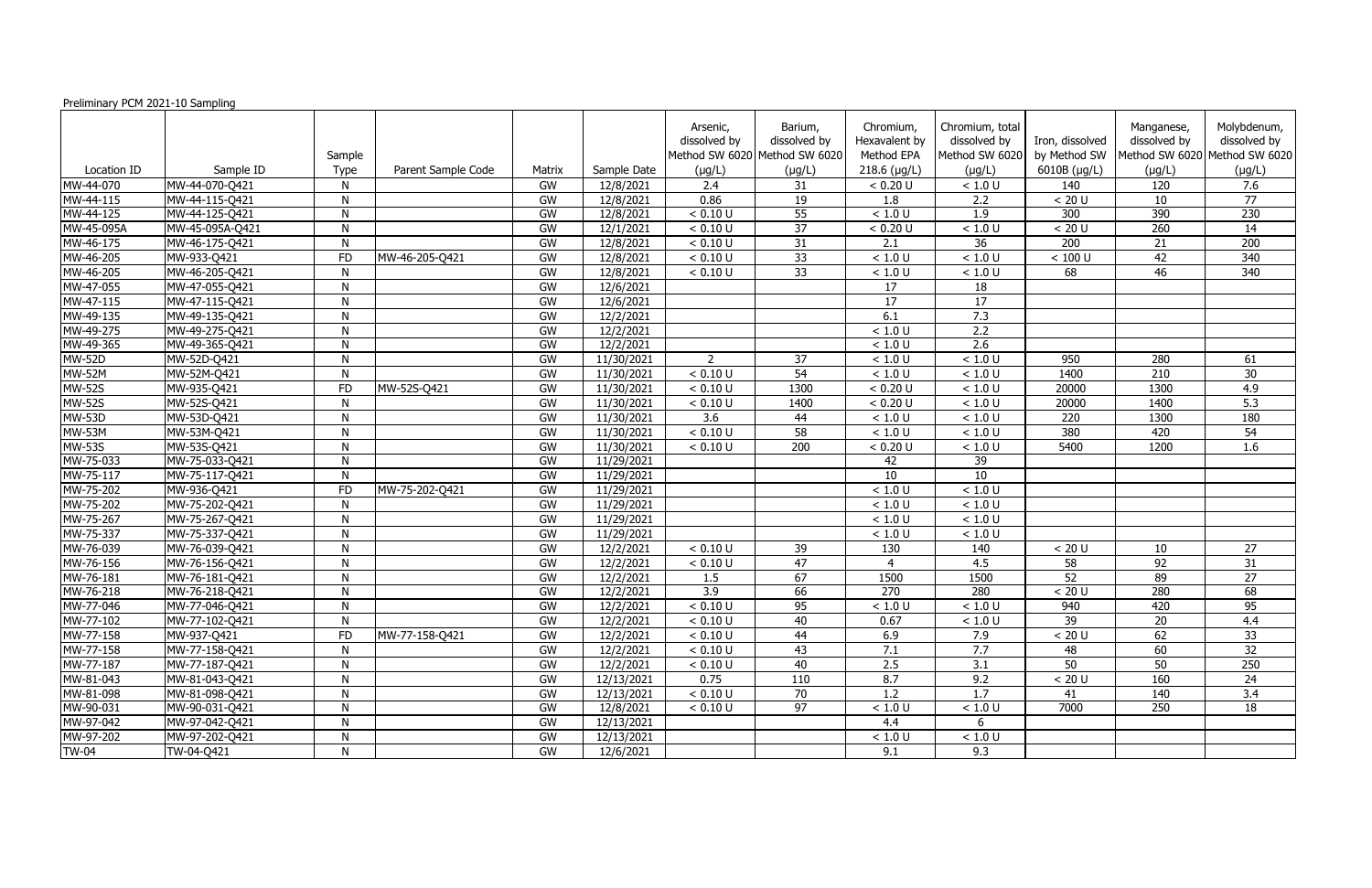Preliminary PCM 2021-10 Sampling

| Location ID | Sample ID | Sample Type | Parent Sample Code | Matrix | Sample Date | Arsenic, dissolved by Method SW 6020 (µg/L) | Barium, dissolved by Method SW 6020 (µg/L) | Chromium, Hexavalent by Method EPA 218.6 (µg/L) | Chromium, total dissolved by Method SW 6020 (µg/L) | Iron, dissolved by Method SW 6010B (µg/L) | Manganese, dissolved by Method SW 6020 (µg/L) | Molybdenum, dissolved by Method SW 6020 (µg/L) |
|---|---|---|---|---|---|---|---|---|---|---|---|---|
| MW-44-070 | MW-44-070-Q421 | N | | GW | 12/8/2021 | 2.4 | 31 | < 0.20 U | < 1.0 U | 140 | 120 | 7.6 |
| MW-44-115 | MW-44-115-Q421 | N | | GW | 12/8/2021 | 0.86 | 19 | 1.8 | 2.2 | < 20 U | 10 | 77 |
| MW-44-125 | MW-44-125-Q421 | N | | GW | 12/8/2021 | < 0.10 U | 55 | < 1.0 U | 1.9 | 300 | 390 | 230 |
| MW-45-095A | MW-45-095A-Q421 | N | | GW | 12/1/2021 | < 0.10 U | 37 | < 0.20 U | < 1.0 U | < 20 U | 260 | 14 |
| MW-46-175 | MW-46-175-Q421 | N | | GW | 12/8/2021 | < 0.10 U | 31 | 2.1 | 36 | 200 | 21 | 200 |
| MW-46-205 | MW-933-Q421 | FD | MW-46-205-Q421 | GW | 12/8/2021 | < 0.10 U | 33 | < 1.0 U | < 1.0 U | < 100 U | 42 | 340 |
| MW-46-205 | MW-46-205-Q421 | N | | GW | 12/8/2021 | < 0.10 U | 33 | < 1.0 U | < 1.0 U | 68 | 46 | 340 |
| MW-47-055 | MW-47-055-Q421 | N | | GW | 12/6/2021 | | | 17 | 18 | | | |
| MW-47-115 | MW-47-115-Q421 | N | | GW | 12/6/2021 | | | 17 | 17 | | | |
| MW-49-135 | MW-49-135-Q421 | N | | GW | 12/2/2021 | | | 6.1 | 7.3 | | | |
| MW-49-275 | MW-49-275-Q421 | N | | GW | 12/2/2021 | | | < 1.0 U | 2.2 | | | |
| MW-49-365 | MW-49-365-Q421 | N | | GW | 12/2/2021 | | | < 1.0 U | 2.6 | | | |
| MW-52D | MW-52D-Q421 | N | | GW | 11/30/2021 | 2 | 37 | < 1.0 U | < 1.0 U | 950 | 280 | 61 |
| MW-52M | MW-52M-Q421 | N | | GW | 11/30/2021 | < 0.10 U | 54 | < 1.0 U | < 1.0 U | 1400 | 210 | 30 |
| MW-52S | MW-935-Q421 | FD | MW-52S-Q421 | GW | 11/30/2021 | < 0.10 U | 1300 | < 0.20 U | < 1.0 U | 20000 | 1300 | 4.9 |
| MW-52S | MW-52S-Q421 | N | | GW | 11/30/2021 | < 0.10 U | 1400 | < 0.20 U | < 1.0 U | 20000 | 1400 | 5.3 |
| MW-53D | MW-53D-Q421 | N | | GW | 11/30/2021 | 3.6 | 44 | < 1.0 U | < 1.0 U | 220 | 1300 | 180 |
| MW-53M | MW-53M-Q421 | N | | GW | 11/30/2021 | < 0.10 U | 58 | < 1.0 U | < 1.0 U | 380 | 420 | 54 |
| MW-53S | MW-53S-Q421 | N | | GW | 11/30/2021 | < 0.10 U | 200 | < 0.20 U | < 1.0 U | 5400 | 1200 | 1.6 |
| MW-75-033 | MW-75-033-Q421 | N | | GW | 11/29/2021 | | | 42 | 39 | | | |
| MW-75-117 | MW-75-117-Q421 | N | | GW | 11/29/2021 | | | 10 | 10 | | | |
| MW-75-202 | MW-936-Q421 | FD | MW-75-202-Q421 | GW | 11/29/2021 | | | < 1.0 U | < 1.0 U | | | |
| MW-75-202 | MW-75-202-Q421 | N | | GW | 11/29/2021 | | | < 1.0 U | < 1.0 U | | | |
| MW-75-267 | MW-75-267-Q421 | N | | GW | 11/29/2021 | | | < 1.0 U | < 1.0 U | | | |
| MW-75-337 | MW-75-337-Q421 | N | | GW | 11/29/2021 | | | < 1.0 U | < 1.0 U | | | |
| MW-76-039 | MW-76-039-Q421 | N | | GW | 12/2/2021 | < 0.10 U | 39 | 130 | 140 | < 20 U | 10 | 27 |
| MW-76-156 | MW-76-156-Q421 | N | | GW | 12/2/2021 | < 0.10 U | 47 | 4 | 4.5 | 58 | 92 | 31 |
| MW-76-181 | MW-76-181-Q421 | N | | GW | 12/2/2021 | 1.5 | 67 | 1500 | 1500 | 52 | 89 | 27 |
| MW-76-218 | MW-76-218-Q421 | N | | GW | 12/2/2021 | 3.9 | 66 | 270 | 280 | < 20 U | 280 | 68 |
| MW-77-046 | MW-77-046-Q421 | N | | GW | 12/2/2021 | < 0.10 U | 95 | < 1.0 U | < 1.0 U | 940 | 420 | 95 |
| MW-77-102 | MW-77-102-Q421 | N | | GW | 12/2/2021 | < 0.10 U | 40 | 0.67 | < 1.0 U | 39 | 20 | 4.4 |
| MW-77-158 | MW-937-Q421 | FD | MW-77-158-Q421 | GW | 12/2/2021 | < 0.10 U | 44 | 6.9 | 7.9 | < 20 U | 62 | 33 |
| MW-77-158 | MW-77-158-Q421 | N | | GW | 12/2/2021 | < 0.10 U | 43 | 7.1 | 7.7 | 48 | 60 | 32 |
| MW-77-187 | MW-77-187-Q421 | N | | GW | 12/2/2021 | < 0.10 U | 40 | 2.5 | 3.1 | 50 | 50 | 250 |
| MW-81-043 | MW-81-043-Q421 | N | | GW | 12/13/2021 | 0.75 | 110 | 8.7 | 9.2 | < 20 U | 160 | 24 |
| MW-81-098 | MW-81-098-Q421 | N | | GW | 12/13/2021 | < 0.10 U | 70 | 1.2 | 1.7 | 41 | 140 | 3.4 |
| MW-90-031 | MW-90-031-Q421 | N | | GW | 12/8/2021 | < 0.10 U | 97 | < 1.0 U | < 1.0 U | 7000 | 250 | 18 |
| MW-97-042 | MW-97-042-Q421 | N | | GW | 12/13/2021 | | | 4.4 | 6 | | | |
| MW-97-202 | MW-97-202-Q421 | N | | GW | 12/13/2021 | | | < 1.0 U | < 1.0 U | | | |
| TW-04 | TW-04-Q421 | N | | GW | 12/6/2021 | | | 9.1 | 9.3 | | | |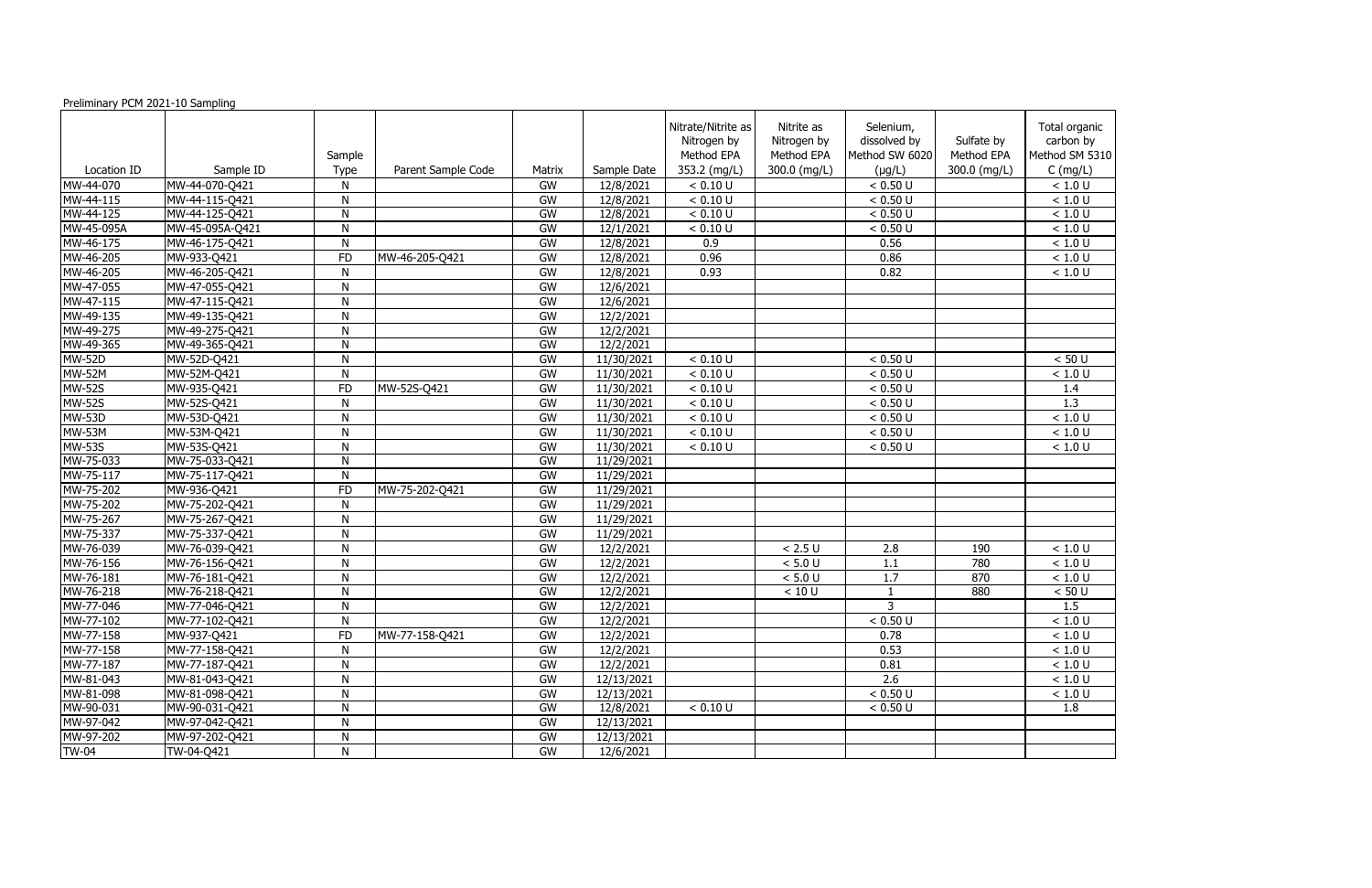Preliminary PCM 2021-10 Sampling

| Location ID | Sample ID | Sample Type | Parent Sample Code | Matrix | Sample Date | Nitrate/Nitrite as Nitrogen by Method EPA 353.2 (mg/L) | Nitrite as Nitrogen by Method EPA 300.0 (mg/L) | Selenium, dissolved by Method SW 6020 (µg/L) | Sulfate by Method EPA 300.0 (mg/L) | Total organic carbon by Method SM 5310 C (mg/L) |
|---|---|---|---|---|---|---|---|---|---|---|
| MW-44-070 | MW-44-070-Q421 | N | | GW | 12/8/2021 | < 0.10 U | | < 0.50 U | | < 1.0 U |
| MW-44-115 | MW-44-115-Q421 | N | | GW | 12/8/2021 | < 0.10 U | | < 0.50 U | | < 1.0 U |
| MW-44-125 | MW-44-125-Q421 | N | | GW | 12/8/2021 | < 0.10 U | | < 0.50 U | | < 1.0 U |
| MW-45-095A | MW-45-095A-Q421 | N | | GW | 12/1/2021 | < 0.10 U | | < 0.50 U | | < 1.0 U |
| MW-46-175 | MW-46-175-Q421 | N | | GW | 12/8/2021 | 0.9 | | 0.56 | | < 1.0 U |
| MW-46-205 | MW-933-Q421 | FD | MW-46-205-Q421 | GW | 12/8/2021 | 0.96 | | 0.86 | | < 1.0 U |
| MW-46-205 | MW-46-205-Q421 | N | | GW | 12/8/2021 | 0.93 | | 0.82 | | < 1.0 U |
| MW-47-055 | MW-47-055-Q421 | N | | GW | 12/6/2021 | | | | | |
| MW-47-115 | MW-47-115-Q421 | N | | GW | 12/6/2021 | | | | | |
| MW-49-135 | MW-49-135-Q421 | N | | GW | 12/2/2021 | | | | | |
| MW-49-275 | MW-49-275-Q421 | N | | GW | 12/2/2021 | | | | | |
| MW-49-365 | MW-49-365-Q421 | N | | GW | 12/2/2021 | | | | | |
| MW-52D | MW-52D-Q421 | N | | GW | 11/30/2021 | < 0.10 U | | < 0.50 U | | < 50 U |
| MW-52M | MW-52M-Q421 | N | | GW | 11/30/2021 | < 0.10 U | | < 0.50 U | | < 1.0 U |
| MW-52S | MW-935-Q421 | FD | MW-52S-Q421 | GW | 11/30/2021 | < 0.10 U | | < 0.50 U | | 1.4 |
| MW-52S | MW-52S-Q421 | N | | GW | 11/30/2021 | < 0.10 U | | < 0.50 U | | 1.3 |
| MW-53D | MW-53D-Q421 | N | | GW | 11/30/2021 | < 0.10 U | | < 0.50 U | | < 1.0 U |
| MW-53M | MW-53M-Q421 | N | | GW | 11/30/2021 | < 0.10 U | | < 0.50 U | | < 1.0 U |
| MW-53S | MW-53S-Q421 | N | | GW | 11/30/2021 | < 0.10 U | | < 0.50 U | | < 1.0 U |
| MW-75-033 | MW-75-033-Q421 | N | | GW | 11/29/2021 | | | | | |
| MW-75-117 | MW-75-117-Q421 | N | | GW | 11/29/2021 | | | | | |
| MW-75-202 | MW-936-Q421 | FD | MW-75-202-Q421 | GW | 11/29/2021 | | | | | |
| MW-75-202 | MW-75-202-Q421 | N | | GW | 11/29/2021 | | | | | |
| MW-75-267 | MW-75-267-Q421 | N | | GW | 11/29/2021 | | | | | |
| MW-75-337 | MW-75-337-Q421 | N | | GW | 11/29/2021 | | | | | |
| MW-76-039 | MW-76-039-Q421 | N | | GW | 12/2/2021 | | < 2.5 U | 2.8 | 190 | < 1.0 U |
| MW-76-156 | MW-76-156-Q421 | N | | GW | 12/2/2021 | | < 5.0 U | 1.1 | 780 | < 1.0 U |
| MW-76-181 | MW-76-181-Q421 | N | | GW | 12/2/2021 | | < 5.0 U | 1.7 | 870 | < 1.0 U |
| MW-76-218 | MW-76-218-Q421 | N | | GW | 12/2/2021 | | < 10 U | 1 | 880 | < 50 U |
| MW-77-046 | MW-77-046-Q421 | N | | GW | 12/2/2021 | | | 3 | | 1.5 |
| MW-77-102 | MW-77-102-Q421 | N | | GW | 12/2/2021 | | | < 0.50 U | | < 1.0 U |
| MW-77-158 | MW-937-Q421 | FD | MW-77-158-Q421 | GW | 12/2/2021 | | | 0.78 | | < 1.0 U |
| MW-77-158 | MW-77-158-Q421 | N | | GW | 12/2/2021 | | | 0.53 | | < 1.0 U |
| MW-77-187 | MW-77-187-Q421 | N | | GW | 12/2/2021 | | | 0.81 | | < 1.0 U |
| MW-81-043 | MW-81-043-Q421 | N | | GW | 12/13/2021 | | | 2.6 | | < 1.0 U |
| MW-81-098 | MW-81-098-Q421 | N | | GW | 12/13/2021 | | | < 0.50 U | | < 1.0 U |
| MW-90-031 | MW-90-031-Q421 | N | | GW | 12/8/2021 | < 0.10 U | | < 0.50 U | | 1.8 |
| MW-97-042 | MW-97-042-Q421 | N | | GW | 12/13/2021 | | | | | |
| MW-97-202 | MW-97-202-Q421 | N | | GW | 12/13/2021 | | | | | |
| TW-04 | TW-04-Q421 | N | | GW | 12/6/2021 | | | | | |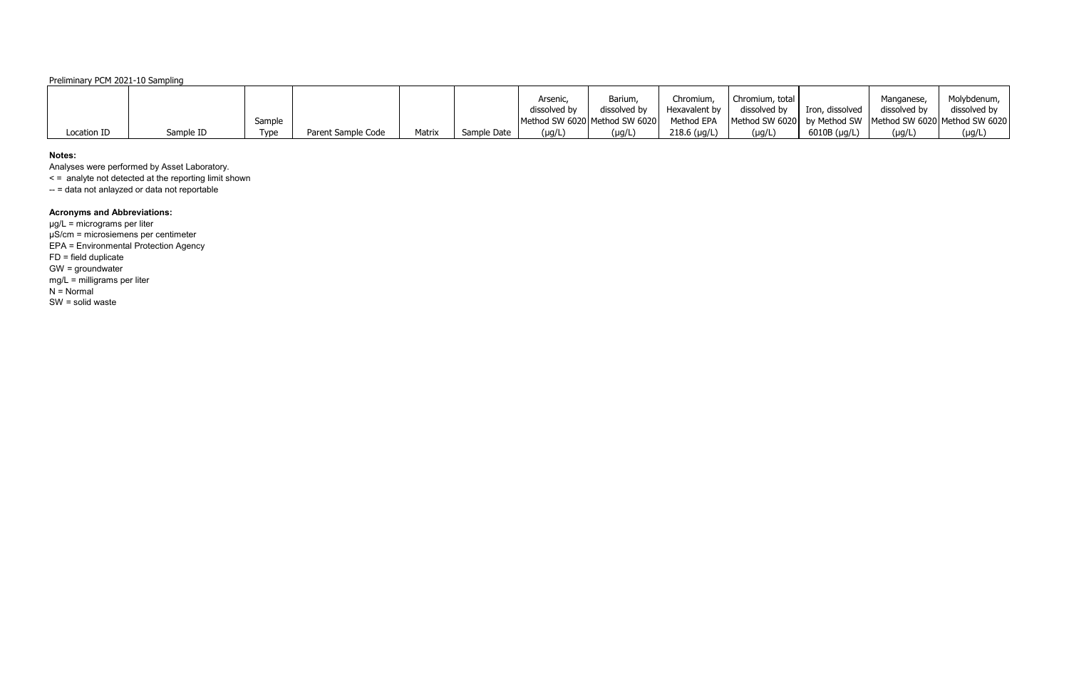Preliminary PCM 2021-10 Sampling

| Location ID | Sample ID | Sample Type | Parent Sample Code | Matrix | Sample Date | Arsenic, dissolved by Method SW 6020 (µg/L) | Barium, dissolved by Method SW 6020 (µg/L) | Chromium, Hexavalent by Method EPA 218.6 (µg/L) | Chromium, total dissolved by Method SW 6020 (µg/L) | Iron, dissolved by Method SW 6010B (µg/L) | Manganese, dissolved by Method SW 6020 (µg/L) | Molybdenum, dissolved by Method SW 6020 (µg/L) |
|---|---|---|---|---|---|---|---|---|---|---|---|---|

**Notes:**

Analyses were performed by Asset Laboratory.

< = analyte not detected at the reporting limit shown

-- = data not anlayzed or data not reportable

**Acronyms and Abbreviations:**

µg/L = micrograms per liter

µS/cm = microsiemens per centimeter

EPA = Environmental Protection Agency

FD = field duplicate

GW = groundwater

mg/L = milligrams per liter

N = Normal

SW = solid waste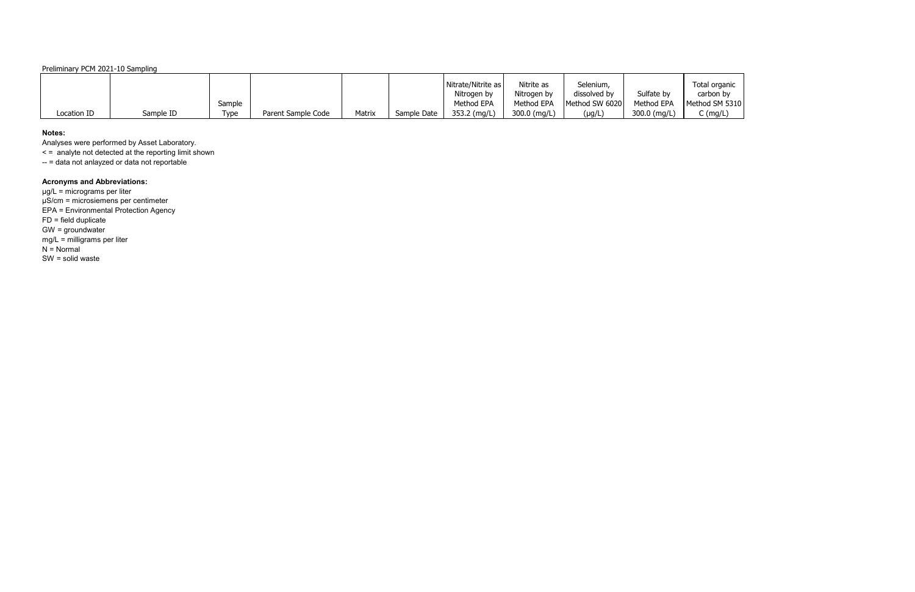Preliminary PCM 2021-10 Sampling

| Location ID | Sample ID | Sample Type | Parent Sample Code | Matrix | Sample Date | Nitrate/Nitrite as Nitrogen by Method EPA 353.2 (mg/L) | Nitrite as Nitrogen by Method EPA 300.0 (mg/L) | Selenium, dissolved by Method SW 6020 (µg/L) | Sulfate by Method EPA 300.0 (mg/L) | Total organic carbon by Method SM 5310 C (mg/L) |
|---|---|---|---|---|---|---|---|---|---|---|

**Notes:**

Analyses were performed by Asset Laboratory.

< = analyte not detected at the reporting limit shown

-- = data not anlayzed or data not reportable

**Acronyms and Abbreviations:**

µg/L = micrograms per liter

µS/cm = microsiemens per centimeter

EPA = Environmental Protection Agency

FD = field duplicate

GW = groundwater

mg/L = milligrams per liter

N = Normal

SW = solid waste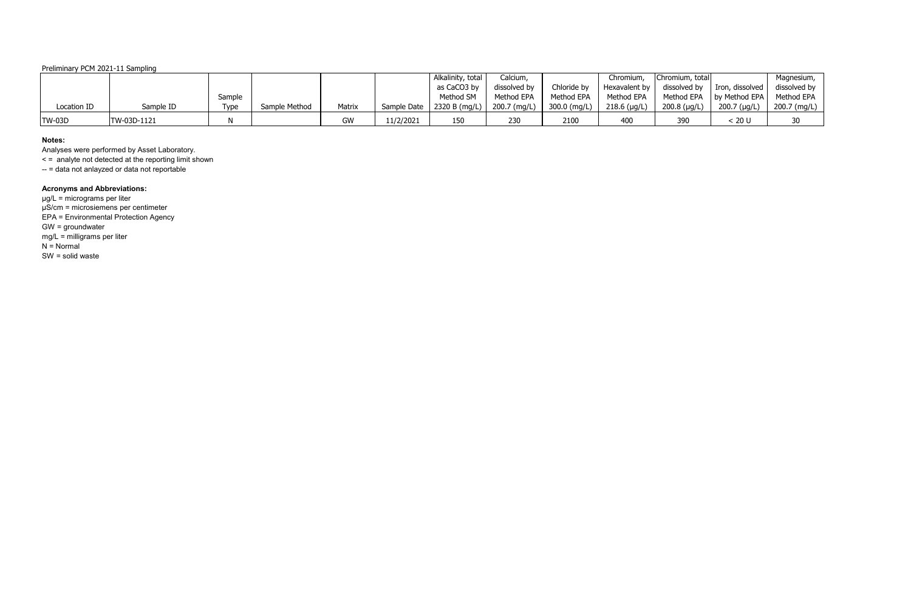Preliminary PCM 2021-11 Sampling

| Location ID | Sample ID | Sample Type | Sample Method | Matrix | Sample Date | Alkalinity, total as $CaCO_3$ by Method SM 2320 B (mg/L) | Calcium, dissolved by Method EPA 200.7 (mg/L) | Chloride by Method EPA 300.0 (mg/L) | Chromium, Hexavalent by Method EPA 218.6 (µg/L) | Chromium, total dissolved by Method EPA 200.8 (µg/L) | Iron, dissolved by Method EPA 200.7 (µg/L) | Magnesium, dissolved by Method EPA 200.7 (mg/L) |
|---|---|---|---|---|---|---|---|---|---|---|---|---|
| TW-03D | TW-03D-1121 | N | | GW | 11/2/2021 | 150 | 230 | 2100 | 400 | 390 | < 20 U | 30 |

**Notes:**

Analyses were performed by Asset Laboratory.

< = analyte not detected at the reporting limit shown

-- = data not anlayzed or data not reportable

**Acronyms and Abbreviations:**

µg/L = micrograms per liter

µS/cm = microsiemens per centimeter

EPA = Environmental Protection Agency

GW = groundwater

mg/L = milligrams per liter

N = Normal

SW = solid waste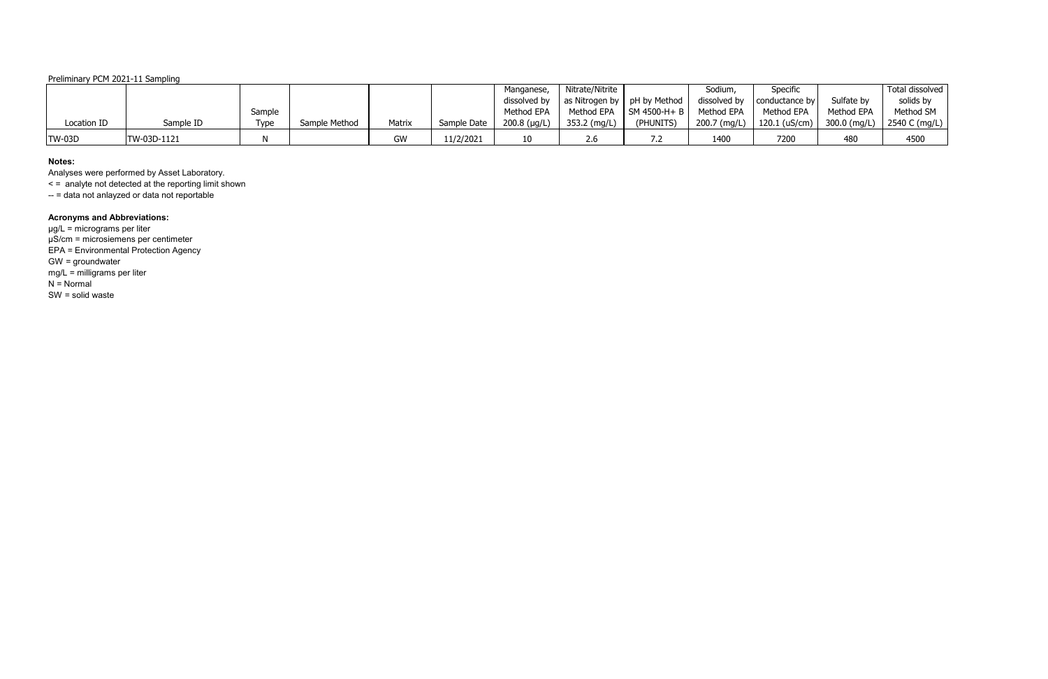Preliminary PCM 2021-11 Sampling

| Location ID | Sample ID | Sample Type | Sample Method | Matrix | Sample Date | Manganese, dissolved by Method EPA 200.8 (µg/L) | Nitrate/Nitrite as Nitrogen by Method EPA 353.2 (mg/L) | pH by Method SM 4500-H+ B (PHUNITS) | Sodium, dissolved by Method EPA 200.7 (mg/L) | Specific conductance by Method EPA 120.1 (uS/cm) | Sulfate by Method EPA 300.0 (mg/L) | Total dissolved solids by Method SM 2540 C (mg/L) |
|---|---|---|---|---|---|---|---|---|---|---|---|---|
| TW-03D | TW-03D-1121 | N | | GW | 11/2/2021 | 10 | 2.6 | 7.2 | 1400 | 7200 | 480 | 4500 |

**Notes:**

Analyses were performed by Asset Laboratory.

< = analyte not detected at the reporting limit shown

-- = data not anlayzed or data not reportable

**Acronyms and Abbreviations:**

µg/L = micrograms per liter

µS/cm = microsiemens per centimeter

EPA = Environmental Protection Agency

GW = groundwater

mg/L = milligrams per liter

N = Normal

SW = solid waste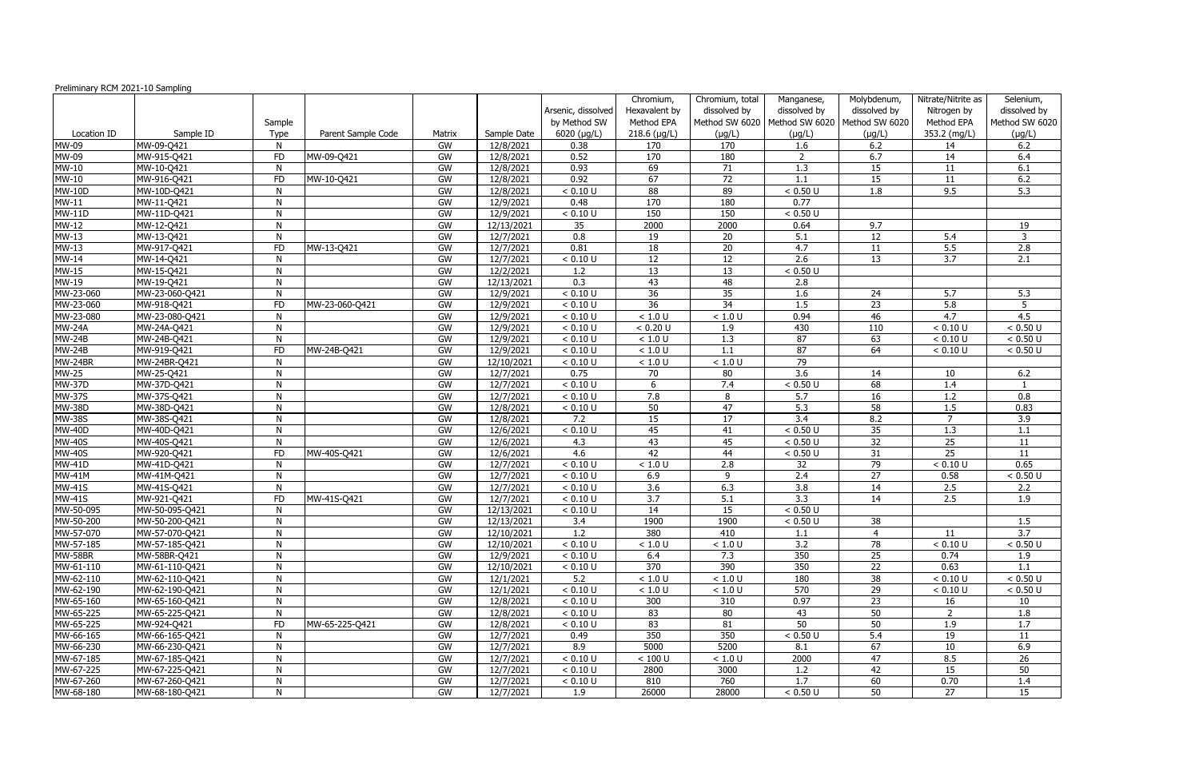Preliminary RCM 2021-10 Sampling

| Location ID | Sample ID | Sample Type | Parent Sample Code | Matrix | Sample Date | Arsenic, dissolved by Method SW 6020 (µg/L) | Chromium, Hexavalent by Method EPA 218.6 (µg/L) | Chromium, total dissolved by Method SW 6020 (µg/L) | Manganese, dissolved by Method SW 6020 (µg/L) | Molybdenum, dissolved by Method SW 6020 (µg/L) | Nitrate/Nitrite as Nitrogen by Method EPA 353.2 (mg/L) | Selenium, dissolved by Method SW 6020 (µg/L) |
|---|---|---|---|---|---|---|---|---|---|---|---|---|
| MW-09 | MW-09-Q421 | N | | GW | 12/8/2021 | 0.38 | 170 | 170 | 1.6 | 6.2 | 14 | 6.2 |
| MW-09 | MW-915-Q421 | FD | MW-09-Q421 | GW | 12/8/2021 | 0.52 | 170 | 180 | 2 | 6.7 | 14 | 6.4 |
| MW-10 | MW-10-Q421 | N | | GW | 12/8/2021 | 0.93 | 69 | 71 | 1.3 | 15 | 11 | 6.1 |
| MW-10 | MW-916-Q421 | FD | MW-10-Q421 | GW | 12/8/2021 | 0.92 | 67 | 72 | 1.1 | 15 | 11 | 6.2 |
| MW-10D | MW-10D-Q421 | N | | GW | 12/8/2021 | < 0.10 U | 88 | 89 | < 0.50 U | 1.8 | 9.5 | 5.3 |
| MW-11 | MW-11-Q421 | N | | GW | 12/9/2021 | 0.48 | 170 | 180 | 0.77 | | | |
| MW-11D | MW-11D-Q421 | N | | GW | 12/9/2021 | < 0.10 U | 150 | 150 | < 0.50 U | | | |
| MW-12 | MW-12-Q421 | N | | GW | 12/13/2021 | 35 | 2000 | 2000 | 0.64 | 9.7 | | 19 |
| MW-13 | MW-13-Q421 | N | | GW | 12/7/2021 | 0.8 | 19 | 20 | 5.1 | 12 | 5.4 | 3 |
| MW-13 | MW-917-Q421 | FD | MW-13-Q421 | GW | 12/7/2021 | 0.81 | 18 | 20 | 4.7 | 11 | 5.5 | 2.8 |
| MW-14 | MW-14-Q421 | N | | GW | 12/7/2021 | < 0.10 U | 12 | 12 | 2.6 | 13 | 3.7 | 2.1 |
| MW-15 | MW-15-Q421 | N | | GW | 12/2/2021 | 1.2 | 13 | 13 | < 0.50 U | | | |
| MW-19 | MW-19-Q421 | N | | GW | 12/13/2021 | 0.3 | 43 | 48 | 2.8 | | | |
| MW-23-060 | MW-23-060-Q421 | N | | GW | 12/9/2021 | < 0.10 U | 36 | 35 | 1.6 | 24 | 5.7 | 5.3 |
| MW-23-060 | MW-918-Q421 | FD | MW-23-060-Q421 | GW | 12/9/2021 | < 0.10 U | 36 | 34 | 1.5 | 23 | 5.8 | 5 |
| MW-23-080 | MW-23-080-Q421 | N | | GW | 12/9/2021 | < 0.10 U | < 1.0 U | < 1.0 U | 0.94 | 46 | 4.7 | 4.5 |
| MW-24A | MW-24A-Q421 | N | | GW | 12/9/2021 | < 0.10 U | < 0.20 U | 1.9 | 430 | 110 | < 0.10 U | < 0.50 U |
| MW-24B | MW-24B-Q421 | N | | GW | 12/9/2021 | < 0.10 U | < 1.0 U | 1.3 | 87 | 63 | < 0.10 U | < 0.50 U |
| MW-24B | MW-919-Q421 | FD | MW-24B-Q421 | GW | 12/9/2021 | < 0.10 U | < 1.0 U | 1.1 | 87 | 64 | < 0.10 U | < 0.50 U |
| MW-24BR | MW-24BR-Q421 | N | | GW | 12/10/2021 | < 0.10 U | < 1.0 U | < 1.0 U | 79 | | | |
| MW-25 | MW-25-Q421 | N | | GW | 12/7/2021 | 0.75 | 70 | 80 | 3.6 | 14 | 10 | 6.2 |
| MW-37D | MW-37D-Q421 | N | | GW | 12/7/2021 | < 0.10 U | 6 | 7.4 | < 0.50 U | 68 | 1.4 | 1 |
| MW-37S | MW-37S-Q421 | N | | GW | 12/7/2021 | < 0.10 U | 7.8 | 8 | 5.7 | 16 | 1.2 | 0.8 |
| MW-38D | MW-38D-Q421 | N | | GW | 12/8/2021 | < 0.10 U | 50 | 47 | 5.3 | 58 | 1.5 | 0.83 |
| MW-38S | MW-38S-Q421 | N | | GW | 12/8/2021 | 7.2 | 15 | 17 | 3.4 | 8.2 | 7 | 3.9 |
| MW-40D | MW-40D-Q421 | N | | GW | 12/6/2021 | < 0.10 U | 45 | 41 | < 0.50 U | 35 | 1.3 | 1.1 |
| MW-40S | MW-40S-Q421 | N | | GW | 12/6/2021 | 4.3 | 43 | 45 | < 0.50 U | 32 | 25 | 11 |
| MW-40S | MW-920-Q421 | FD | MW-40S-Q421 | GW | 12/6/2021 | 4.6 | 42 | 44 | < 0.50 U | 31 | 25 | 11 |
| MW-41D | MW-41D-Q421 | N | | GW | 12/7/2021 | < 0.10 U | < 1.0 U | 2.8 | 32 | 79 | < 0.10 U | 0.65 |
| MW-41M | MW-41M-Q421 | N | | GW | 12/7/2021 | < 0.10 U | 6.9 | 9 | 2.4 | 27 | 0.58 | < 0.50 U |
| MW-41S | MW-41S-Q421 | N | | GW | 12/7/2021 | < 0.10 U | 3.6 | 6.3 | 3.8 | 14 | 2.5 | 2.2 |
| MW-41S | MW-921-Q421 | FD | MW-41S-Q421 | GW | 12/7/2021 | < 0.10 U | 3.7 | 5.1 | 3.3 | 14 | 2.5 | 1.9 |
| MW-50-095 | MW-50-095-Q421 | N | | GW | 12/13/2021 | < 0.10 U | 14 | 15 | < 0.50 U | | | |
| MW-50-200 | MW-50-200-Q421 | N | | GW | 12/13/2021 | 3.4 | 1900 | 1900 | < 0.50 U | 38 | | 1.5 |
| MW-57-070 | MW-57-070-Q421 | N | | GW | 12/10/2021 | 1.2 | 380 | 410 | 1.1 | 4 | 11 | 3.7 |
| MW-57-185 | MW-57-185-Q421 | N | | GW | 12/10/2021 | < 0.10 U | < 1.0 U | < 1.0 U | 3.2 | 78 | < 0.10 U | < 0.50 U |
| MW-58BR | MW-58BR-Q421 | N | | GW | 12/9/2021 | < 0.10 U | 6.4 | 7.3 | 350 | 25 | 0.74 | 1.9 |
| MW-61-110 | MW-61-110-Q421 | N | | GW | 12/10/2021 | < 0.10 U | 370 | 390 | 350 | 22 | 0.63 | 1.1 |
| MW-62-110 | MW-62-110-Q421 | N | | GW | 12/1/2021 | 5.2 | < 1.0 U | < 1.0 U | 180 | 38 | < 0.10 U | < 0.50 U |
| MW-62-190 | MW-62-190-Q421 | N | | GW | 12/1/2021 | < 0.10 U | < 1.0 U | < 1.0 U | 570 | 29 | < 0.10 U | < 0.50 U |
| MW-65-160 | MW-65-160-Q421 | N | | GW | 12/8/2021 | < 0.10 U | 300 | 310 | 0.97 | 23 | 16 | 10 |
| MW-65-225 | MW-65-225-Q421 | N | | GW | 12/8/2021 | < 0.10 U | 83 | 80 | 43 | 50 | 2 | 1.8 |
| MW-65-225 | MW-924-Q421 | FD | MW-65-225-Q421 | GW | 12/8/2021 | < 0.10 U | 83 | 81 | 50 | 50 | 1.9 | 1.7 |
| MW-66-165 | MW-66-165-Q421 | N | | GW | 12/7/2021 | 0.49 | 350 | 350 | < 0.50 U | 5.4 | 19 | 11 |
| MW-66-230 | MW-66-230-Q421 | N | | GW | 12/7/2021 | 8.9 | 5000 | 5200 | 8.1 | 67 | 10 | 6.9 |
| MW-67-185 | MW-67-185-Q421 | N | | GW | 12/7/2021 | < 0.10 U | < 100 U | < 1.0 U | 2000 | 47 | 8.5 | 26 |
| MW-67-225 | MW-67-225-Q421 | N | | GW | 12/7/2021 | < 0.10 U | 2800 | 3000 | 1.2 | 42 | 15 | 50 |
| MW-67-260 | MW-67-260-Q421 | N | | GW | 12/7/2021 | < 0.10 U | 810 | 760 | 1.7 | 60 | 0.70 | 1.4 |
| MW-68-180 | MW-68-180-Q421 | N | | GW | 12/7/2021 | 1.9 | 26000 | 28000 | < 0.50 U | 50 | 27 | 15 |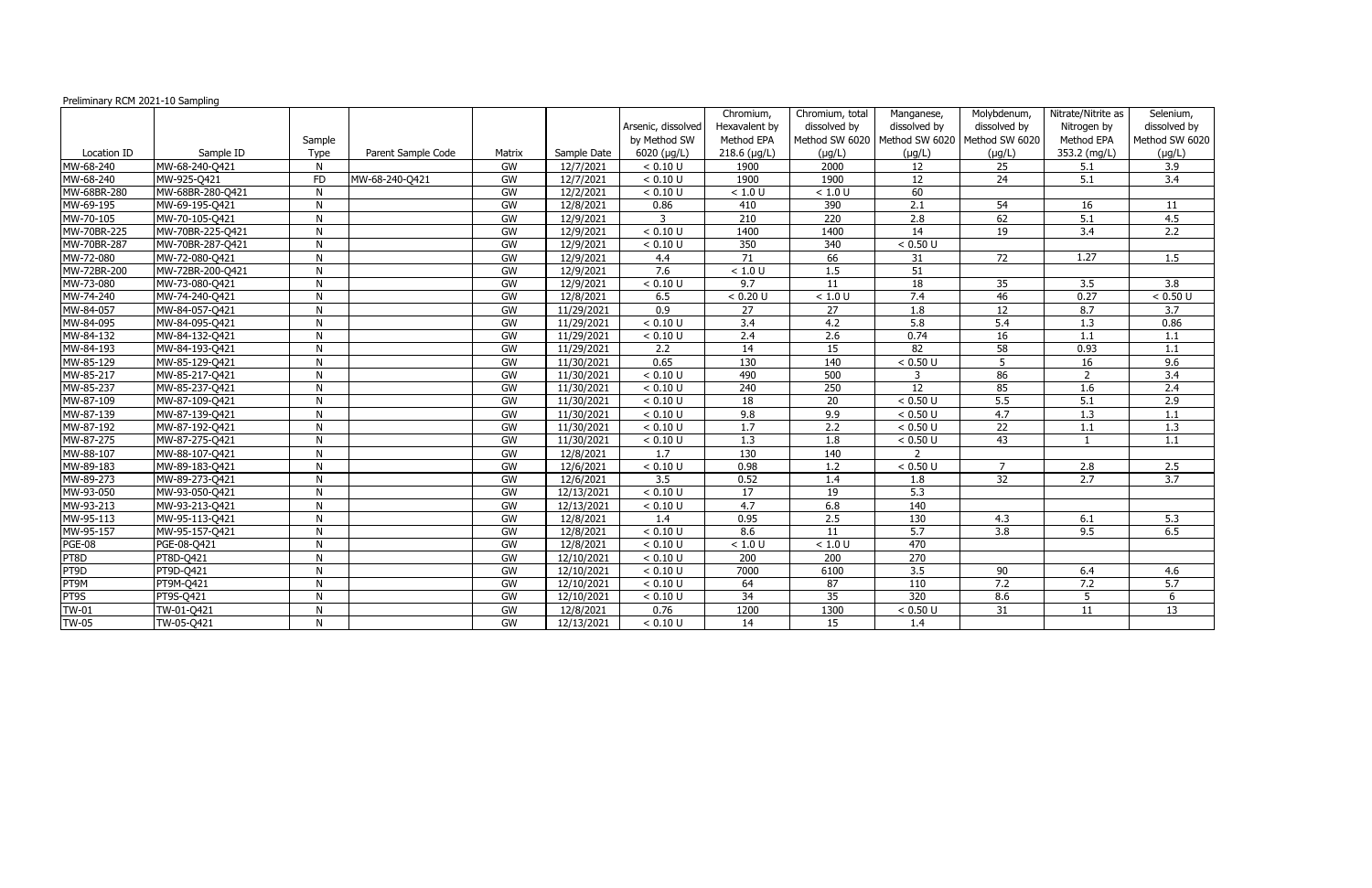Preliminary RCM 2021-10 Sampling

| Location ID | Sample ID | Sample Type | Parent Sample Code | Matrix | Sample Date | Arsenic, dissolved by Method SW 6020 (µg/L) | Chromium, Hexavalent by Method EPA 218.6 (µg/L) | Chromium, total dissolved by Method SW 6020 (µg/L) | Manganese, dissolved by Method SW 6020 (µg/L) | Molybdenum, dissolved by Method SW 6020 (µg/L) | Nitrate/Nitrite as Nitrogen by Method EPA 353.2 (mg/L) | Selenium, dissolved by Method SW 6020 (µg/L) |
|---|---|---|---|---|---|---|---|---|---|---|---|---|
| MW-68-240 | MW-68-240-Q421 | N | | GW | 12/7/2021 | < 0.10 U | 1900 | 2000 | 12 | 25 | 5.1 | 3.9 |
| MW-68-240 | MW-925-Q421 | FD | MW-68-240-Q421 | GW | 12/7/2021 | < 0.10 U | 1900 | 1900 | 12 | 24 | 5.1 | 3.4 |
| MW-68BR-280 | MW-68BR-280-Q421 | N | | GW | 12/2/2021 | < 0.10 U | < 1.0 U | < 1.0 U | 60 | | | |
| MW-69-195 | MW-69-195-Q421 | N | | GW | 12/8/2021 | 0.86 | 410 | 390 | 2.1 | 54 | 16 | 11 |
| MW-70-105 | MW-70-105-Q421 | N | | GW | 12/9/2021 | 3 | 210 | 220 | 2.8 | 62 | 5.1 | 4.5 |
| MW-70BR-225 | MW-70BR-225-Q421 | N | | GW | 12/9/2021 | < 0.10 U | 1400 | 1400 | 14 | 19 | 3.4 | 2.2 |
| MW-70BR-287 | MW-70BR-287-Q421 | N | | GW | 12/9/2021 | < 0.10 U | 350 | 340 | < 0.50 U | | | |
| MW-72-080 | MW-72-080-Q421 | N | | GW | 12/9/2021 | 4.4 | 71 | 66 | 31 | 72 | 1.27 | 1.5 |
| MW-72BR-200 | MW-72BR-200-Q421 | N | | GW | 12/9/2021 | 7.6 | < 1.0 U | 1.5 | 51 | | | |
| MW-73-080 | MW-73-080-Q421 | N | | GW | 12/9/2021 | < 0.10 U | 9.7 | 11 | 18 | 35 | 3.5 | 3.8 |
| MW-74-240 | MW-74-240-Q421 | N | | GW | 12/8/2021 | 6.5 | < 0.20 U | < 1.0 U | 7.4 | 46 | 0.27 | < 0.50 U |
| MW-84-057 | MW-84-057-Q421 | N | | GW | 11/29/2021 | 0.9 | 27 | 27 | 1.8 | 12 | 8.7 | 3.7 |
| MW-84-095 | MW-84-095-Q421 | N | | GW | 11/29/2021 | < 0.10 U | 3.4 | 4.2 | 5.8 | 5.4 | 1.3 | 0.86 |
| MW-84-132 | MW-84-132-Q421 | N | | GW | 11/29/2021 | < 0.10 U | 2.4 | 2.6 | 0.74 | 16 | 1.1 | 1.1 |
| MW-84-193 | MW-84-193-Q421 | N | | GW | 11/29/2021 | 2.2 | 14 | 15 | 82 | 58 | 0.93 | 1.1 |
| MW-85-129 | MW-85-129-Q421 | N | | GW | 11/30/2021 | 0.65 | 130 | 140 | < 0.50 U | 5 | 16 | 9.6 |
| MW-85-217 | MW-85-217-Q421 | N | | GW | 11/30/2021 | < 0.10 U | 490 | 500 | 3 | 86 | 2 | 3.4 |
| MW-85-237 | MW-85-237-Q421 | N | | GW | 11/30/2021 | < 0.10 U | 240 | 250 | 12 | 85 | 1.6 | 2.4 |
| MW-87-109 | MW-87-109-Q421 | N | | GW | 11/30/2021 | < 0.10 U | 18 | 20 | < 0.50 U | 5.5 | 5.1 | 2.9 |
| MW-87-139 | MW-87-139-Q421 | N | | GW | 11/30/2021 | < 0.10 U | 9.8 | 9.9 | < 0.50 U | 4.7 | 1.3 | 1.1 |
| MW-87-192 | MW-87-192-Q421 | N | | GW | 11/30/2021 | < 0.10 U | 1.7 | 2.2 | < 0.50 U | 22 | 1.1 | 1.3 |
| MW-87-275 | MW-87-275-Q421 | N | | GW | 11/30/2021 | < 0.10 U | 1.3 | 1.8 | < 0.50 U | 43 | 1 | 1.1 |
| MW-88-107 | MW-88-107-Q421 | N | | GW | 12/8/2021 | 1.7 | 130 | 140 | 2 | | | |
| MW-89-183 | MW-89-183-Q421 | N | | GW | 12/6/2021 | < 0.10 U | 0.98 | 1.2 | < 0.50 U | 7 | 2.8 | 2.5 |
| MW-89-273 | MW-89-273-Q421 | N | | GW | 12/6/2021 | 3.5 | 0.52 | 1.4 | 1.8 | 32 | 2.7 | 3.7 |
| MW-93-050 | MW-93-050-Q421 | N | | GW | 12/13/2021 | < 0.10 U | 17 | 19 | 5.3 | | | |
| MW-93-213 | MW-93-213-Q421 | N | | GW | 12/13/2021 | < 0.10 U | 4.7 | 6.8 | 140 | | | |
| MW-95-113 | MW-95-113-Q421 | N | | GW | 12/8/2021 | 1.4 | 0.95 | 2.5 | 130 | 4.3 | 6.1 | 5.3 |
| MW-95-157 | MW-95-157-Q421 | N | | GW | 12/8/2021 | < 0.10 U | 8.6 | 11 | 5.7 | 3.8 | 9.5 | 6.5 |
| PGE-08 | PGE-08-Q421 | N | | GW | 12/8/2021 | < 0.10 U | < 1.0 U | < 1.0 U | 470 | | | |
| PT8D | PT8D-Q421 | N | | GW | 12/10/2021 | < 0.10 U | 200 | 200 | 270 | | | |
| PT9D | PT9D-Q421 | N | | GW | 12/10/2021 | < 0.10 U | 7000 | 6100 | 3.5 | 90 | 6.4 | 4.6 |
| PT9M | PT9M-Q421 | N | | GW | 12/10/2021 | < 0.10 U | 64 | 87 | 110 | 7.2 | 7.2 | 5.7 |
| PT9S | PT9S-Q421 | N | | GW | 12/10/2021 | < 0.10 U | 34 | 35 | 320 | 8.6 | 5 | 6 |
| TW-01 | TW-01-Q421 | N | | GW | 12/8/2021 | 0.76 | 1200 | 1300 | < 0.50 U | 31 | 11 | 13 |
| TW-05 | TW-05-Q421 | N | | GW | 12/13/2021 | < 0.10 U | 14 | 15 | 1.4 | | | |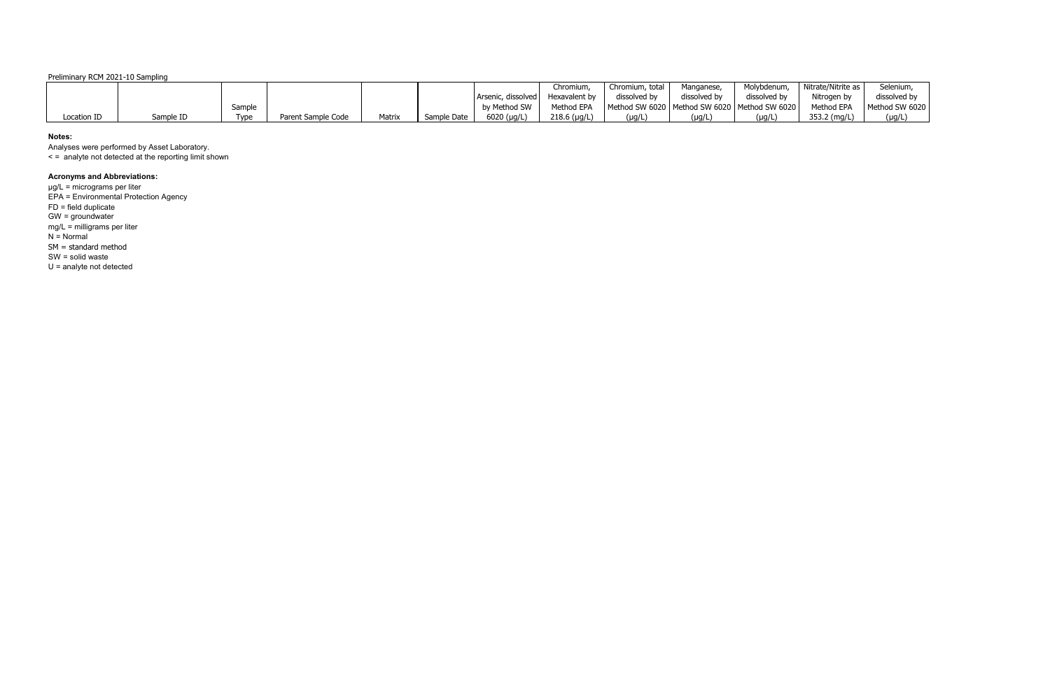Preliminary RCM 2021-10 Sampling

| Location ID | Sample ID | Sample Type | Parent Sample Code | Matrix | Sample Date | Arsenic, dissolved by Method SW 6020 (µg/L) | Chromium, Hexavalent by Method EPA 218.6 (µg/L) | Chromium, total dissolved by Method SW 6020 (µg/L) | Manganese, dissolved by Method SW 6020 (µg/L) | Molybdenum, dissolved by Method SW 6020 (µg/L) | Nitrate/Nitrite as Nitrogen by Method EPA 353.2 (mg/L) | Selenium, dissolved by Method SW 6020 (µg/L) |
|---|---|---|---|---|---|---|---|---|---|---|---|---|

**Notes:**

Analyses were performed by Asset Laboratory.

< = analyte not detected at the reporting limit shown

**Acronyms and Abbreviations:**

µg/L = micrograms per liter

EPA = Environmental Protection Agency

FD = field duplicate

GW = groundwater

mg/L = milligrams per liter

N = Normal

SM = standard method

SW = solid waste

U = analyte not detected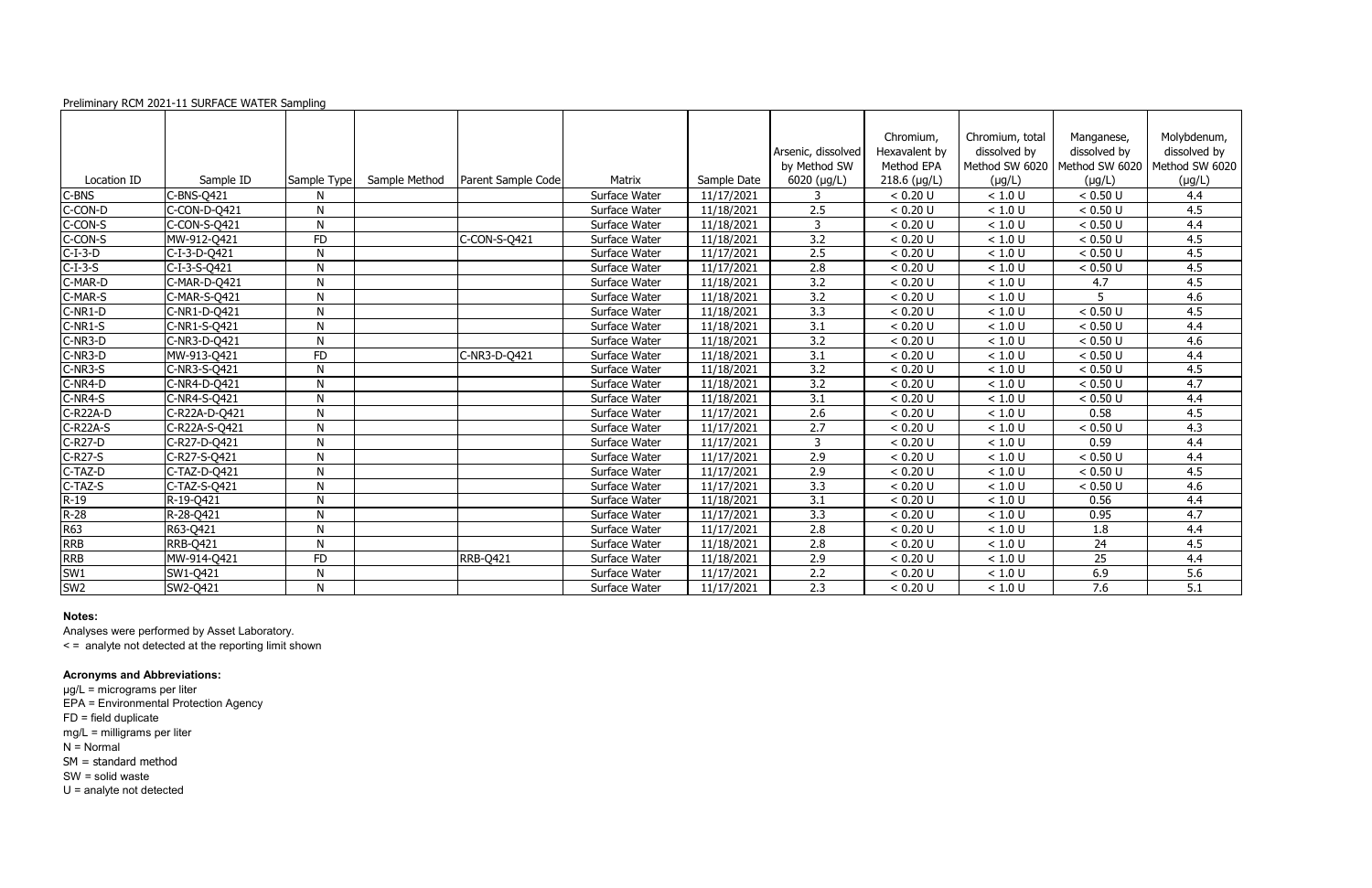Preliminary RCM 2021-11 SURFACE WATER Sampling

| Location ID | Sample ID | Sample Type | Sample Method | Parent Sample Code | Matrix | Sample Date | Arsenic, dissolved by Method SW 6020 (µg/L) | Chromium, Hexavalent by Method EPA 218.6 (µg/L) | Chromium, total dissolved by Method SW 6020 (µg/L) | Manganese, dissolved by Method SW 6020 (µg/L) | Molybdenum, dissolved by Method SW 6020 (µg/L) |
|---|---|---|---|---|---|---|---|---|---|---|---|
| C-BNS | C-BNS-Q421 | N | | | Surface Water | 11/17/2021 | 3 | < 0.20 U | < 1.0 U | < 0.50 U | 4.4 |
| C-CON-D | C-CON-D-Q421 | N | | | Surface Water | 11/18/2021 | 2.5 | < 0.20 U | < 1.0 U | < 0.50 U | 4.5 |
| C-CON-S | C-CON-S-Q421 | N | | | Surface Water | 11/18/2021 | 3 | < 0.20 U | < 1.0 U | < 0.50 U | 4.4 |
| C-CON-S | MW-912-Q421 | FD | | C-CON-S-Q421 | Surface Water | 11/18/2021 | 3.2 | < 0.20 U | < 1.0 U | < 0.50 U | 4.5 |
| C-I-3-D | C-I-3-D-Q421 | N | | | Surface Water | 11/17/2021 | 2.5 | < 0.20 U | < 1.0 U | < 0.50 U | 4.5 |
| C-I-3-S | C-I-3-S-Q421 | N | | | Surface Water | 11/17/2021 | 2.8 | < 0.20 U | < 1.0 U | < 0.50 U | 4.5 |
| C-MAR-D | C-MAR-D-Q421 | N | | | Surface Water | 11/18/2021 | 3.2 | < 0.20 U | < 1.0 U | 4.7 | 4.5 |
| C-MAR-S | C-MAR-S-Q421 | N | | | Surface Water | 11/18/2021 | 3.2 | < 0.20 U | < 1.0 U | 5 | 4.6 |
| C-NR1-D | C-NR1-D-Q421 | N | | | Surface Water | 11/18/2021 | 3.3 | < 0.20 U | < 1.0 U | < 0.50 U | 4.5 |
| C-NR1-S | C-NR1-S-Q421 | N | | | Surface Water | 11/18/2021 | 3.1 | < 0.20 U | < 1.0 U | < 0.50 U | 4.4 |
| C-NR3-D | C-NR3-D-Q421 | N | | | Surface Water | 11/18/2021 | 3.2 | < 0.20 U | < 1.0 U | < 0.50 U | 4.6 |
| C-NR3-D | MW-913-Q421 | FD | | C-NR3-D-Q421 | Surface Water | 11/18/2021 | 3.1 | < 0.20 U | < 1.0 U | < 0.50 U | 4.4 |
| C-NR3-S | C-NR3-S-Q421 | N | | | Surface Water | 11/18/2021 | 3.2 | < 0.20 U | < 1.0 U | < 0.50 U | 4.5 |
| C-NR4-D | C-NR4-D-Q421 | N | | | Surface Water | 11/18/2021 | 3.2 | < 0.20 U | < 1.0 U | < 0.50 U | 4.7 |
| C-NR4-S | C-NR4-S-Q421 | N | | | Surface Water | 11/18/2021 | 3.1 | < 0.20 U | < 1.0 U | < 0.50 U | 4.4 |
| C-R22A-D | C-R22A-D-Q421 | N | | | Surface Water | 11/17/2021 | 2.6 | < 0.20 U | < 1.0 U | 0.58 | 4.5 |
| C-R22A-S | C-R22A-S-Q421 | N | | | Surface Water | 11/17/2021 | 2.7 | < 0.20 U | < 1.0 U | < 0.50 U | 4.3 |
| C-R27-D | C-R27-D-Q421 | N | | | Surface Water | 11/17/2021 | 3 | < 0.20 U | < 1.0 U | 0.59 | 4.4 |
| C-R27-S | C-R27-S-Q421 | N | | | Surface Water | 11/17/2021 | 2.9 | < 0.20 U | < 1.0 U | < 0.50 U | 4.4 |
| C-TAZ-D | C-TAZ-D-Q421 | N | | | Surface Water | 11/17/2021 | 2.9 | < 0.20 U | < 1.0 U | < 0.50 U | 4.5 |
| C-TAZ-S | C-TAZ-S-Q421 | N | | | Surface Water | 11/17/2021 | 3.3 | < 0.20 U | < 1.0 U | < 0.50 U | 4.6 |
| R-19 | R-19-Q421 | N | | | Surface Water | 11/18/2021 | 3.1 | < 0.20 U | < 1.0 U | 0.56 | 4.4 |
| R-28 | R-28-Q421 | N | | | Surface Water | 11/17/2021 | 3.3 | < 0.20 U | < 1.0 U | 0.95 | 4.7 |
| R63 | R63-Q421 | N | | | Surface Water | 11/17/2021 | 2.8 | < 0.20 U | < 1.0 U | 1.8 | 4.4 |
| RRB | RRB-Q421 | N | | | Surface Water | 11/18/2021 | 2.8 | < 0.20 U | < 1.0 U | 24 | 4.5 |
| RRB | MW-914-Q421 | FD | | RRB-Q421 | Surface Water | 11/18/2021 | 2.9 | < 0.20 U | < 1.0 U | 25 | 4.4 |
| SW1 | SW1-Q421 | N | | | Surface Water | 11/17/2021 | 2.2 | < 0.20 U | < 1.0 U | 6.9 | 5.6 |
| SW2 | SW2-Q421 | N | | | Surface Water | 11/17/2021 | 2.3 | < 0.20 U | < 1.0 U | 7.6 | 5.1 |

**Notes:**

Analyses were performed by Asset Laboratory.

< = analyte not detected at the reporting limit shown

**Acronyms and Abbreviations:**

µg/L = micrograms per liter
EPA = Environmental Protection Agency
FD = field duplicate
mg/L = milligrams per liter
N = Normal
SM = standard method
SW = solid waste
U = analyte not detected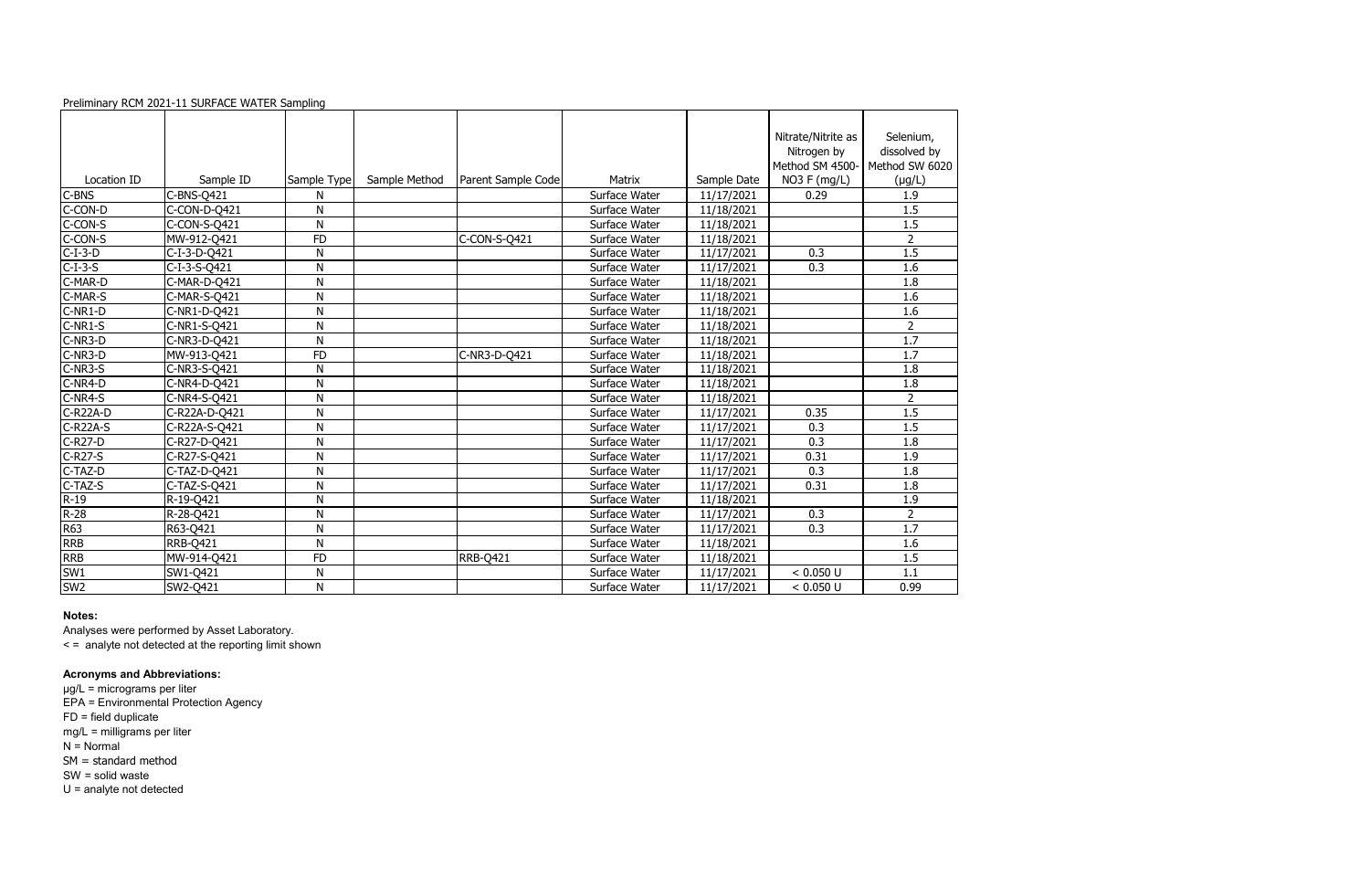Preliminary RCM 2021-11 SURFACE WATER Sampling

| Location ID | Sample ID | Sample Type | Sample Method | Parent Sample Code | Matrix | Sample Date | Nitrate/Nitrite as Nitrogen by Method SM 4500-NO3 F (mg/L) | Selenium, dissolved by Method SW 6020 (µg/L) |
|---|---|---|---|---|---|---|---|---|
| C-BNS | C-BNS-Q421 | N | | | Surface Water | 11/17/2021 | 0.29 | 1.9 |
| C-CON-D | C-CON-D-Q421 | N | | | Surface Water | 11/18/2021 | | 1.5 |
| C-CON-S | C-CON-S-Q421 | N | | | Surface Water | 11/18/2021 | | 1.5 |
| C-CON-S | MW-912-Q421 | FD | | C-CON-S-Q421 | Surface Water | 11/18/2021 | | 2 |
| C-I-3-D | C-I-3-D-Q421 | N | | | Surface Water | 11/17/2021 | 0.3 | 1.5 |
| C-I-3-S | C-I-3-S-Q421 | N | | | Surface Water | 11/17/2021 | 0.3 | 1.6 |
| C-MAR-D | C-MAR-D-Q421 | N | | | Surface Water | 11/18/2021 | | 1.8 |
| C-MAR-S | C-MAR-S-Q421 | N | | | Surface Water | 11/18/2021 | | 1.6 |
| C-NR1-D | C-NR1-D-Q421 | N | | | Surface Water | 11/18/2021 | | 1.6 |
| C-NR1-S | C-NR1-S-Q421 | N | | | Surface Water | 11/18/2021 | | 2 |
| C-NR3-D | C-NR3-D-Q421 | N | | | Surface Water | 11/18/2021 | | 1.7 |
| C-NR3-D | MW-913-Q421 | FD | | C-NR3-D-Q421 | Surface Water | 11/18/2021 | | 1.7 |
| C-NR3-S | C-NR3-S-Q421 | N | | | Surface Water | 11/18/2021 | | 1.8 |
| C-NR4-D | C-NR4-D-Q421 | N | | | Surface Water | 11/18/2021 | | 1.8 |
| C-NR4-S | C-NR4-S-Q421 | N | | | Surface Water | 11/18/2021 | | 2 |
| C-R22A-D | C-R22A-D-Q421 | N | | | Surface Water | 11/17/2021 | 0.35 | 1.5 |
| C-R22A-S | C-R22A-S-Q421 | N | | | Surface Water | 11/17/2021 | 0.3 | 1.5 |
| C-R27-D | C-R27-D-Q421 | N | | | Surface Water | 11/17/2021 | 0.3 | 1.8 |
| C-R27-S | C-R27-S-Q421 | N | | | Surface Water | 11/17/2021 | 0.31 | 1.9 |
| C-TAZ-D | C-TAZ-D-Q421 | N | | | Surface Water | 11/17/2021 | 0.3 | 1.8 |
| C-TAZ-S | C-TAZ-S-Q421 | N | | | Surface Water | 11/17/2021 | 0.31 | 1.8 |
| R-19 | R-19-Q421 | N | | | Surface Water | 11/18/2021 | | 1.9 |
| R-28 | R-28-Q421 | N | | | Surface Water | 11/17/2021 | 0.3 | 2 |
| R63 | R63-Q421 | N | | | Surface Water | 11/17/2021 | 0.3 | 1.7 |
| RRB | RRB-Q421 | N | | | Surface Water | 11/18/2021 | | 1.6 |
| RRB | MW-914-Q421 | FD | | RRB-Q421 | Surface Water | 11/18/2021 | | 1.5 |
| SW1 | SW1-Q421 | N | | | Surface Water | 11/17/2021 | < 0.050 U | 1.1 |
| SW2 | SW2-Q421 | N | | | Surface Water | 11/17/2021 | < 0.050 U | 0.99 |

**Notes:**

Analyses were performed by Asset Laboratory.

< = analyte not detected at the reporting limit shown

**Acronyms and Abbreviations:**

µg/L = micrograms per liter

EPA = Environmental Protection Agency

FD = field duplicate

mg/L = milligrams per liter

N = Normal

SM = standard method

SW = solid waste

U = analyte not detected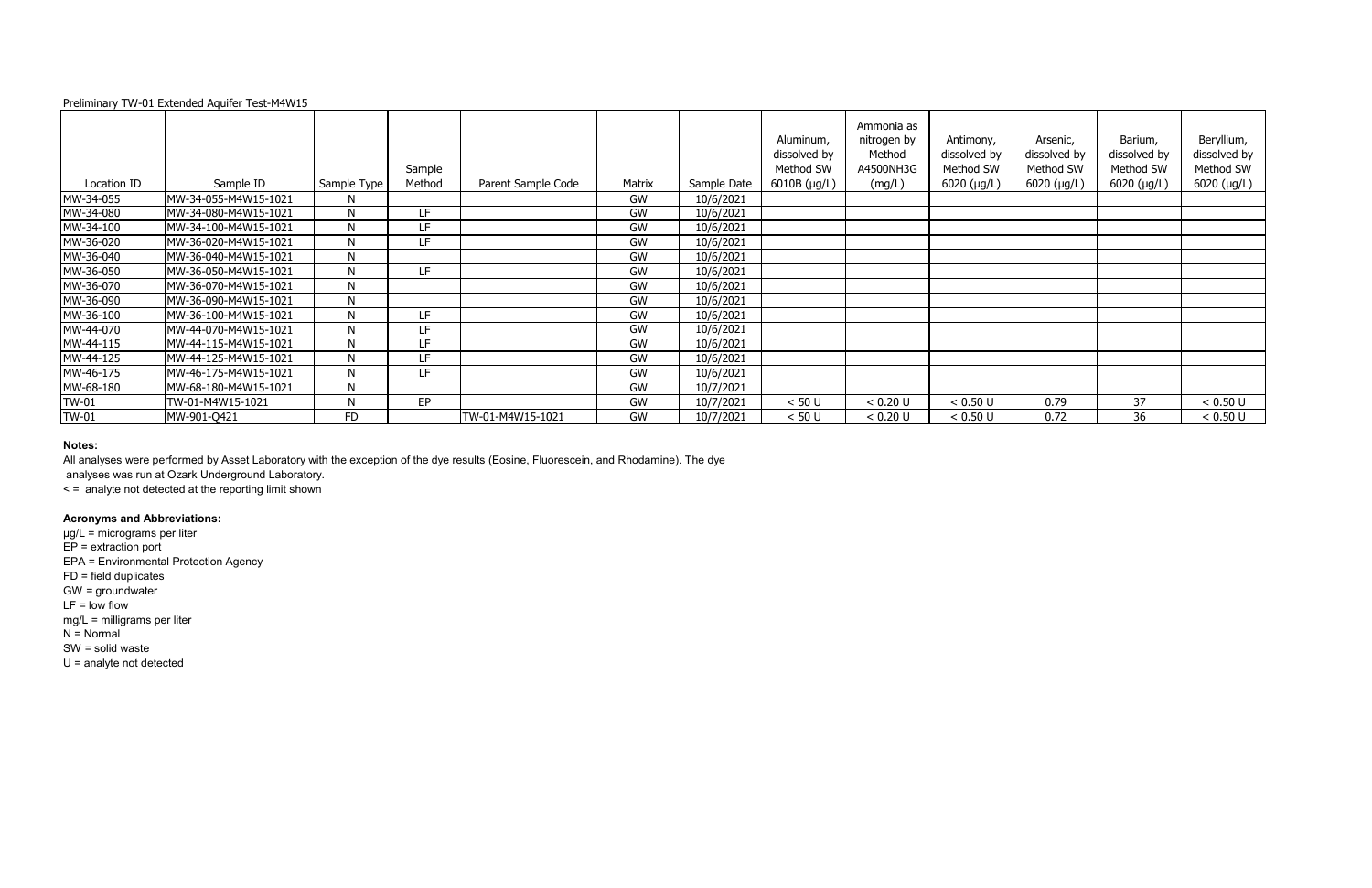Preliminary TW-01 Extended Aquifer Test-M4W15

| Location ID | Sample ID | Sample Type | Sample Method | Parent Sample Code | Matrix | Sample Date | Aluminum, dissolved by Method SW 6010B (µg/L) | Ammonia as nitrogen by Method A4500NH3G (mg/L) | Antimony, dissolved by Method SW 6020 (µg/L) | Arsenic, dissolved by Method SW 6020 (µg/L) | Barium, dissolved by Method SW 6020 (µg/L) | Beryllium, dissolved by Method SW 6020 (µg/L) |
|---|---|---|---|---|---|---|---|---|---|---|---|---|
| MW-34-055 | MW-34-055-M4W15-1021 | N | | | GW | 10/6/2021 | | | | | | |
| MW-34-080 | MW-34-080-M4W15-1021 | N | LF | | GW | 10/6/2021 | | | | | | |
| MW-34-100 | MW-34-100-M4W15-1021 | N | LF | | GW | 10/6/2021 | | | | | | |
| MW-36-020 | MW-36-020-M4W15-1021 | N | LF | | GW | 10/6/2021 | | | | | | |
| MW-36-040 | MW-36-040-M4W15-1021 | N | | | GW | 10/6/2021 | | | | | | |
| MW-36-050 | MW-36-050-M4W15-1021 | N | LF | | GW | 10/6/2021 | | | | | | |
| MW-36-070 | MW-36-070-M4W15-1021 | N | | | GW | 10/6/2021 | | | | | | |
| MW-36-090 | MW-36-090-M4W15-1021 | N | | | GW | 10/6/2021 | | | | | | |
| MW-36-100 | MW-36-100-M4W15-1021 | N | LF | | GW | 10/6/2021 | | | | | | |
| MW-44-070 | MW-44-070-M4W15-1021 | N | LF | | GW | 10/6/2021 | | | | | | |
| MW-44-115 | MW-44-115-M4W15-1021 | N | LF | | GW | 10/6/2021 | | | | | | |
| MW-44-125 | MW-44-125-M4W15-1021 | N | LF | | GW | 10/6/2021 | | | | | | |
| MW-46-175 | MW-46-175-M4W15-1021 | N | LF | | GW | 10/6/2021 | | | | | | |
| MW-68-180 | MW-68-180-M4W15-1021 | N | | | GW | 10/7/2021 | | | | | | |
| TW-01 | TW-01-M4W15-1021 | N | EP | | GW | 10/7/2021 | < 50 U | < 0.20 U | < 0.50 U | 0.79 | 37 | < 0.50 U |
| TW-01 | MW-901-Q421 | FD | | TW-01-M4W15-1021 | GW | 10/7/2021 | < 50 U | < 0.20 U | < 0.50 U | 0.72 | 36 | < 0.50 U |

**Notes:**

All analyses were performed by Asset Laboratory with the exception of the dye results (Eosine, Fluorescein, and Rhodamine). The dye analyses was run at Ozark Underground Laboratory.

< = analyte not detected at the reporting limit shown

**Acronyms and Abbreviations:**

µg/L = micrograms per liter
EP = extraction port
EPA = Environmental Protection Agency
FD = field duplicates
GW = groundwater
LF = low flow
mg/L = milligrams per liter
N = Normal
SW = solid waste
U = analyte not detected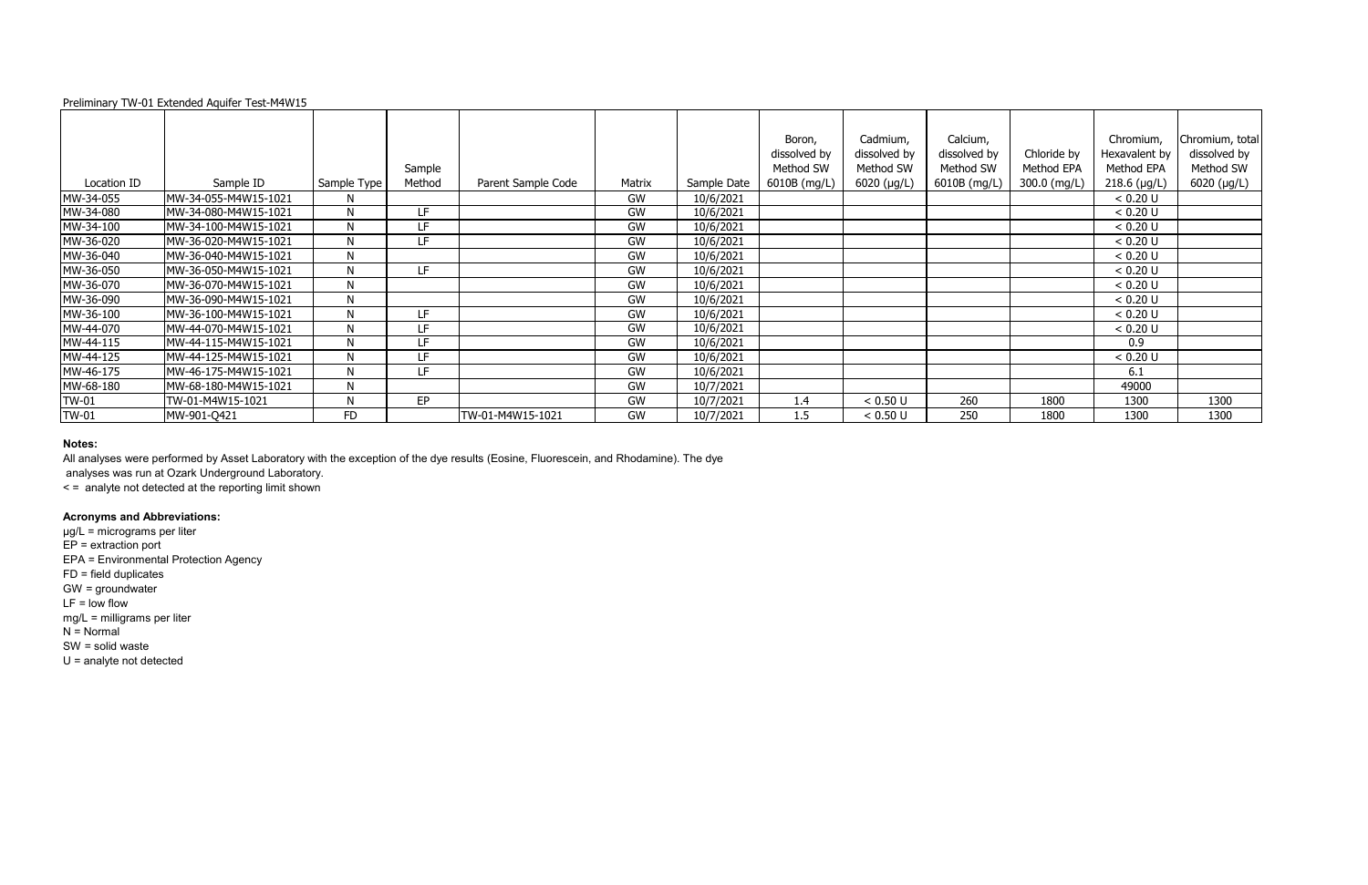Preliminary TW-01 Extended Aquifer Test-M4W15

| Location ID | Sample ID | Sample Type | Sample Method | Parent Sample Code | Matrix | Sample Date | Boron, dissolved by Method SW 6010B (mg/L) | Cadmium, dissolved by Method SW 6020 (µg/L) | Calcium, dissolved by Method SW 6010B (mg/L) | Chloride by Method EPA 300.0 (mg/L) | Chromium, Hexavalent by Method EPA 218.6 (µg/L) | Chromium, total dissolved by Method SW 6020 (µg/L) |
|---|---|---|---|---|---|---|---|---|---|---|---|---|
| MW-34-055 | MW-34-055-M4W15-1021 | N | | | GW | 10/6/2021 | | | | | < 0.20 U | |
| MW-34-080 | MW-34-080-M4W15-1021 | N | LF | | GW | 10/6/2021 | | | | | < 0.20 U | |
| MW-34-100 | MW-34-100-M4W15-1021 | N | LF | | GW | 10/6/2021 | | | | | < 0.20 U | |
| MW-36-020 | MW-36-020-M4W15-1021 | N | LF | | GW | 10/6/2021 | | | | | < 0.20 U | |
| MW-36-040 | MW-36-040-M4W15-1021 | N | | | GW | 10/6/2021 | | | | | < 0.20 U | |
| MW-36-050 | MW-36-050-M4W15-1021 | N | LF | | GW | 10/6/2021 | | | | | < 0.20 U | |
| MW-36-070 | MW-36-070-M4W15-1021 | N | | | GW | 10/6/2021 | | | | | < 0.20 U | |
| MW-36-090 | MW-36-090-M4W15-1021 | N | | | GW | 10/6/2021 | | | | | < 0.20 U | |
| MW-36-100 | MW-36-100-M4W15-1021 | N | LF | | GW | 10/6/2021 | | | | | < 0.20 U | |
| MW-44-070 | MW-44-070-M4W15-1021 | N | LF | | GW | 10/6/2021 | | | | | < 0.20 U | |
| MW-44-115 | MW-44-115-M4W15-1021 | N | LF | | GW | 10/6/2021 | | | | | 0.9 | |
| MW-44-125 | MW-44-125-M4W15-1021 | N | LF | | GW | 10/6/2021 | | | | | < 0.20 U | |
| MW-46-175 | MW-46-175-M4W15-1021 | N | LF | | GW | 10/6/2021 | | | | | 6.1 | |
| MW-68-180 | MW-68-180-M4W15-1021 | N | | | GW | 10/7/2021 | | | | | 49000 | |
| TW-01 | TW-01-M4W15-1021 | N | EP | | GW | 10/7/2021 | 1.4 | < 0.50 U | 260 | 1800 | 1300 | 1300 |
| TW-01 | MW-901-Q421 | FD | | TW-01-M4W15-1021 | GW | 10/7/2021 | 1.5 | < 0.50 U | 250 | 1800 | 1300 | 1300 |

**Notes:**

All analyses were performed by Asset Laboratory with the exception of the dye results (Eosine, Fluorescein, and Rhodamine). The dye analyses was run at Ozark Underground Laboratory.

< = analyte not detected at the reporting limit shown

**Acronyms and Abbreviations:**

µg/L = micrograms per liter
EP = extraction port
EPA = Environmental Protection Agency
FD = field duplicates
GW = groundwater
LF = low flow
mg/L = milligrams per liter
N = Normal
SW = solid waste
U = analyte not detected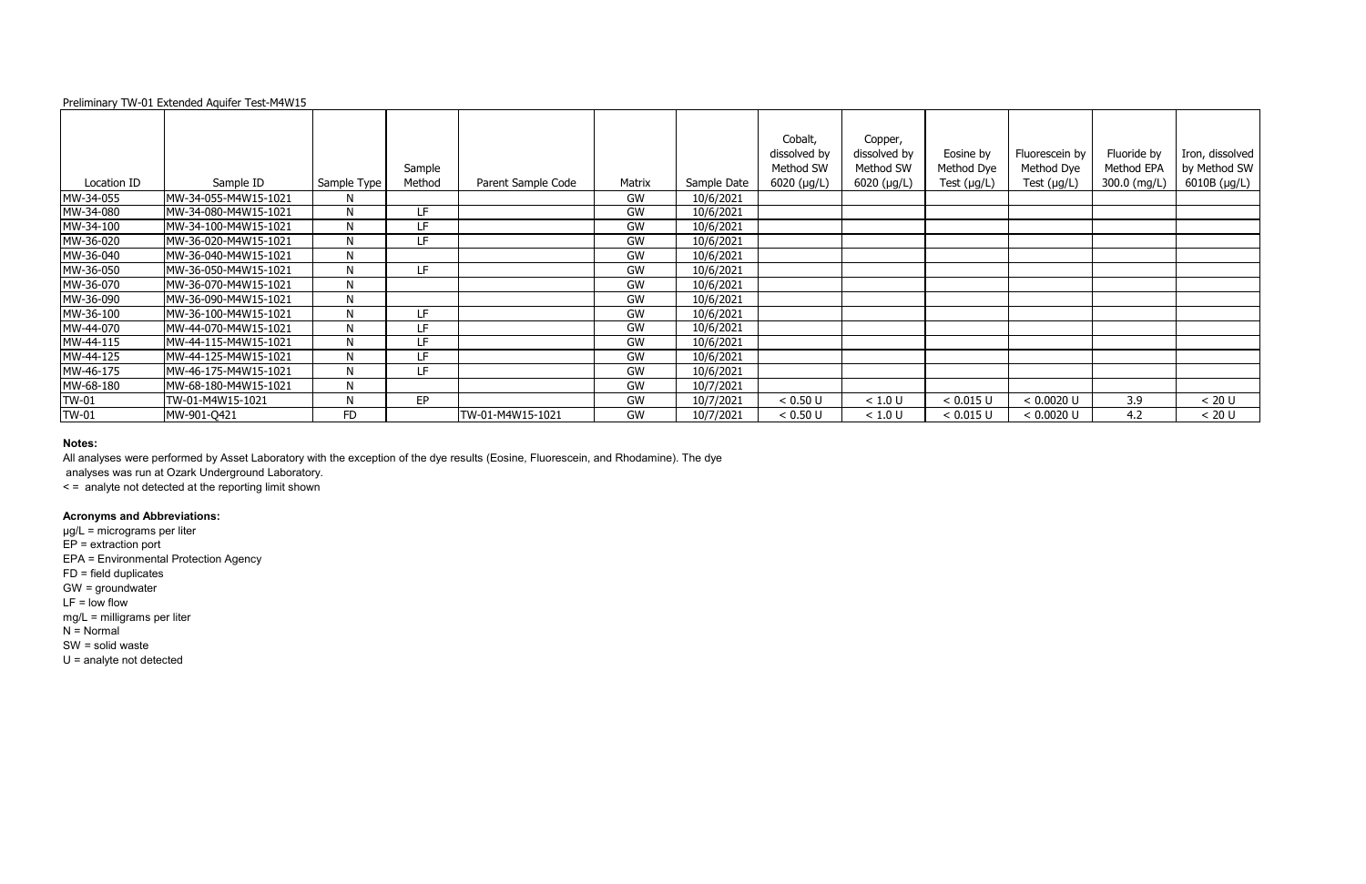Preliminary TW-01 Extended Aquifer Test-M4W15

| Location ID | Sample ID | Sample Type | Sample Method | Parent Sample Code | Matrix | Sample Date | Cobalt, dissolved by Method SW 6020 (µg/L) | Copper, dissolved by Method SW 6020 (µg/L) | Eosine by Method Dye Test (µg/L) | Fluorescein by Method Dye Test (µg/L) | Fluoride by Method EPA 300.0 (mg/L) | Iron, dissolved by Method SW 6010B (µg/L) |
|---|---|---|---|---|---|---|---|---|---|---|---|---|
| MW-34-055 | MW-34-055-M4W15-1021 | N | | | GW | 10/6/2021 | | | | | | |
| MW-34-080 | MW-34-080-M4W15-1021 | N | LF | | GW | 10/6/2021 | | | | | | |
| MW-34-100 | MW-34-100-M4W15-1021 | N | LF | | GW | 10/6/2021 | | | | | | |
| MW-36-020 | MW-36-020-M4W15-1021 | N | LF | | GW | 10/6/2021 | | | | | | |
| MW-36-040 | MW-36-040-M4W15-1021 | N | | | GW | 10/6/2021 | | | | | | |
| MW-36-050 | MW-36-050-M4W15-1021 | N | LF | | GW | 10/6/2021 | | | | | | |
| MW-36-070 | MW-36-070-M4W15-1021 | N | | | GW | 10/6/2021 | | | | | | |
| MW-36-090 | MW-36-090-M4W15-1021 | N | | | GW | 10/6/2021 | | | | | | |
| MW-36-100 | MW-36-100-M4W15-1021 | N | LF | | GW | 10/6/2021 | | | | | | |
| MW-44-070 | MW-44-070-M4W15-1021 | N | LF | | GW | 10/6/2021 | | | | | | |
| MW-44-115 | MW-44-115-M4W15-1021 | N | LF | | GW | 10/6/2021 | | | | | | |
| MW-44-125 | MW-44-125-M4W15-1021 | N | LF | | GW | 10/6/2021 | | | | | | |
| MW-46-175 | MW-46-175-M4W15-1021 | N | LF | | GW | 10/6/2021 | | | | | | |
| MW-68-180 | MW-68-180-M4W15-1021 | N | | | GW | 10/7/2021 | | | | | | |
| TW-01 | TW-01-M4W15-1021 | N | EP | | GW | 10/7/2021 | < 0.50 U | < 1.0 U | < 0.015 U | < 0.0020 U | 3.9 | < 20 U |
| TW-01 | MW-901-Q421 | FD | | TW-01-M4W15-1021 | GW | 10/7/2021 | < 0.50 U | < 1.0 U | < 0.015 U | < 0.0020 U | 4.2 | < 20 U |

**Notes:**

All analyses were performed by Asset Laboratory with the exception of the dye results (Eosine, Fluorescein, and Rhodamine). The dye analyses was run at Ozark Underground Laboratory.

< = analyte not detected at the reporting limit shown

**Acronyms and Abbreviations:**

µg/L = micrograms per liter
EP = extraction port
EPA = Environmental Protection Agency
FD = field duplicates
GW = groundwater
LF = low flow
mg/L = milligrams per liter
N = Normal
SW = solid waste
U = analyte not detected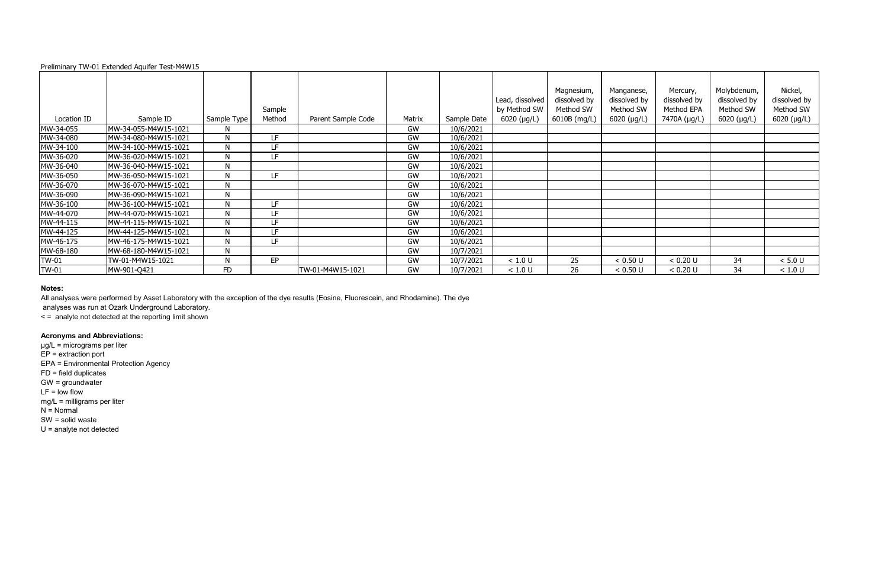Preliminary TW-01 Extended Aquifer Test-M4W15

| Location ID | Sample ID | Sample Type | Sample Method | Parent Sample Code | Matrix | Sample Date | Lead, dissolved by Method SW 6020 (µg/L) | Magnesium, dissolved by Method SW 6010B (mg/L) | Manganese, dissolved by Method SW 6020 (µg/L) | Mercury, dissolved by Method EPA 7470A (µg/L) | Molybdenum, dissolved by Method SW 6020 (µg/L) | Nickel, dissolved by Method SW 6020 (µg/L) |
|---|---|---|---|---|---|---|---|---|---|---|---|---|
| MW-34-055 | MW-34-055-M4W15-1021 | N | | | GW | 10/6/2021 | | | | | | |
| MW-34-080 | MW-34-080-M4W15-1021 | N | LF | | GW | 10/6/2021 | | | | | | |
| MW-34-100 | MW-34-100-M4W15-1021 | N | LF | | GW | 10/6/2021 | | | | | | |
| MW-36-020 | MW-36-020-M4W15-1021 | N | LF | | GW | 10/6/2021 | | | | | | |
| MW-36-040 | MW-36-040-M4W15-1021 | N | | | GW | 10/6/2021 | | | | | | |
| MW-36-050 | MW-36-050-M4W15-1021 | N | LF | | GW | 10/6/2021 | | | | | | |
| MW-36-070 | MW-36-070-M4W15-1021 | N | | | GW | 10/6/2021 | | | | | | |
| MW-36-090 | MW-36-090-M4W15-1021 | N | | | GW | 10/6/2021 | | | | | | |
| MW-36-100 | MW-36-100-M4W15-1021 | N | LF | | GW | 10/6/2021 | | | | | | |
| MW-44-070 | MW-44-070-M4W15-1021 | N | LF | | GW | 10/6/2021 | | | | | | |
| MW-44-115 | MW-44-115-M4W15-1021 | N | LF | | GW | 10/6/2021 | | | | | | |
| MW-44-125 | MW-44-125-M4W15-1021 | N | LF | | GW | 10/6/2021 | | | | | | |
| MW-46-175 | MW-46-175-M4W15-1021 | N | LF | | GW | 10/6/2021 | | | | | | |
| MW-68-180 | MW-68-180-M4W15-1021 | N | | | GW | 10/7/2021 | | | | | | |
| TW-01 | TW-01-M4W15-1021 | N | EP | | GW | 10/7/2021 | < 1.0 U | 25 | < 0.50 U | < 0.20 U | 34 | < 5.0 U |
| TW-01 | MW-901-Q421 | FD | | TW-01-M4W15-1021 | GW | 10/7/2021 | < 1.0 U | 26 | < 0.50 U | < 0.20 U | 34 | < 1.0 U |

**Notes:**

All analyses were performed by Asset Laboratory with the exception of the dye results (Eosine, Fluorescein, and Rhodamine). The dye analyses was run at Ozark Underground Laboratory.

< = analyte not detected at the reporting limit shown

**Acronyms and Abbreviations:**

µg/L = micrograms per liter
EP = extraction port
EPA = Environmental Protection Agency
FD = field duplicates
GW = groundwater
LF = low flow
mg/L = milligrams per liter
N = Normal
SW = solid waste
U = analyte not detected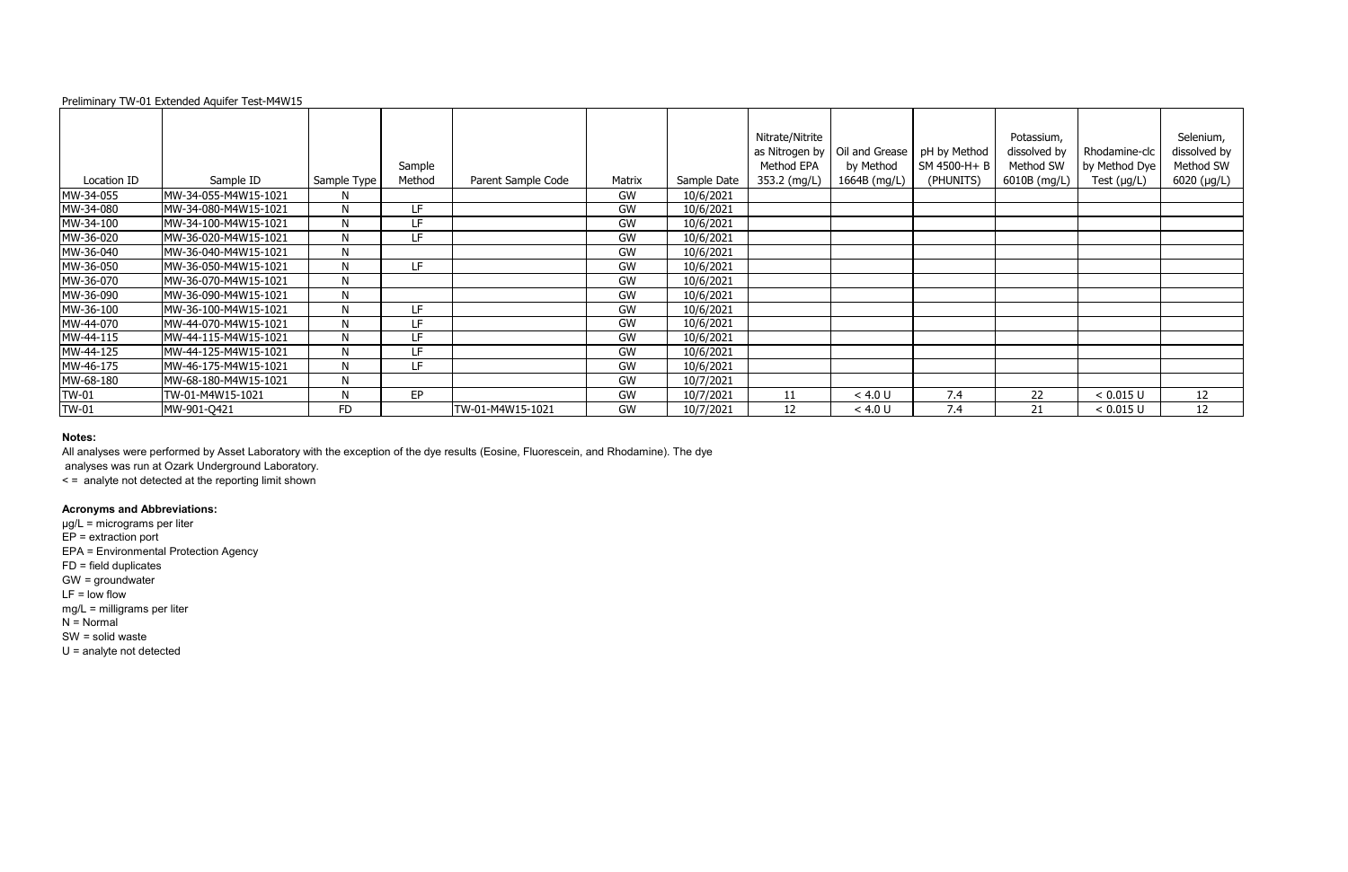Preliminary TW-01 Extended Aquifer Test-M4W15

| Location ID | Sample ID | Sample Type | Sample Method | Parent Sample Code | Matrix | Sample Date | Nitrate/Nitrite as Nitrogen by Method EPA 353.2 (mg/L) | Oil and Grease by Method 1664B (mg/L) | pH by Method SM 4500-H+ B (PHUNITS) | Potassium, dissolved by Method SW 6010B (mg/L) | Rhodamine-clc by Method Dye Test (µg/L) | Selenium, dissolved by Method SW 6020 (µg/L) |
|---|---|---|---|---|---|---|---|---|---|---|---|---|
| MW-34-055 | MW-34-055-M4W15-1021 | N | | | GW | 10/6/2021 | | | | | | |
| MW-34-080 | MW-34-080-M4W15-1021 | N | LF | | GW | 10/6/2021 | | | | | | |
| MW-34-100 | MW-34-100-M4W15-1021 | N | LF | | GW | 10/6/2021 | | | | | | |
| MW-36-020 | MW-36-020-M4W15-1021 | N | LF | | GW | 10/6/2021 | | | | | | |
| MW-36-040 | MW-36-040-M4W15-1021 | N | | | GW | 10/6/2021 | | | | | | |
| MW-36-050 | MW-36-050-M4W15-1021 | N | LF | | GW | 10/6/2021 | | | | | | |
| MW-36-070 | MW-36-070-M4W15-1021 | N | | | GW | 10/6/2021 | | | | | | |
| MW-36-090 | MW-36-090-M4W15-1021 | N | | | GW | 10/6/2021 | | | | | | |
| MW-36-100 | MW-36-100-M4W15-1021 | N | LF | | GW | 10/6/2021 | | | | | | |
| MW-44-070 | MW-44-070-M4W15-1021 | N | LF | | GW | 10/6/2021 | | | | | | |
| MW-44-115 | MW-44-115-M4W15-1021 | N | LF | | GW | 10/6/2021 | | | | | | |
| MW-44-125 | MW-44-125-M4W15-1021 | N | LF | | GW | 10/6/2021 | | | | | | |
| MW-46-175 | MW-46-175-M4W15-1021 | N | LF | | GW | 10/6/2021 | | | | | | |
| MW-68-180 | MW-68-180-M4W15-1021 | N | | | GW | 10/7/2021 | | | | | | |
| TW-01 | TW-01-M4W15-1021 | N | EP | | GW | 10/7/2021 | 11 | < 4.0 U | 7.4 | 22 | < 0.015 U | 12 |
| TW-01 | MW-901-Q421 | FD | | TW-01-M4W15-1021 | GW | 10/7/2021 | 12 | < 4.0 U | 7.4 | 21 | < 0.015 U | 12 |

**Notes:**

All analyses were performed by Asset Laboratory with the exception of the dye results (Eosine, Fluorescein, and Rhodamine). The dye analyses was run at Ozark Underground Laboratory.

< = analyte not detected at the reporting limit shown

**Acronyms and Abbreviations:**

µg/L = micrograms per liter
EP = extraction port
EPA = Environmental Protection Agency
FD = field duplicates
GW = groundwater
LF = low flow
mg/L = milligrams per liter
N = Normal
SW = solid waste
U = analyte not detected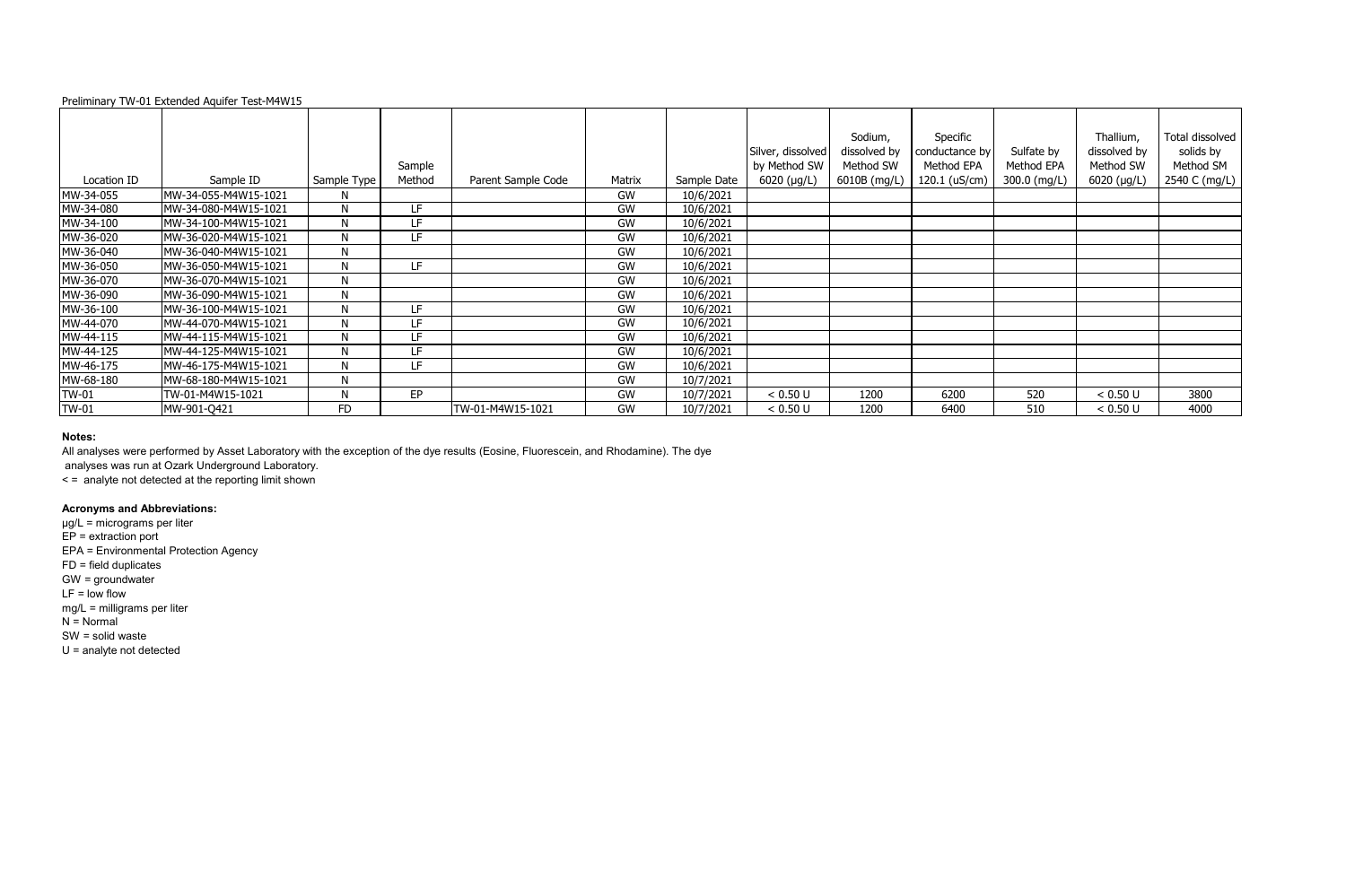Preliminary TW-01 Extended Aquifer Test-M4W15

| Location ID | Sample ID | Sample Type | Sample Method | Parent Sample Code | Matrix | Sample Date | Silver, dissolved by Method SW 6020 (µg/L) | Sodium, dissolved by Method SW 6010B (mg/L) | Specific conductance by Method EPA 120.1 (uS/cm) | Sulfate by Method EPA 300.0 (mg/L) | Thallium, dissolved by Method SW 6020 (µg/L) | Total dissolved solids by Method SM 2540 C (mg/L) |
|---|---|---|---|---|---|---|---|---|---|---|---|---|
| MW-34-055 | MW-34-055-M4W15-1021 | N | | | GW | 10/6/2021 | | | | | | |
| MW-34-080 | MW-34-080-M4W15-1021 | N | LF | | GW | 10/6/2021 | | | | | | |
| MW-34-100 | MW-34-100-M4W15-1021 | N | LF | | GW | 10/6/2021 | | | | | | |
| MW-36-020 | MW-36-020-M4W15-1021 | N | LF | | GW | 10/6/2021 | | | | | | |
| MW-36-040 | MW-36-040-M4W15-1021 | N | | | GW | 10/6/2021 | | | | | | |
| MW-36-050 | MW-36-050-M4W15-1021 | N | LF | | GW | 10/6/2021 | | | | | | |
| MW-36-070 | MW-36-070-M4W15-1021 | N | | | GW | 10/6/2021 | | | | | | |
| MW-36-090 | MW-36-090-M4W15-1021 | N | | | GW | 10/6/2021 | | | | | | |
| MW-36-100 | MW-36-100-M4W15-1021 | N | LF | | GW | 10/6/2021 | | | | | | |
| MW-44-070 | MW-44-070-M4W15-1021 | N | LF | | GW | 10/6/2021 | | | | | | |
| MW-44-115 | MW-44-115-M4W15-1021 | N | LF | | GW | 10/6/2021 | | | | | | |
| MW-44-125 | MW-44-125-M4W15-1021 | N | LF | | GW | 10/6/2021 | | | | | | |
| MW-46-175 | MW-46-175-M4W15-1021 | N | LF | | GW | 10/6/2021 | | | | | | |
| MW-68-180 | MW-68-180-M4W15-1021 | N | | | GW | 10/7/2021 | | | | | | |
| TW-01 | TW-01-M4W15-1021 | N | EP | | GW | 10/7/2021 | < 0.50 U | 1200 | 6200 | 520 | < 0.50 U | 3800 |
| TW-01 | MW-901-Q421 | FD | | TW-01-M4W15-1021 | GW | 10/7/2021 | < 0.50 U | 1200 | 6400 | 510 | < 0.50 U | 4000 |

**Notes:**

All analyses were performed by Asset Laboratory with the exception of the dye results (Eosine, Fluorescein, and Rhodamine). The dye analyses was run at Ozark Underground Laboratory.

< = analyte not detected at the reporting limit shown

**Acronyms and Abbreviations:**

µg/L = micrograms per liter
EP = extraction port
EPA = Environmental Protection Agency
FD = field duplicates
GW = groundwater
LF = low flow
mg/L = milligrams per liter
N = Normal
SW = solid waste
U = analyte not detected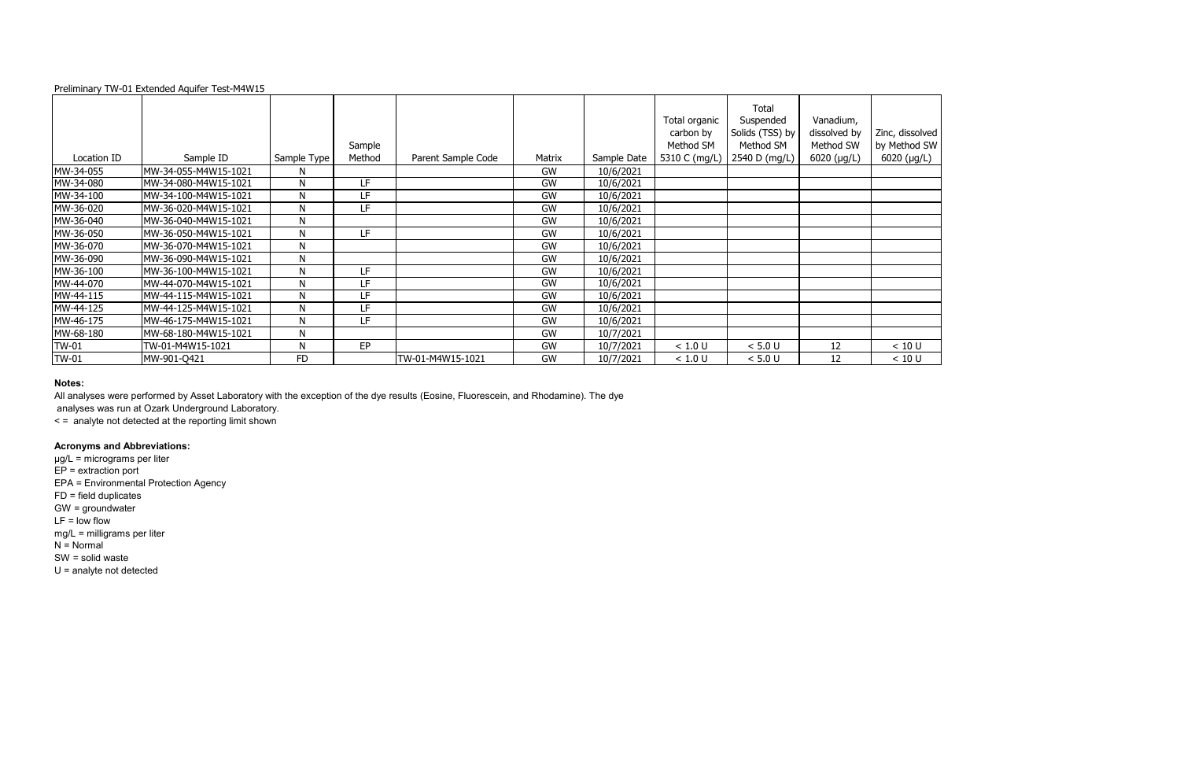Preliminary TW-01 Extended Aquifer Test-M4W15

| Location ID | Sample ID | Sample Type | Sample Method | Parent Sample Code | Matrix | Sample Date | Total organic carbon by Method SM 5310 C (mg/L) | Total Suspended Solids (TSS) by Method SM 2540 D (mg/L) | Vanadium, dissolved by Method SW 6020 (µg/L) | Zinc, dissolved by Method SW 6020 (µg/L) |
|---|---|---|---|---|---|---|---|---|---|---|
| MW-34-055 | MW-34-055-M4W15-1021 | N | | | GW | 10/6/2021 | | | | |
| MW-34-080 | MW-34-080-M4W15-1021 | N | LF | | GW | 10/6/2021 | | | | |
| MW-34-100 | MW-34-100-M4W15-1021 | N | LF | | GW | 10/6/2021 | | | | |
| MW-36-020 | MW-36-020-M4W15-1021 | N | LF | | GW | 10/6/2021 | | | | |
| MW-36-040 | MW-36-040-M4W15-1021 | N | | | GW | 10/6/2021 | | | | |
| MW-36-050 | MW-36-050-M4W15-1021 | N | LF | | GW | 10/6/2021 | | | | |
| MW-36-070 | MW-36-070-M4W15-1021 | N | | | GW | 10/6/2021 | | | | |
| MW-36-090 | MW-36-090-M4W15-1021 | N | | | GW | 10/6/2021 | | | | |
| MW-36-100 | MW-36-100-M4W15-1021 | N | LF | | GW | 10/6/2021 | | | | |
| MW-44-070 | MW-44-070-M4W15-1021 | N | LF | | GW | 10/6/2021 | | | | |
| MW-44-115 | MW-44-115-M4W15-1021 | N | LF | | GW | 10/6/2021 | | | | |
| MW-44-125 | MW-44-125-M4W15-1021 | N | LF | | GW | 10/6/2021 | | | | |
| MW-46-175 | MW-46-175-M4W15-1021 | N | LF | | GW | 10/6/2021 | | | | |
| MW-68-180 | MW-68-180-M4W15-1021 | N | | | GW | 10/7/2021 | | | | |
| TW-01 | TW-01-M4W15-1021 | N | EP | | GW | 10/7/2021 | < 1.0 U | < 5.0 U | 12 | < 10 U |
| TW-01 | MW-901-Q421 | FD | | TW-01-M4W15-1021 | GW | 10/7/2021 | < 1.0 U | < 5.0 U | 12 | < 10 U |

**Notes:**

All analyses were performed by Asset Laboratory with the exception of the dye results (Eosine, Fluorescein, and Rhodamine). The dye analyses was run at Ozark Underground Laboratory.

< = analyte not detected at the reporting limit shown

**Acronyms and Abbreviations:**

µg/L = micrograms per liter
EP = extraction port
EPA = Environmental Protection Agency
FD = field duplicates
GW = groundwater
LF = low flow
mg/L = milligrams per liter
N = Normal
SW = solid waste
U = analyte not detected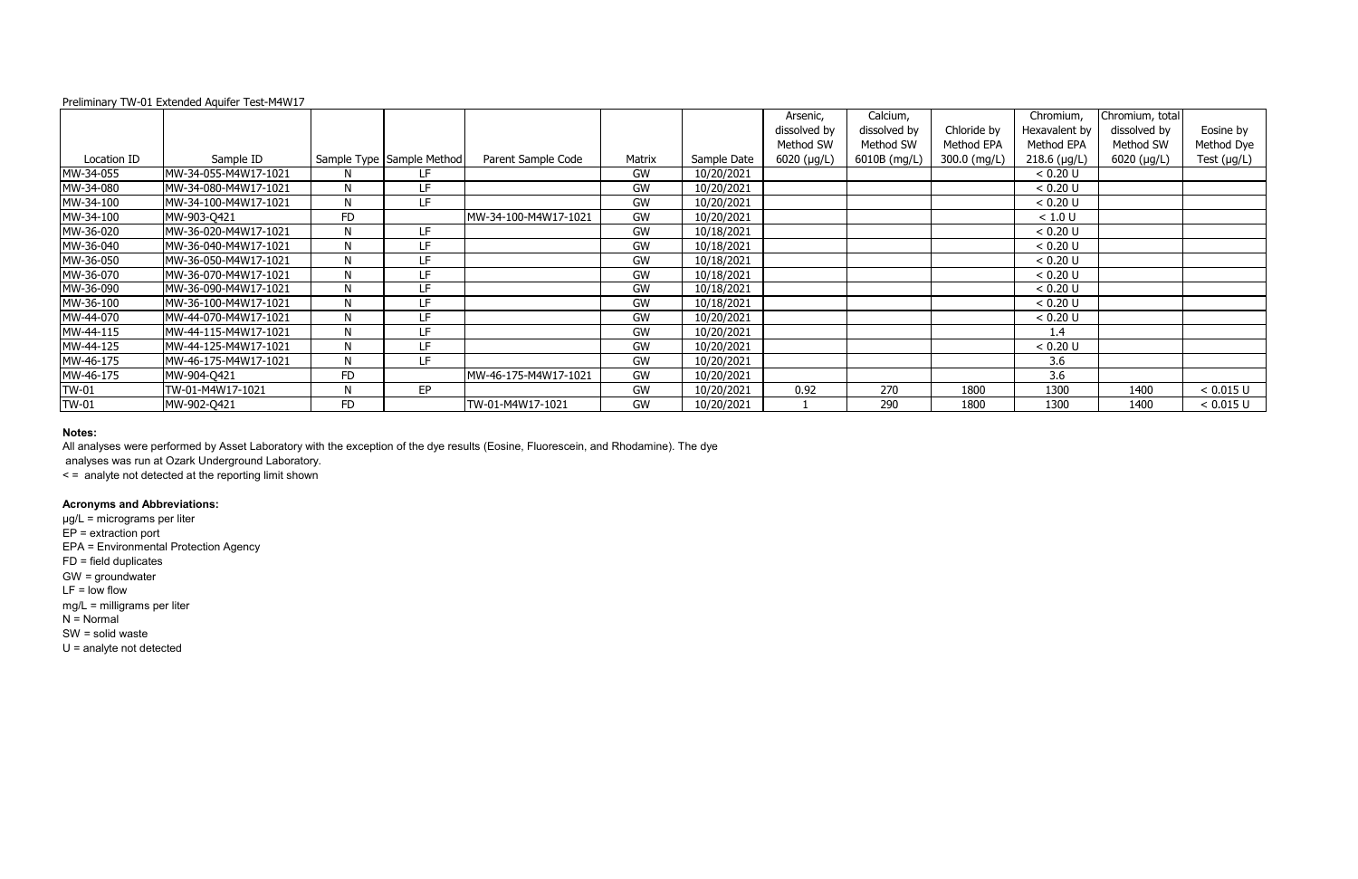Preliminary TW-01 Extended Aquifer Test-M4W17

| Location ID | Sample ID | Sample Type | Sample Method | Parent Sample Code | Matrix | Sample Date | Arsenic, dissolved by Method SW 6020 (µg/L) | Calcium, dissolved by Method SW 6010B (mg/L) | Chloride by Method EPA 300.0 (mg/L) | Chromium, Hexavalent by Method EPA 218.6 (µg/L) | Chromium, total dissolved by Method SW 6020 (µg/L) | Eosine by Method Dye Test (µg/L) |
|---|---|---|---|---|---|---|---|---|---|---|---|---|
| MW-34-055 | MW-34-055-M4W17-1021 | N | LF | | GW | 10/20/2021 | | | | < 0.20 U | | |
| MW-34-080 | MW-34-080-M4W17-1021 | N | LF | | GW | 10/20/2021 | | | | < 0.20 U | | |
| MW-34-100 | MW-34-100-M4W17-1021 | N | LF | | GW | 10/20/2021 | | | | < 0.20 U | | |
| MW-34-100 | MW-903-Q421 | FD | | MW-34-100-M4W17-1021 | GW | 10/20/2021 | | | | < 1.0 U | | |
| MW-36-020 | MW-36-020-M4W17-1021 | N | LF | | GW | 10/18/2021 | | | | < 0.20 U | | |
| MW-36-040 | MW-36-040-M4W17-1021 | N | LF | | GW | 10/18/2021 | | | | < 0.20 U | | |
| MW-36-050 | MW-36-050-M4W17-1021 | N | LF | | GW | 10/18/2021 | | | | < 0.20 U | | |
| MW-36-070 | MW-36-070-M4W17-1021 | N | LF | | GW | 10/18/2021 | | | | < 0.20 U | | |
| MW-36-090 | MW-36-090-M4W17-1021 | N | LF | | GW | 10/18/2021 | | | | < 0.20 U | | |
| MW-36-100 | MW-36-100-M4W17-1021 | N | LF | | GW | 10/18/2021 | | | | < 0.20 U | | |
| MW-44-070 | MW-44-070-M4W17-1021 | N | LF | | GW | 10/20/2021 | | | | < 0.20 U | | |
| MW-44-115 | MW-44-115-M4W17-1021 | N | LF | | GW | 10/20/2021 | | | | 1.4 | | |
| MW-44-125 | MW-44-125-M4W17-1021 | N | LF | | GW | 10/20/2021 | | | | < 0.20 U | | |
| MW-46-175 | MW-46-175-M4W17-1021 | N | LF | | GW | 10/20/2021 | | | | 3.6 | | |
| MW-46-175 | MW-904-Q421 | FD | | MW-46-175-M4W17-1021 | GW | 10/20/2021 | | | | 3.6 | | |
| TW-01 | TW-01-M4W17-1021 | N | EP | | GW | 10/20/2021 | 0.92 | 270 | 1800 | 1300 | 1400 | < 0.015 U |
| TW-01 | MW-902-Q421 | FD | | TW-01-M4W17-1021 | GW | 10/20/2021 | 1 | 290 | 1800 | 1300 | 1400 | < 0.015 U |

**Notes:**

All analyses were performed by Asset Laboratory with the exception of the dye results (Eosine, Fluorescein, and Rhodamine). The dye analyses was run at Ozark Underground Laboratory.

< = analyte not detected at the reporting limit shown

**Acronyms and Abbreviations:**

µg/L = micrograms per liter
EP = extraction port
EPA = Environmental Protection Agency
FD = field duplicates
GW = groundwater
LF = low flow
mg/L = milligrams per liter
N = Normal
SW = solid waste
U = analyte not detected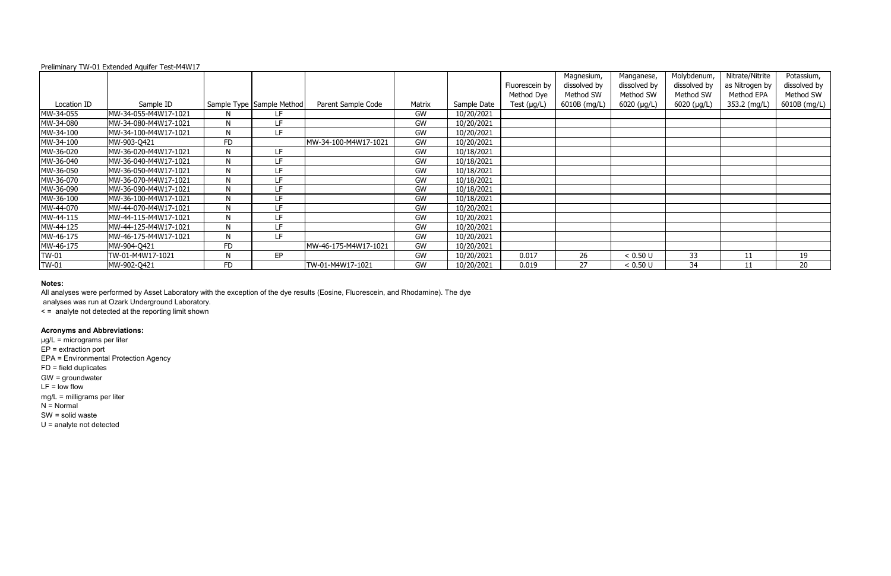Preliminary TW-01 Extended Aquifer Test-M4W17

| Location ID | Sample ID | Sample Type | Sample Method | Parent Sample Code | Matrix | Sample Date | Fluorescein by Method Dye Test (µg/L) | Magnesium, dissolved by Method SW 6010B (mg/L) | Manganese, dissolved by Method SW 6020 (µg/L) | Molybdenum, dissolved by Method SW 6020 (µg/L) | Nitrate/Nitrite as Nitrogen by Method EPA 353.2 (mg/L) | Potassium, dissolved by Method SW 6010B (mg/L) |
|---|---|---|---|---|---|---|---|---|---|---|---|---|
| MW-34-055 | MW-34-055-M4W17-1021 | N | LF | | GW | 10/20/2021 | | | | | | |
| MW-34-080 | MW-34-080-M4W17-1021 | N | LF | | GW | 10/20/2021 | | | | | | |
| MW-34-100 | MW-34-100-M4W17-1021 | N | LF | | GW | 10/20/2021 | | | | | | |
| MW-34-100 | MW-903-Q421 | FD | | MW-34-100-M4W17-1021 | GW | 10/20/2021 | | | | | | |
| MW-36-020 | MW-36-020-M4W17-1021 | N | LF | | GW | 10/18/2021 | | | | | | |
| MW-36-040 | MW-36-040-M4W17-1021 | N | LF | | GW | 10/18/2021 | | | | | | |
| MW-36-050 | MW-36-050-M4W17-1021 | N | LF | | GW | 10/18/2021 | | | | | | |
| MW-36-070 | MW-36-070-M4W17-1021 | N | LF | | GW | 10/18/2021 | | | | | | |
| MW-36-090 | MW-36-090-M4W17-1021 | N | LF | | GW | 10/18/2021 | | | | | | |
| MW-36-100 | MW-36-100-M4W17-1021 | N | LF | | GW | 10/18/2021 | | | | | | |
| MW-44-070 | MW-44-070-M4W17-1021 | N | LF | | GW | 10/20/2021 | | | | | | |
| MW-44-115 | MW-44-115-M4W17-1021 | N | LF | | GW | 10/20/2021 | | | | | | |
| MW-44-125 | MW-44-125-M4W17-1021 | N | LF | | GW | 10/20/2021 | | | | | | |
| MW-46-175 | MW-46-175-M4W17-1021 | N | LF | | GW | 10/20/2021 | | | | | | |
| MW-46-175 | MW-904-Q421 | FD | | MW-46-175-M4W17-1021 | GW | 10/20/2021 | | | | | | |
| TW-01 | TW-01-M4W17-1021 | N | EP | | GW | 10/20/2021 | 0.017 | 26 | < 0.50 U | 33 | 11 | 19 |
| TW-01 | MW-902-Q421 | FD | | TW-01-M4W17-1021 | GW | 10/20/2021 | 0.019 | 27 | < 0.50 U | 34 | 11 | 20 |

**Notes:**

All analyses were performed by Asset Laboratory with the exception of the dye results (Eosine, Fluorescein, and Rhodamine). The dye analyses was run at Ozark Underground Laboratory.

< = analyte not detected at the reporting limit shown

**Acronyms and Abbreviations:**

µg/L = micrograms per liter
EP = extraction port
EPA = Environmental Protection Agency
FD = field duplicates
GW = groundwater
LF = low flow
mg/L = milligrams per liter
N = Normal
SW = solid waste
U = analyte not detected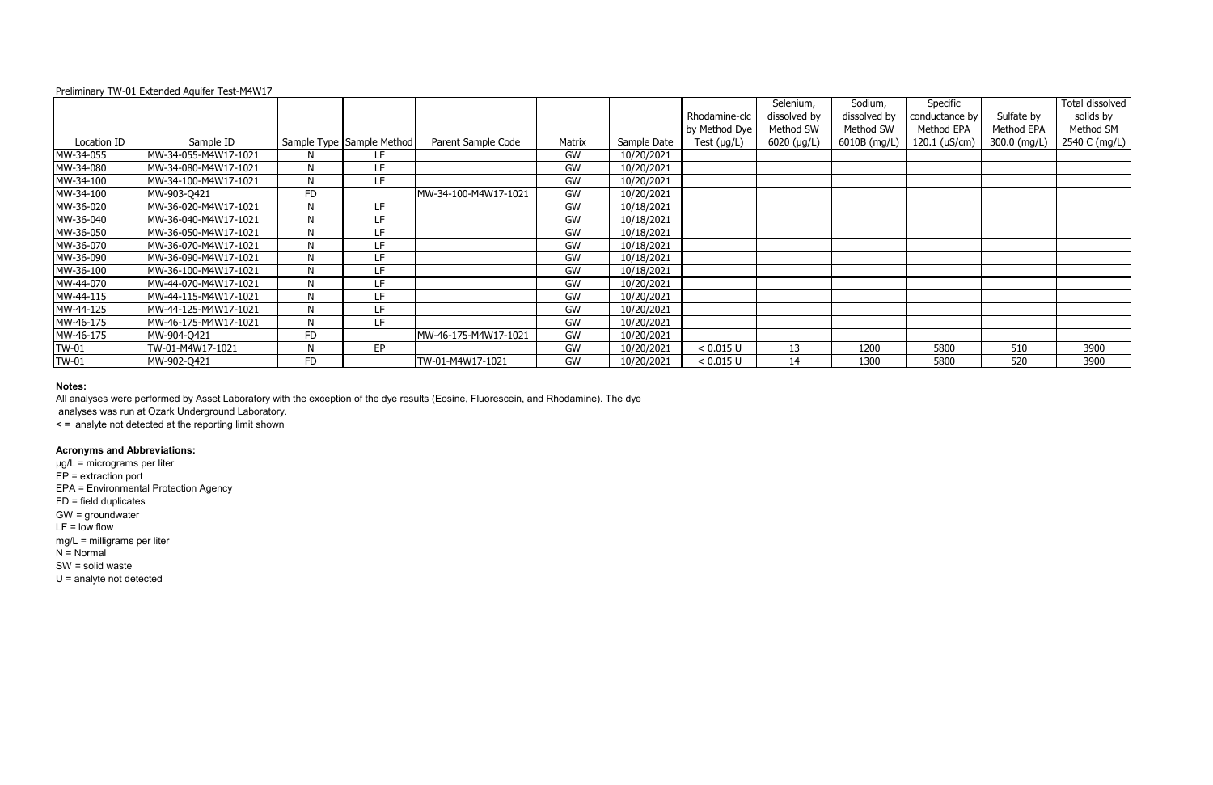Preliminary TW-01 Extended Aquifer Test-M4W17

| Location ID | Sample ID | Sample Type | Sample Method | Parent Sample Code | Matrix | Sample Date | Rhodamine-clc by Method Dye Test (µg/L) | Selenium, dissolved by Method SW 6020 (µg/L) | Sodium, dissolved by Method SW 6010B (mg/L) | Specific conductance by Method EPA 120.1 (uS/cm) | Sulfate by Method EPA 300.0 (mg/L) | Total dissolved solids by Method SM 2540 C (mg/L) |
|---|---|---|---|---|---|---|---|---|---|---|---|---|
| MW-34-055 | MW-34-055-M4W17-1021 | N | LF | | GW | 10/20/2021 | | | | | | |
| MW-34-080 | MW-34-080-M4W17-1021 | N | LF | | GW | 10/20/2021 | | | | | | |
| MW-34-100 | MW-34-100-M4W17-1021 | N | LF | | GW | 10/20/2021 | | | | | | |
| MW-34-100 | MW-903-Q421 | FD | | MW-34-100-M4W17-1021 | GW | 10/20/2021 | | | | | | |
| MW-36-020 | MW-36-020-M4W17-1021 | N | LF | | GW | 10/18/2021 | | | | | | |
| MW-36-040 | MW-36-040-M4W17-1021 | N | LF | | GW | 10/18/2021 | | | | | | |
| MW-36-050 | MW-36-050-M4W17-1021 | N | LF | | GW | 10/18/2021 | | | | | | |
| MW-36-070 | MW-36-070-M4W17-1021 | N | LF | | GW | 10/18/2021 | | | | | | |
| MW-36-090 | MW-36-090-M4W17-1021 | N | LF | | GW | 10/18/2021 | | | | | | |
| MW-36-100 | MW-36-100-M4W17-1021 | N | LF | | GW | 10/18/2021 | | | | | | |
| MW-44-070 | MW-44-070-M4W17-1021 | N | LF | | GW | 10/20/2021 | | | | | | |
| MW-44-115 | MW-44-115-M4W17-1021 | N | LF | | GW | 10/20/2021 | | | | | | |
| MW-44-125 | MW-44-125-M4W17-1021 | N | LF | | GW | 10/20/2021 | | | | | | |
| MW-46-175 | MW-46-175-M4W17-1021 | N | LF | | GW | 10/20/2021 | | | | | | |
| MW-46-175 | MW-904-Q421 | FD | | MW-46-175-M4W17-1021 | GW | 10/20/2021 | | | | | | |
| TW-01 | TW-01-M4W17-1021 | N | EP | | GW | 10/20/2021 | < 0.015 U | 13 | 1200 | 5800 | 510 | 3900 |
| TW-01 | MW-902-Q421 | FD | | TW-01-M4W17-1021 | GW | 10/20/2021 | < 0.015 U | 14 | 1300 | 5800 | 520 | 3900 |

**Notes:**

All analyses were performed by Asset Laboratory with the exception of the dye results (Eosine, Fluorescein, and Rhodamine). The dye analyses was run at Ozark Underground Laboratory.

< = analyte not detected at the reporting limit shown

**Acronyms and Abbreviations:**

µg/L = micrograms per liter
EP = extraction port
EPA = Environmental Protection Agency
FD = field duplicates
GW = groundwater
LF = low flow
mg/L = milligrams per liter
N = Normal
SW = solid waste
U = analyte not detected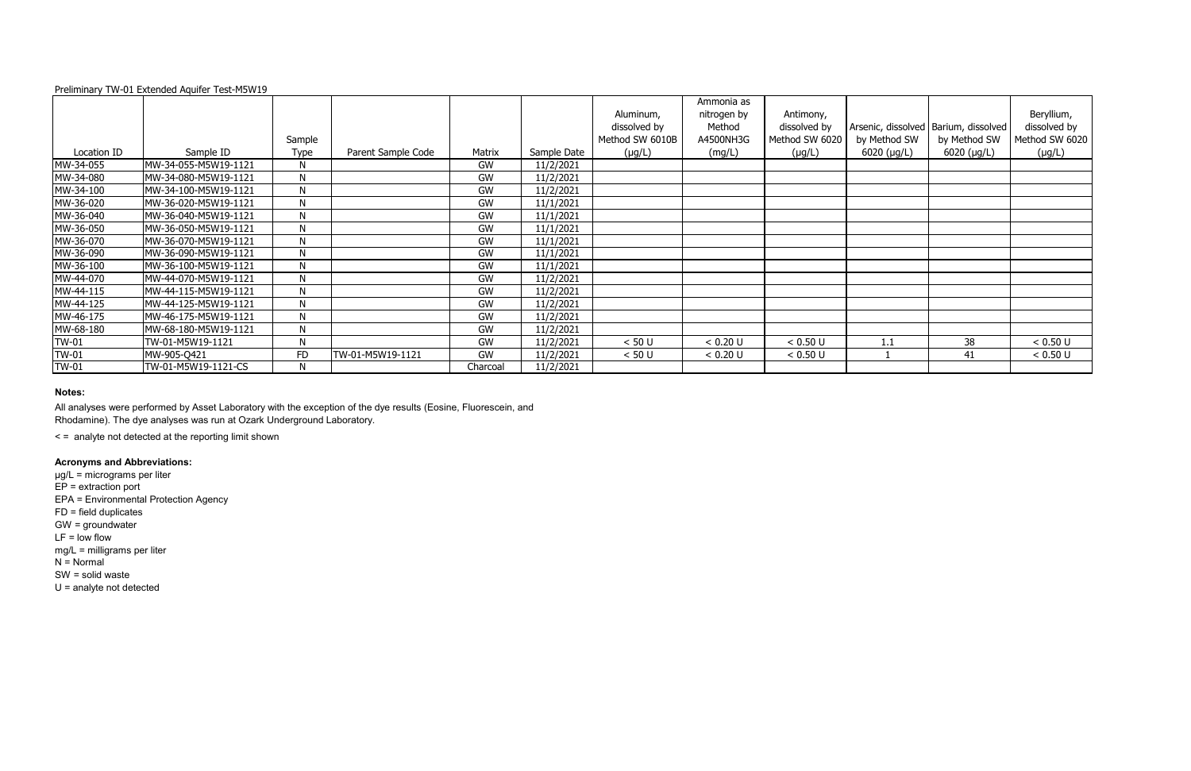Preliminary TW-01 Extended Aquifer Test-M5W19

| Location ID | Sample ID | Sample Type | Parent Sample Code | Matrix | Sample Date | Aluminum, dissolved by Method SW 6010B (µg/L) | Ammonia as nitrogen by Method A4500NH3G (mg/L) | Antimony, dissolved by Method SW 6020 (µg/L) | Arsenic, dissolved by Method SW 6020 (µg/L) | Barium, dissolved by Method SW 6020 (µg/L) | Beryllium, dissolved by Method SW 6020 (µg/L) |
|---|---|---|---|---|---|---|---|---|---|---|---|
| MW-34-055 | MW-34-055-M5W19-1121 | N | | GW | 11/2/2021 | | | | | | |
| MW-34-080 | MW-34-080-M5W19-1121 | N | | GW | 11/2/2021 | | | | | | |
| MW-34-100 | MW-34-100-M5W19-1121 | N | | GW | 11/2/2021 | | | | | | |
| MW-36-020 | MW-36-020-M5W19-1121 | N | | GW | 11/1/2021 | | | | | | |
| MW-36-040 | MW-36-040-M5W19-1121 | N | | GW | 11/1/2021 | | | | | | |
| MW-36-050 | MW-36-050-M5W19-1121 | N | | GW | 11/1/2021 | | | | | | |
| MW-36-070 | MW-36-070-M5W19-1121 | N | | GW | 11/1/2021 | | | | | | |
| MW-36-090 | MW-36-090-M5W19-1121 | N | | GW | 11/1/2021 | | | | | | |
| MW-36-100 | MW-36-100-M5W19-1121 | N | | GW | 11/1/2021 | | | | | | |
| MW-44-070 | MW-44-070-M5W19-1121 | N | | GW | 11/2/2021 | | | | | | |
| MW-44-115 | MW-44-115-M5W19-1121 | N | | GW | 11/2/2021 | | | | | | |
| MW-44-125 | MW-44-125-M5W19-1121 | N | | GW | 11/2/2021 | | | | | | |
| MW-46-175 | MW-46-175-M5W19-1121 | N | | GW | 11/2/2021 | | | | | | |
| MW-68-180 | MW-68-180-M5W19-1121 | N | | GW | 11/2/2021 | | | | | | |
| TW-01 | TW-01-M5W19-1121 | N | | GW | 11/2/2021 | < 50 U | < 0.20 U | < 0.50 U | 1.1 | 38 | < 0.50 U |
| TW-01 | MW-905-Q421 | FD | TW-01-M5W19-1121 | GW | 11/2/2021 | < 50 U | < 0.20 U | < 0.50 U | 1 | 41 | < 0.50 U |
| TW-01 | TW-01-M5W19-1121-CS | N | | Charcoal | 11/2/2021 | | | | | | |

**Notes:**

All analyses were performed by Asset Laboratory with the exception of the dye results (Eosine, Fluorescein, and Rhodamine). The dye analyses was run at Ozark Underground Laboratory.

< = analyte not detected at the reporting limit shown

**Acronyms and Abbreviations:**

µg/L = micrograms per liter
EP = extraction port
EPA = Environmental Protection Agency
FD = field duplicates
GW = groundwater
LF = low flow
mg/L = milligrams per liter
N = Normal
SW = solid waste
U = analyte not detected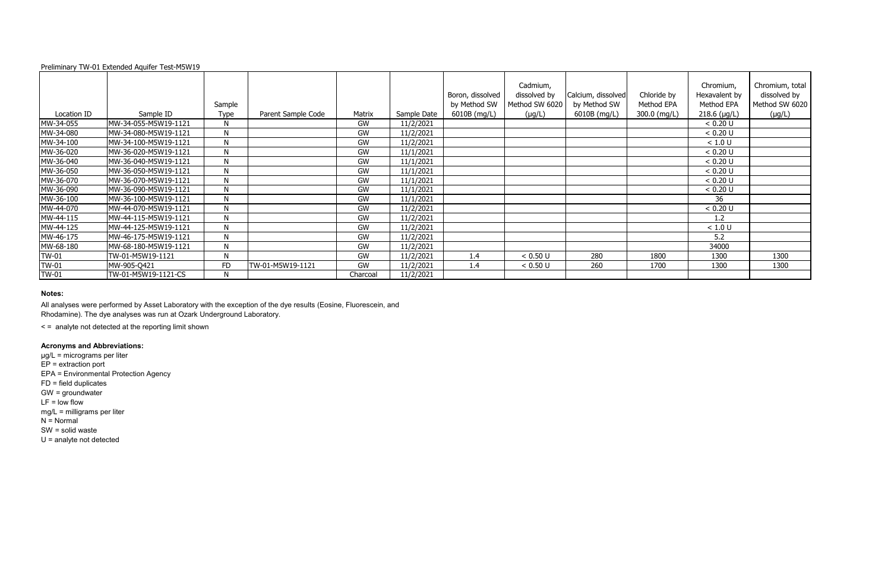Preliminary TW-01 Extended Aquifer Test-M5W19

| Location ID | Sample ID | Sample Type | Parent Sample Code | Matrix | Sample Date | Boron, dissolved by Method SW 6010B (mg/L) | Cadmium, dissolved by Method SW 6020 (µg/L) | Calcium, dissolved by Method SW 6010B (mg/L) | Chloride by Method EPA 300.0 (mg/L) | Chromium, Hexavalent by Method EPA 218.6 (µg/L) | Chromium, total dissolved by Method SW 6020 (µg/L) |
|---|---|---|---|---|---|---|---|---|---|---|---|
| MW-34-055 | MW-34-055-M5W19-1121 | N | | GW | 11/2/2021 | | | | | < 0.20 U | |
| MW-34-080 | MW-34-080-M5W19-1121 | N | | GW | 11/2/2021 | | | | | < 0.20 U | |
| MW-34-100 | MW-34-100-M5W19-1121 | N | | GW | 11/2/2021 | | | | | < 1.0 U | |
| MW-36-020 | MW-36-020-M5W19-1121 | N | | GW | 11/1/2021 | | | | | < 0.20 U | |
| MW-36-040 | MW-36-040-M5W19-1121 | N | | GW | 11/1/2021 | | | | | < 0.20 U | |
| MW-36-050 | MW-36-050-M5W19-1121 | N | | GW | 11/1/2021 | | | | | < 0.20 U | |
| MW-36-070 | MW-36-070-M5W19-1121 | N | | GW | 11/1/2021 | | | | | < 0.20 U | |
| MW-36-090 | MW-36-090-M5W19-1121 | N | | GW | 11/1/2021 | | | | | < 0.20 U | |
| MW-36-100 | MW-36-100-M5W19-1121 | N | | GW | 11/1/2021 | | | | | 36 | |
| MW-44-070 | MW-44-070-M5W19-1121 | N | | GW | 11/2/2021 | | | | | < 0.20 U | |
| MW-44-115 | MW-44-115-M5W19-1121 | N | | GW | 11/2/2021 | | | | | 1.2 | |
| MW-44-125 | MW-44-125-M5W19-1121 | N | | GW | 11/2/2021 | | | | | < 1.0 U | |
| MW-46-175 | MW-46-175-M5W19-1121 | N | | GW | 11/2/2021 | | | | | 5.2 | |
| MW-68-180 | MW-68-180-M5W19-1121 | N | | GW | 11/2/2021 | | | | | 34000 | |
| TW-01 | TW-01-M5W19-1121 | N | | GW | 11/2/2021 | 1.4 | < 0.50 U | 280 | 1800 | 1300 | 1300 |
| TW-01 | MW-905-Q421 | FD | TW-01-M5W19-1121 | GW | 11/2/2021 | 1.4 | < 0.50 U | 260 | 1700 | 1300 | 1300 |
| TW-01 | TW-01-M5W19-1121-CS | N | | Charcoal | 11/2/2021 | | | | | | |

**Notes:**

All analyses were performed by Asset Laboratory with the exception of the dye results (Eosine, Fluorescein, and Rhodamine). The dye analyses was run at Ozark Underground Laboratory.

< = analyte not detected at the reporting limit shown

**Acronyms and Abbreviations:**

µg/L = micrograms per liter
EP = extraction port
EPA = Environmental Protection Agency
FD = field duplicates
GW = groundwater
LF = low flow
mg/L = milligrams per liter
N = Normal
SW = solid waste
U = analyte not detected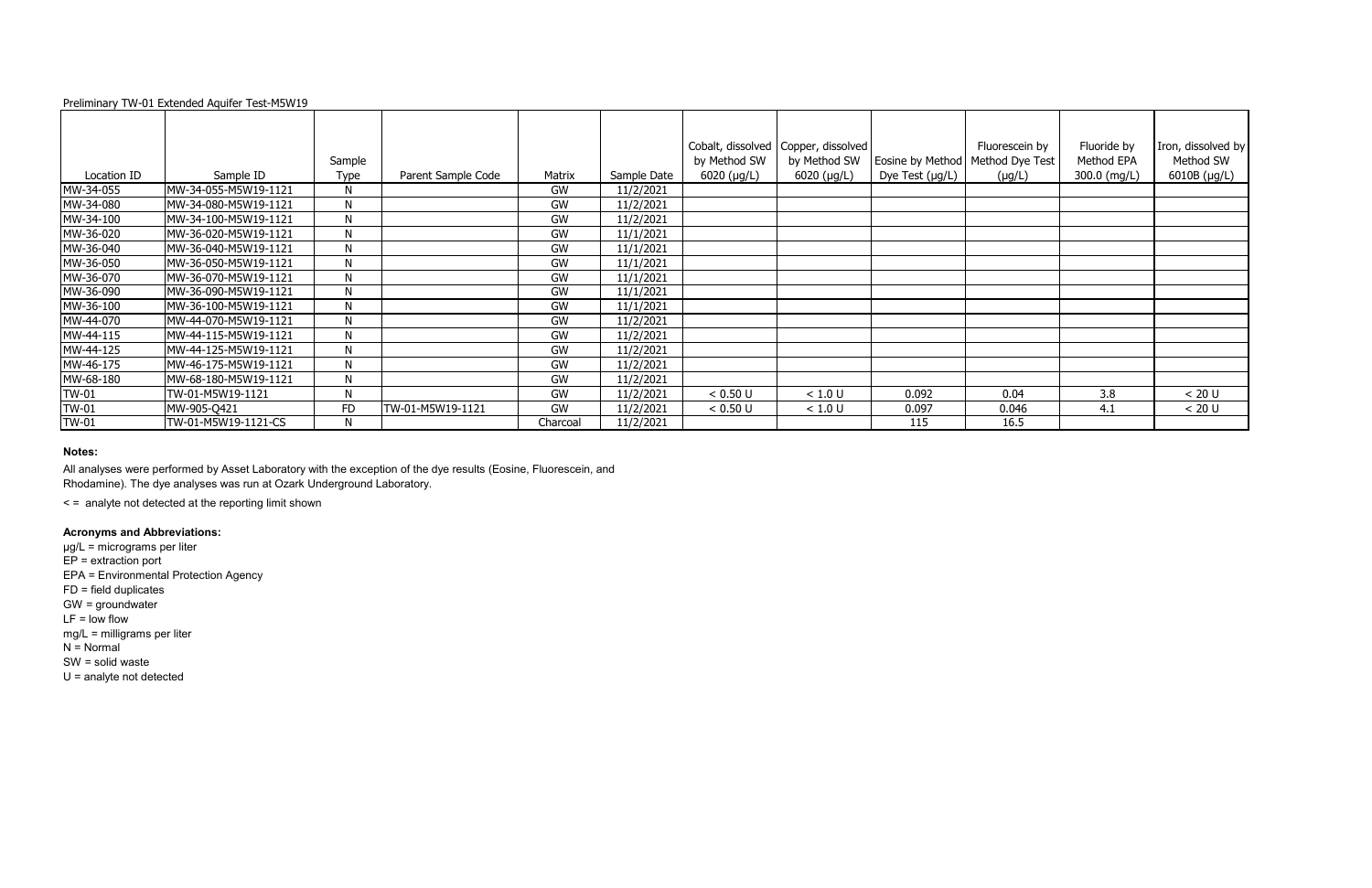Preliminary TW-01 Extended Aquifer Test-M5W19

| Location ID | Sample ID | Sample Type | Parent Sample Code | Matrix | Sample Date | Cobalt, dissolved by Method SW 6020 (µg/L) | Copper, dissolved by Method SW 6020 (µg/L) | Eosine by Method Dye Test (µg/L) | Fluorescein by Method Dye Test (µg/L) | Fluoride by Method EPA 300.0 (mg/L) | Iron, dissolved by Method SW 6010B (µg/L) |
|---|---|---|---|---|---|---|---|---|---|---|---|
| MW-34-055 | MW-34-055-M5W19-1121 | N | | GW | 11/2/2021 | | | | | | |
| MW-34-080 | MW-34-080-M5W19-1121 | N | | GW | 11/2/2021 | | | | | | |
| MW-34-100 | MW-34-100-M5W19-1121 | N | | GW | 11/2/2021 | | | | | | |
| MW-36-020 | MW-36-020-M5W19-1121 | N | | GW | 11/1/2021 | | | | | | |
| MW-36-040 | MW-36-040-M5W19-1121 | N | | GW | 11/1/2021 | | | | | | |
| MW-36-050 | MW-36-050-M5W19-1121 | N | | GW | 11/1/2021 | | | | | | |
| MW-36-070 | MW-36-070-M5W19-1121 | N | | GW | 11/1/2021 | | | | | | |
| MW-36-090 | MW-36-090-M5W19-1121 | N | | GW | 11/1/2021 | | | | | | |
| MW-36-100 | MW-36-100-M5W19-1121 | N | | GW | 11/1/2021 | | | | | | |
| MW-44-070 | MW-44-070-M5W19-1121 | N | | GW | 11/2/2021 | | | | | | |
| MW-44-115 | MW-44-115-M5W19-1121 | N | | GW | 11/2/2021 | | | | | | |
| MW-44-125 | MW-44-125-M5W19-1121 | N | | GW | 11/2/2021 | | | | | | |
| MW-46-175 | MW-46-175-M5W19-1121 | N | | GW | 11/2/2021 | | | | | | |
| MW-68-180 | MW-68-180-M5W19-1121 | N | | GW | 11/2/2021 | | | | | | |
| TW-01 | TW-01-M5W19-1121 | N | | GW | 11/2/2021 | < 0.50 U | < 1.0 U | 0.092 | 0.04 | 3.8 | < 20 U |
| TW-01 | MW-905-Q421 | FD | TW-01-M5W19-1121 | GW | 11/2/2021 | < 0.50 U | < 1.0 U | 0.097 | 0.046 | 4.1 | < 20 U |
| TW-01 | TW-01-M5W19-1121-CS | N | | Charcoal | 11/2/2021 | | | 115 | 16.5 | | |

**Notes:**

All analyses were performed by Asset Laboratory with the exception of the dye results (Eosine, Fluorescein, and Rhodamine). The dye analyses was run at Ozark Underground Laboratory.

< = analyte not detected at the reporting limit shown

**Acronyms and Abbreviations:**

µg/L = micrograms per liter
EP = extraction port
EPA = Environmental Protection Agency
FD = field duplicates
GW = groundwater
LF = low flow
mg/L = milligrams per liter
N = Normal
SW = solid waste
U = analyte not detected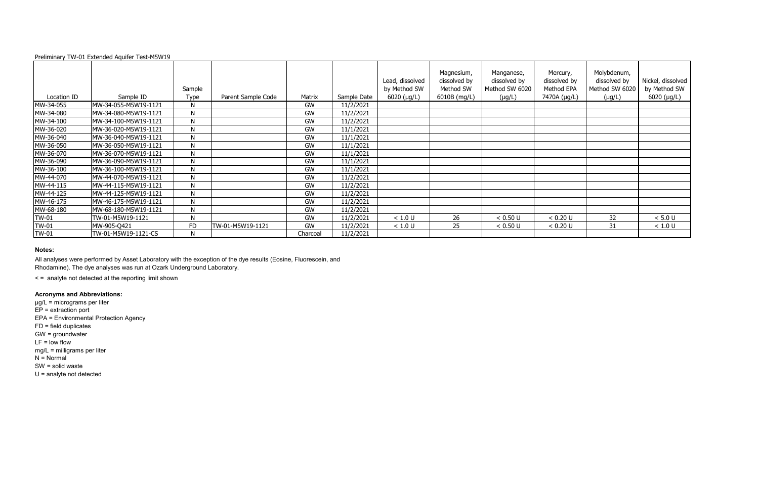Preliminary TW-01 Extended Aquifer Test-M5W19

| Location ID | Sample ID | Sample Type | Parent Sample Code | Matrix | Sample Date | Lead, dissolved by Method SW 6020 (µg/L) | Magnesium, dissolved by Method SW 6010B (mg/L) | Manganese, dissolved by Method SW 6020 (µg/L) | Mercury, dissolved by Method EPA 7470A (µg/L) | Molybdenum, dissolved by Method SW 6020 (µg/L) | Nickel, dissolved by Method SW 6020 (µg/L) |
|---|---|---|---|---|---|---|---|---|---|---|---|
| MW-34-055 | MW-34-055-M5W19-1121 | N | | GW | 11/2/2021 | | | | | | |
| MW-34-080 | MW-34-080-M5W19-1121 | N | | GW | 11/2/2021 | | | | | | |
| MW-34-100 | MW-34-100-M5W19-1121 | N | | GW | 11/2/2021 | | | | | | |
| MW-36-020 | MW-36-020-M5W19-1121 | N | | GW | 11/1/2021 | | | | | | |
| MW-36-040 | MW-36-040-M5W19-1121 | N | | GW | 11/1/2021 | | | | | | |
| MW-36-050 | MW-36-050-M5W19-1121 | N | | GW | 11/1/2021 | | | | | | |
| MW-36-070 | MW-36-070-M5W19-1121 | N | | GW | 11/1/2021 | | | | | | |
| MW-36-090 | MW-36-090-M5W19-1121 | N | | GW | 11/1/2021 | | | | | | |
| MW-36-100 | MW-36-100-M5W19-1121 | N | | GW | 11/1/2021 | | | | | | |
| MW-44-070 | MW-44-070-M5W19-1121 | N | | GW | 11/2/2021 | | | | | | |
| MW-44-115 | MW-44-115-M5W19-1121 | N | | GW | 11/2/2021 | | | | | | |
| MW-44-125 | MW-44-125-M5W19-1121 | N | | GW | 11/2/2021 | | | | | | |
| MW-46-175 | MW-46-175-M5W19-1121 | N | | GW | 11/2/2021 | | | | | | |
| MW-68-180 | MW-68-180-M5W19-1121 | N | | GW | 11/2/2021 | | | | | | |
| TW-01 | TW-01-M5W19-1121 | N | | GW | 11/2/2021 | < 1.0 U | 26 | < 0.50 U | < 0.20 U | 32 | < 5.0 U |
| TW-01 | MW-905-Q421 | FD | TW-01-M5W19-1121 | GW | 11/2/2021 | < 1.0 U | 25 | < 0.50 U | < 0.20 U | 31 | < 1.0 U |
| TW-01 | TW-01-M5W19-1121-CS | N | | Charcoal | 11/2/2021 | | | | | | |

**Notes:**

All analyses were performed by Asset Laboratory with the exception of the dye results (Eosine, Fluorescein, and Rhodamine). The dye analyses was run at Ozark Underground Laboratory.

< = analyte not detected at the reporting limit shown

**Acronyms and Abbreviations:**

µg/L = micrograms per liter
EP = extraction port
EPA = Environmental Protection Agency
FD = field duplicates
GW = groundwater
LF = low flow
mg/L = milligrams per liter
N = Normal
SW = solid waste
U = analyte not detected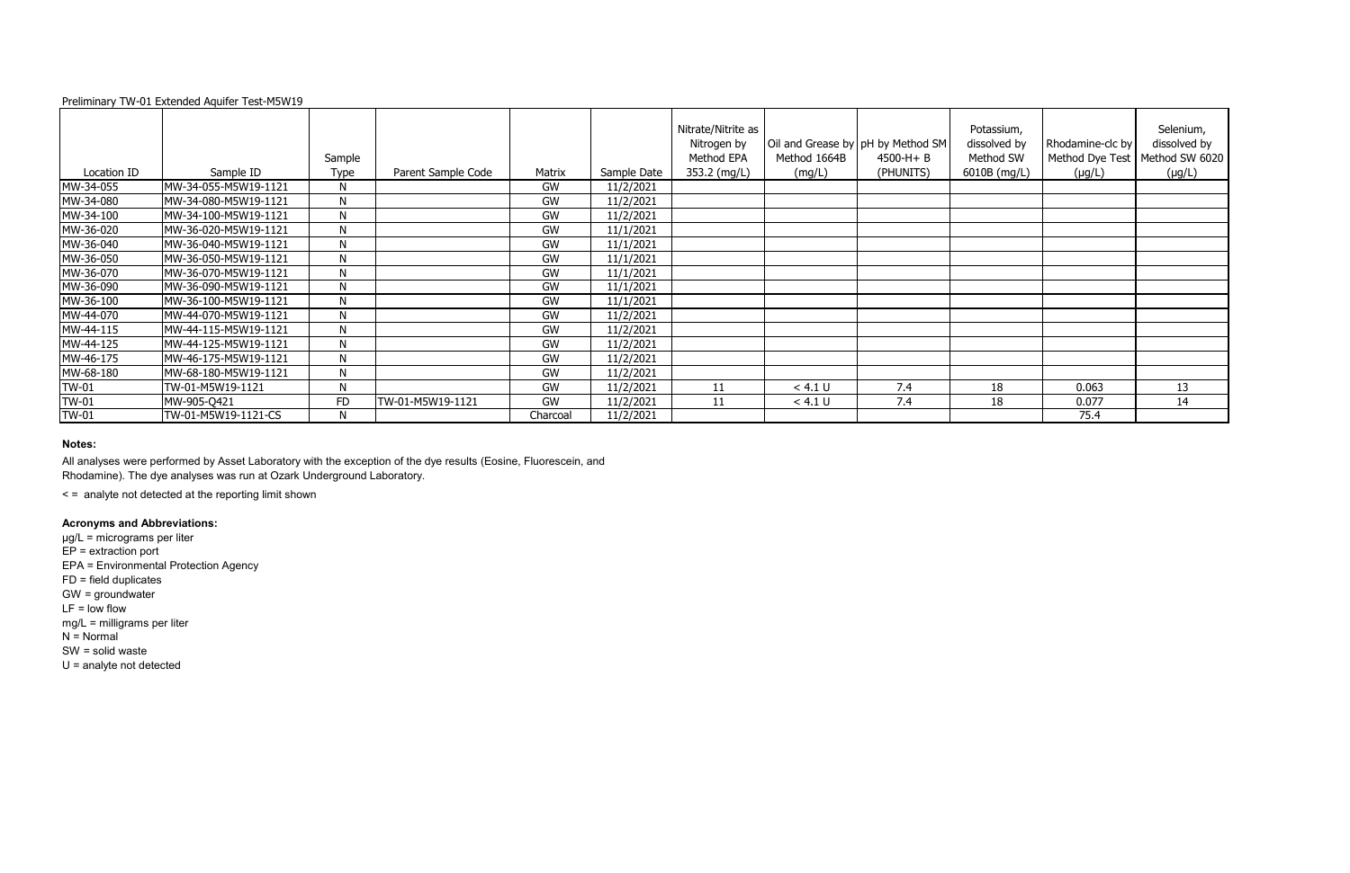Preliminary TW-01 Extended Aquifer Test-M5W19

| Location ID | Sample ID | Sample Type | Parent Sample Code | Matrix | Sample Date | Nitrate/Nitrite as Nitrogen by Method EPA 353.2 (mg/L) | Oil and Grease by Method 1664B (mg/L) | pH by Method SM 4500-H+ B (PHUNITS) | Potassium, dissolved by Method SW 6010B (mg/L) | Rhodamine-clc by Method Dye Test (µg/L) | Selenium, dissolved by Method SW 6020 (µg/L) |
|---|---|---|---|---|---|---|---|---|---|---|---|
| MW-34-055 | MW-34-055-M5W19-1121 | N | | GW | 11/2/2021 | | | | | | |
| MW-34-080 | MW-34-080-M5W19-1121 | N | | GW | 11/2/2021 | | | | | | |
| MW-34-100 | MW-34-100-M5W19-1121 | N | | GW | 11/2/2021 | | | | | | |
| MW-36-020 | MW-36-020-M5W19-1121 | N | | GW | 11/1/2021 | | | | | | |
| MW-36-040 | MW-36-040-M5W19-1121 | N | | GW | 11/1/2021 | | | | | | |
| MW-36-050 | MW-36-050-M5W19-1121 | N | | GW | 11/1/2021 | | | | | | |
| MW-36-070 | MW-36-070-M5W19-1121 | N | | GW | 11/1/2021 | | | | | | |
| MW-36-090 | MW-36-090-M5W19-1121 | N | | GW | 11/1/2021 | | | | | | |
| MW-36-100 | MW-36-100-M5W19-1121 | N | | GW | 11/1/2021 | | | | | | |
| MW-44-070 | MW-44-070-M5W19-1121 | N | | GW | 11/2/2021 | | | | | | |
| MW-44-115 | MW-44-115-M5W19-1121 | N | | GW | 11/2/2021 | | | | | | |
| MW-44-125 | MW-44-125-M5W19-1121 | N | | GW | 11/2/2021 | | | | | | |
| MW-46-175 | MW-46-175-M5W19-1121 | N | | GW | 11/2/2021 | | | | | | |
| MW-68-180 | MW-68-180-M5W19-1121 | N | | GW | 11/2/2021 | | | | | | |
| TW-01 | TW-01-M5W19-1121 | N | | GW | 11/2/2021 | 11 | < 4.1 U | 7.4 | 18 | 0.063 | 13 |
| TW-01 | MW-905-Q421 | FD | TW-01-M5W19-1121 | GW | 11/2/2021 | 11 | < 4.1 U | 7.4 | 18 | 0.077 | 14 |
| TW-01 | TW-01-M5W19-1121-CS | N | | Charcoal | 11/2/2021 | | | | | 75.4 | |

**Notes:**

All analyses were performed by Asset Laboratory with the exception of the dye results (Eosine, Fluorescein, and Rhodamine). The dye analyses was run at Ozark Underground Laboratory.

< = analyte not detected at the reporting limit shown

**Acronyms and Abbreviations:**

µg/L = micrograms per liter
EP = extraction port
EPA = Environmental Protection Agency
FD = field duplicates
GW = groundwater
LF = low flow
mg/L = milligrams per liter
N = Normal
SW = solid waste
U = analyte not detected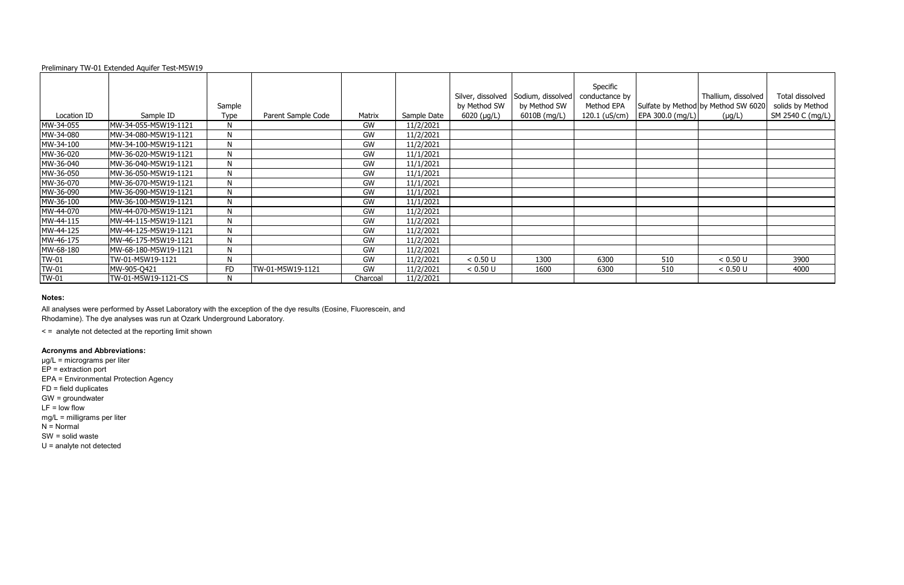Preliminary TW-01 Extended Aquifer Test-M5W19

| Location ID | Sample ID | Sample Type | Parent Sample Code | Matrix | Sample Date | Silver, dissolved by Method SW 6020 (µg/L) | Sodium, dissolved by Method SW 6010B (mg/L) | Specific conductance by Method EPA 120.1 (uS/cm) | Sulfate by Method EPA 300.0 (mg/L) | Thallium, dissolved by Method SW 6020 (µg/L) | Total dissolved solids by Method SM 2540 C (mg/L) |
|---|---|---|---|---|---|---|---|---|---|---|---|
| MW-34-055 | MW-34-055-M5W19-1121 | N | | GW | 11/2/2021 | | | | | | |
| MW-34-080 | MW-34-080-M5W19-1121 | N | | GW | 11/2/2021 | | | | | | |
| MW-34-100 | MW-34-100-M5W19-1121 | N | | GW | 11/2/2021 | | | | | | |
| MW-36-020 | MW-36-020-M5W19-1121 | N | | GW | 11/1/2021 | | | | | | |
| MW-36-040 | MW-36-040-M5W19-1121 | N | | GW | 11/1/2021 | | | | | | |
| MW-36-050 | MW-36-050-M5W19-1121 | N | | GW | 11/1/2021 | | | | | | |
| MW-36-070 | MW-36-070-M5W19-1121 | N | | GW | 11/1/2021 | | | | | | |
| MW-36-090 | MW-36-090-M5W19-1121 | N | | GW | 11/1/2021 | | | | | | |
| MW-36-100 | MW-36-100-M5W19-1121 | N | | GW | 11/1/2021 | | | | | | |
| MW-44-070 | MW-44-070-M5W19-1121 | N | | GW | 11/2/2021 | | | | | | |
| MW-44-115 | MW-44-115-M5W19-1121 | N | | GW | 11/2/2021 | | | | | | |
| MW-44-125 | MW-44-125-M5W19-1121 | N | | GW | 11/2/2021 | | | | | | |
| MW-46-175 | MW-46-175-M5W19-1121 | N | | GW | 11/2/2021 | | | | | | |
| MW-68-180 | MW-68-180-M5W19-1121 | N | | GW | 11/2/2021 | | | | | | |
| TW-01 | TW-01-M5W19-1121 | N | | GW | 11/2/2021 | < 0.50 U | 1300 | 6300 | 510 | < 0.50 U | 3900 |
| TW-01 | MW-905-Q421 | FD | TW-01-M5W19-1121 | GW | 11/2/2021 | < 0.50 U | 1600 | 6300 | 510 | < 0.50 U | 4000 |
| TW-01 | TW-01-M5W19-1121-CS | N | | Charcoal | 11/2/2021 | | | | | | |

**Notes:**

All analyses were performed by Asset Laboratory with the exception of the dye results (Eosine, Fluorescein, and Rhodamine). The dye analyses was run at Ozark Underground Laboratory.

< = analyte not detected at the reporting limit shown

**Acronyms and Abbreviations:**

µg/L = micrograms per liter
EP = extraction port
EPA = Environmental Protection Agency
FD = field duplicates
GW = groundwater
LF = low flow
mg/L = milligrams per liter
N = Normal
SW = solid waste
U = analyte not detected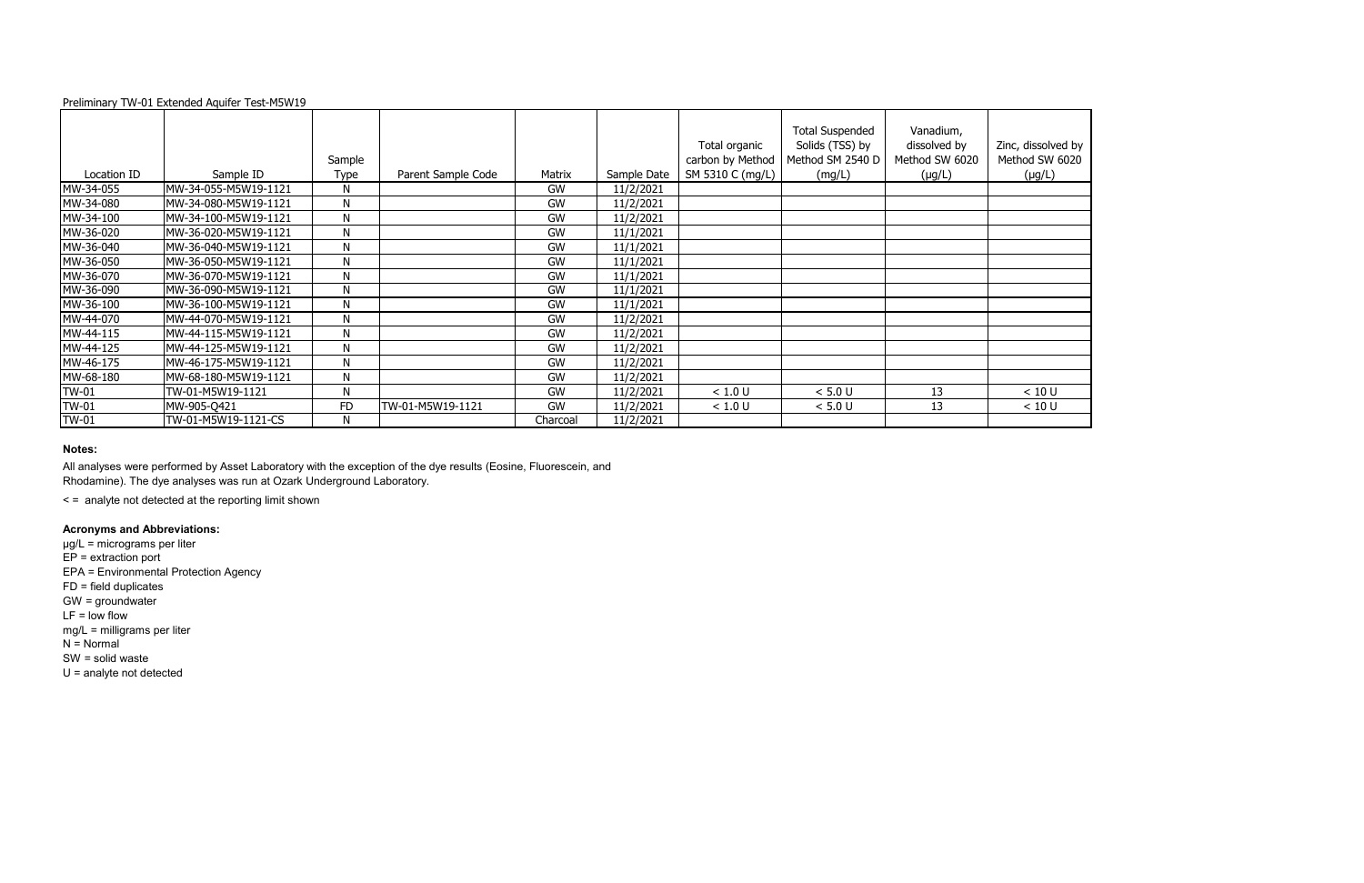Preliminary TW-01 Extended Aquifer Test-M5W19

| Location ID | Sample ID | Sample Type | Parent Sample Code | Matrix | Sample Date | Total organic carbon by Method SM 5310 C (mg/L) | Total Suspended Solids (TSS) by Method SM 2540 D (mg/L) | Vanadium, dissolved by Method SW 6020 (µg/L) | Zinc, dissolved by Method SW 6020 (µg/L) |
|---|---|---|---|---|---|---|---|---|---|
| MW-34-055 | MW-34-055-M5W19-1121 | N | | GW | 11/2/2021 | | | | |
| MW-34-080 | MW-34-080-M5W19-1121 | N | | GW | 11/2/2021 | | | | |
| MW-34-100 | MW-34-100-M5W19-1121 | N | | GW | 11/2/2021 | | | | |
| MW-36-020 | MW-36-020-M5W19-1121 | N | | GW | 11/1/2021 | | | | |
| MW-36-040 | MW-36-040-M5W19-1121 | N | | GW | 11/1/2021 | | | | |
| MW-36-050 | MW-36-050-M5W19-1121 | N | | GW | 11/1/2021 | | | | |
| MW-36-070 | MW-36-070-M5W19-1121 | N | | GW | 11/1/2021 | | | | |
| MW-36-090 | MW-36-090-M5W19-1121 | N | | GW | 11/1/2021 | | | | |
| MW-36-100 | MW-36-100-M5W19-1121 | N | | GW | 11/1/2021 | | | | |
| MW-44-070 | MW-44-070-M5W19-1121 | N | | GW | 11/2/2021 | | | | |
| MW-44-115 | MW-44-115-M5W19-1121 | N | | GW | 11/2/2021 | | | | |
| MW-44-125 | MW-44-125-M5W19-1121 | N | | GW | 11/2/2021 | | | | |
| MW-46-175 | MW-46-175-M5W19-1121 | N | | GW | 11/2/2021 | | | | |
| MW-68-180 | MW-68-180-M5W19-1121 | N | | GW | 11/2/2021 | | | | |
| TW-01 | TW-01-M5W19-1121 | N | | GW | 11/2/2021 | < 1.0 U | < 5.0 U | 13 | < 10 U |
| TW-01 | MW-905-Q421 | FD | TW-01-M5W19-1121 | GW | 11/2/2021 | < 1.0 U | < 5.0 U | 13 | < 10 U |
| TW-01 | TW-01-M5W19-1121-CS | N | | Charcoal | 11/2/2021 | | | | |

**Notes:**

All analyses were performed by Asset Laboratory with the exception of the dye results (Eosine, Fluorescein, and Rhodamine). The dye analyses was run at Ozark Underground Laboratory.

< = analyte not detected at the reporting limit shown

**Acronyms and Abbreviations:**

µg/L = micrograms per liter
EP = extraction port
EPA = Environmental Protection Agency
FD = field duplicates
GW = groundwater
LF = low flow
mg/L = milligrams per liter
N = Normal
SW = solid waste
U = analyte not detected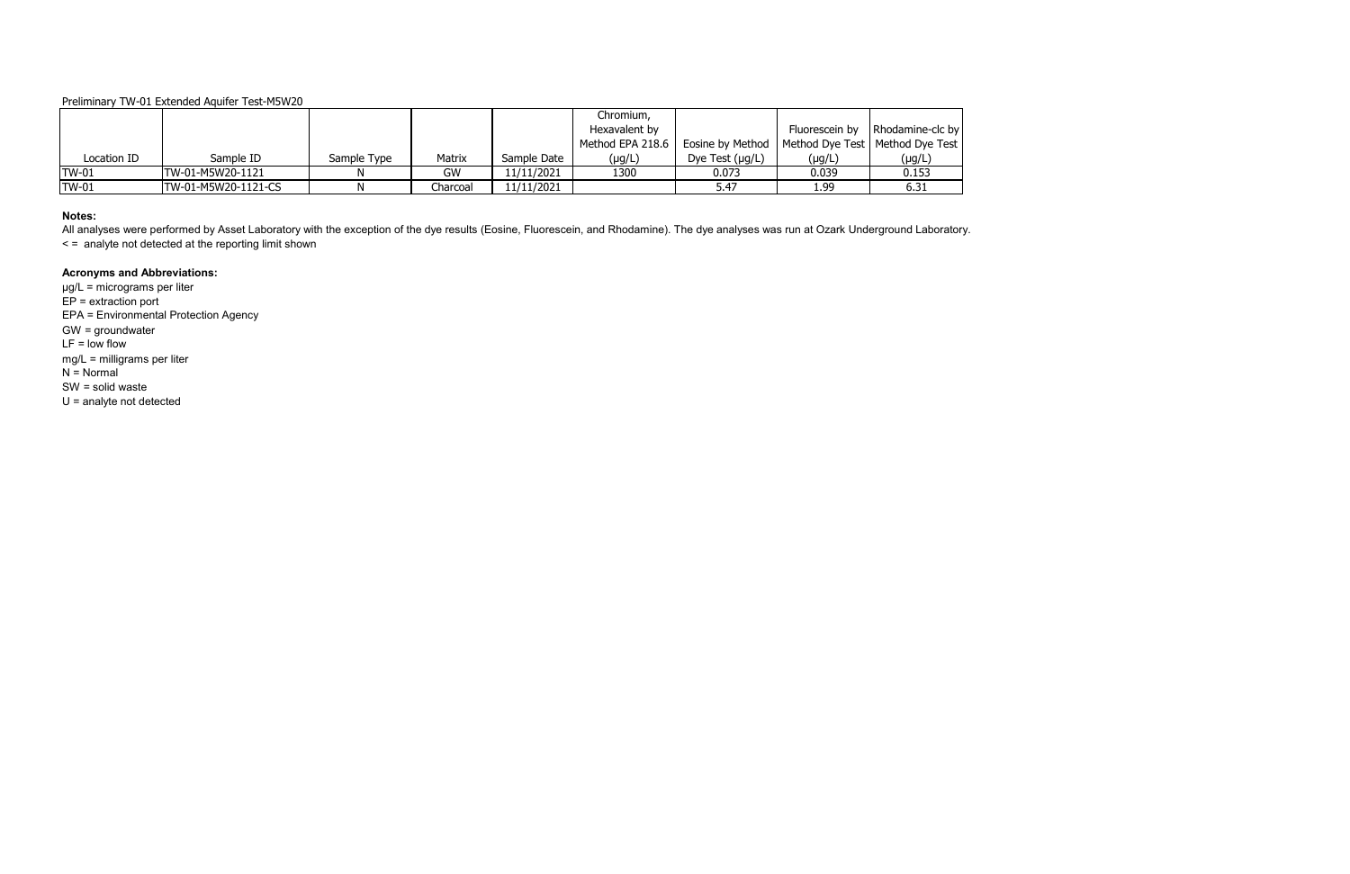Preliminary TW-01 Extended Aquifer Test-M5W20

| Location ID | Sample ID | Sample Type | Matrix | Sample Date | Chromium, Hexavalent by Method EPA 218.6 (µg/L) | Eosine by Method Dye Test (µg/L) | Fluorescein by Method Dye Test (µg/L) | Rhodamine-clc by Method Dye Test (µg/L) |
|---|---|---|---|---|---|---|---|---|
| TW-01 | TW-01-M5W20-1121 | N | GW | 11/11/2021 | 1300 | 0.073 | 0.039 | 0.153 |
| TW-01 | TW-01-M5W20-1121-CS | N | Charcoal | 11/11/2021 | | 5.47 | 1.99 | 6.31 |

**Notes:**

All analyses were performed by Asset Laboratory with the exception of the dye results (Eosine, Fluorescein, and Rhodamine). The dye analyses was run at Ozark Underground Laboratory.

< = analyte not detected at the reporting limit shown

**Acronyms and Abbreviations:**

µg/L = micrograms per liter

EP = extraction port

EPA = Environmental Protection Agency

GW = groundwater

LF = low flow

mg/L = milligrams per liter

N = Normal

SW = solid waste

U = analyte not detected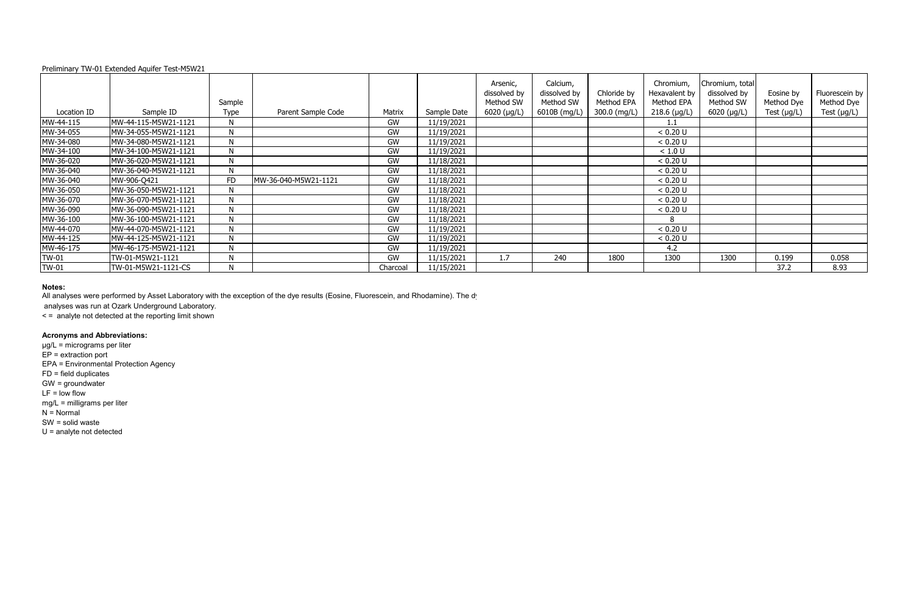Preliminary TW-01 Extended Aquifer Test-M5W21

| Location ID | Sample ID | Sample Type | Parent Sample Code | Matrix | Sample Date | Arsenic, dissolved by Method SW 6020 (µg/L) | Calcium, dissolved by Method SW 6010B (mg/L) | Chloride by Method EPA 300.0 (mg/L) | Chromium, Hexavalent by Method EPA 218.6 (µg/L) | Chromium, total dissolved by Method SW 6020 (µg/L) | Eosine by Method Dye Test (µg/L) | Fluorescein by Method Dye Test (µg/L) |
|---|---|---|---|---|---|---|---|---|---|---|---|---|
| MW-44-115 | MW-44-115-M5W21-1121 | N | | GW | 11/19/2021 | | | | 1.1 | | | |
| MW-34-055 | MW-34-055-M5W21-1121 | N | | GW | 11/19/2021 | | | | < 0.20 U | | | |
| MW-34-080 | MW-34-080-M5W21-1121 | N | | GW | 11/19/2021 | | | | < 0.20 U | | | |
| MW-34-100 | MW-34-100-M5W21-1121 | N | | GW | 11/19/2021 | | | | < 1.0 U | | | |
| MW-36-020 | MW-36-020-M5W21-1121 | N | | GW | 11/18/2021 | | | | < 0.20 U | | | |
| MW-36-040 | MW-36-040-M5W21-1121 | N | | GW | 11/18/2021 | | | | < 0.20 U | | | |
| MW-36-040 | MW-906-Q421 | FD | MW-36-040-M5W21-1121 | GW | 11/18/2021 | | | | < 0.20 U | | | |
| MW-36-050 | MW-36-050-M5W21-1121 | N | | GW | 11/18/2021 | | | | < 0.20 U | | | |
| MW-36-070 | MW-36-070-M5W21-1121 | N | | GW | 11/18/2021 | | | | < 0.20 U | | | |
| MW-36-090 | MW-36-090-M5W21-1121 | N | | GW | 11/18/2021 | | | | < 0.20 U | | | |
| MW-36-100 | MW-36-100-M5W21-1121 | N | | GW | 11/18/2021 | | | | 8 | | | |
| MW-44-070 | MW-44-070-M5W21-1121 | N | | GW | 11/19/2021 | | | | < 0.20 U | | | |
| MW-44-125 | MW-44-125-M5W21-1121 | N | | GW | 11/19/2021 | | | | < 0.20 U | | | |
| MW-46-175 | MW-46-175-M5W21-1121 | N | | GW | 11/19/2021 | | | | 4.2 | | | |
| TW-01 | TW-01-M5W21-1121 | N | | GW | 11/15/2021 | 1.7 | 240 | 1800 | 1300 | 1300 | 0.199 | 0.058 |
| TW-01 | TW-01-M5W21-1121-CS | N | | Charcoal | 11/15/2021 | | | | | | 37.2 | 8.93 |

**Notes:**

All analyses were performed by Asset Laboratory with the exception of the dye results (Eosine, Fluorescein, and Rhodamine). The dy
analyses was run at Ozark Underground Laboratory.

< = analyte not detected at the reporting limit shown

**Acronyms and Abbreviations:**

µg/L = micrograms per liter
EP = extraction port
EPA = Environmental Protection Agency
FD = field duplicates
GW = groundwater
LF = low flow
mg/L = milligrams per liter
N = Normal
SW = solid waste
U = analyte not detected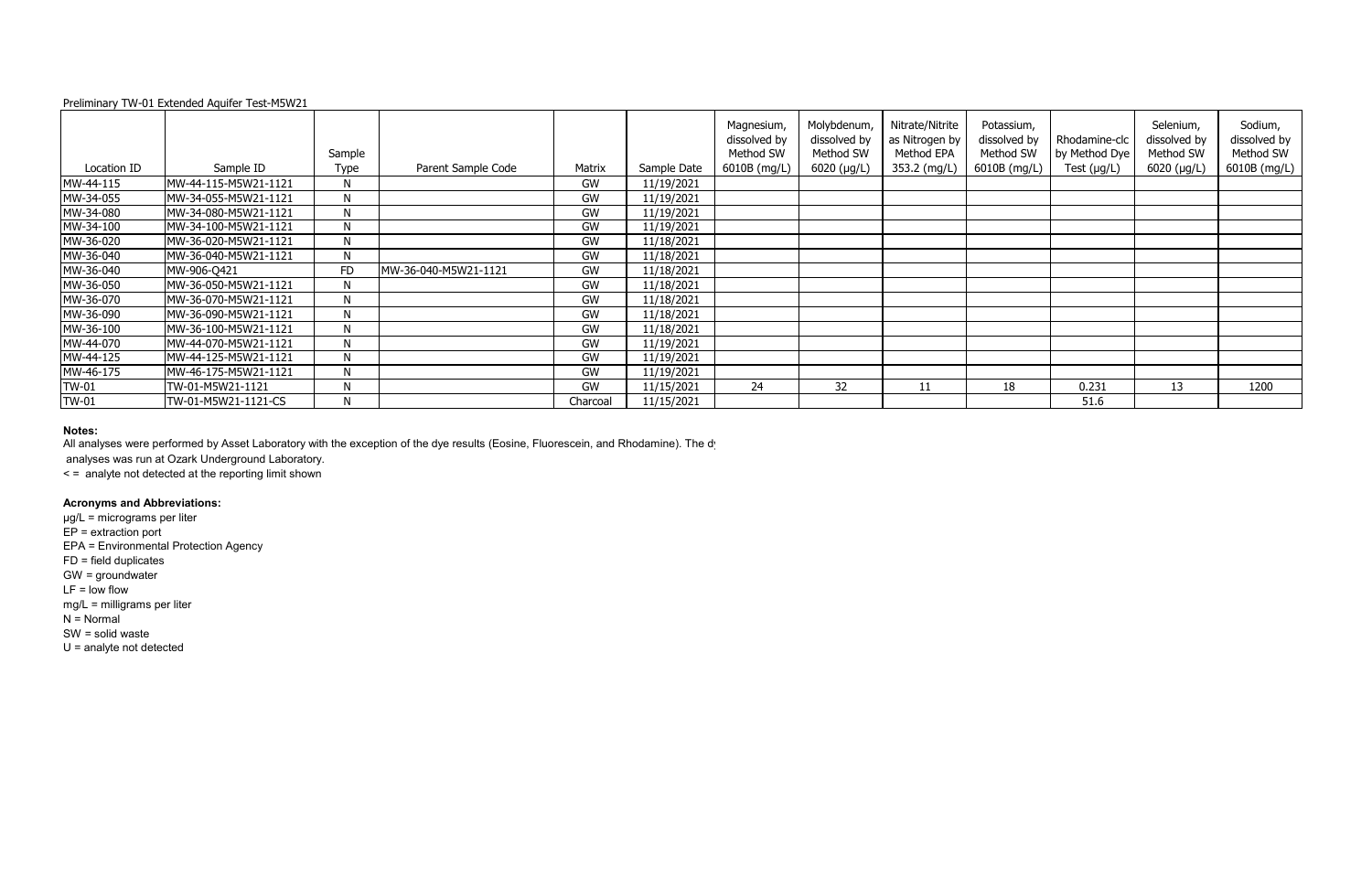Preliminary TW-01 Extended Aquifer Test-M5W21

| Location ID | Sample ID | Sample Type | Parent Sample Code | Matrix | Sample Date | Magnesium, dissolved by Method SW 6010B (mg/L) | Molybdenum, dissolved by Method SW 6020 (µg/L) | Nitrate/Nitrite as Nitrogen by Method EPA 353.2 (mg/L) | Potassium, dissolved by Method SW 6010B (mg/L) | Rhodamine-clc by Method Dye Test (µg/L) | Selenium, dissolved by Method SW 6020 (µg/L) | Sodium, dissolved by Method SW 6010B (mg/L) |
|---|---|---|---|---|---|---|---|---|---|---|---|---|
| MW-44-115 | MW-44-115-M5W21-1121 | N | | GW | 11/19/2021 | | | | | | | |
| MW-34-055 | MW-34-055-M5W21-1121 | N | | GW | 11/19/2021 | | | | | | | |
| MW-34-080 | MW-34-080-M5W21-1121 | N | | GW | 11/19/2021 | | | | | | | |
| MW-34-100 | MW-34-100-M5W21-1121 | N | | GW | 11/19/2021 | | | | | | | |
| MW-36-020 | MW-36-020-M5W21-1121 | N | | GW | 11/18/2021 | | | | | | | |
| MW-36-040 | MW-36-040-M5W21-1121 | N | | GW | 11/18/2021 | | | | | | | |
| MW-36-040 | MW-906-Q421 | FD | MW-36-040-M5W21-1121 | GW | 11/18/2021 | | | | | | | |
| MW-36-050 | MW-36-050-M5W21-1121 | N | | GW | 11/18/2021 | | | | | | | |
| MW-36-070 | MW-36-070-M5W21-1121 | N | | GW | 11/18/2021 | | | | | | | |
| MW-36-090 | MW-36-090-M5W21-1121 | N | | GW | 11/18/2021 | | | | | | | |
| MW-36-100 | MW-36-100-M5W21-1121 | N | | GW | 11/18/2021 | | | | | | | |
| MW-44-070 | MW-44-070-M5W21-1121 | N | | GW | 11/19/2021 | | | | | | | |
| MW-44-125 | MW-44-125-M5W21-1121 | N | | GW | 11/19/2021 | | | | | | | |
| MW-46-175 | MW-46-175-M5W21-1121 | N | | GW | 11/19/2021 | | | | | | | |
| TW-01 | TW-01-M5W21-1121 | N | | GW | 11/15/2021 | 24 | 32 | 11 | 18 | 0.231 | 13 | 1200 |
| TW-01 | TW-01-M5W21-1121-CS | N | | Charcoal | 11/15/2021 | | | | | 51.6 | | |

**Notes:**

All analyses were performed by Asset Laboratory with the exception of the dye results (Eosine, Fluorescein, and Rhodamine). The dy
analyses was run at Ozark Underground Laboratory.

< = analyte not detected at the reporting limit shown

**Acronyms and Abbreviations:**

µg/L = micrograms per liter
EP = extraction port
EPA = Environmental Protection Agency
FD = field duplicates
GW = groundwater
LF = low flow
mg/L = milligrams per liter
N = Normal
SW = solid waste
U = analyte not detected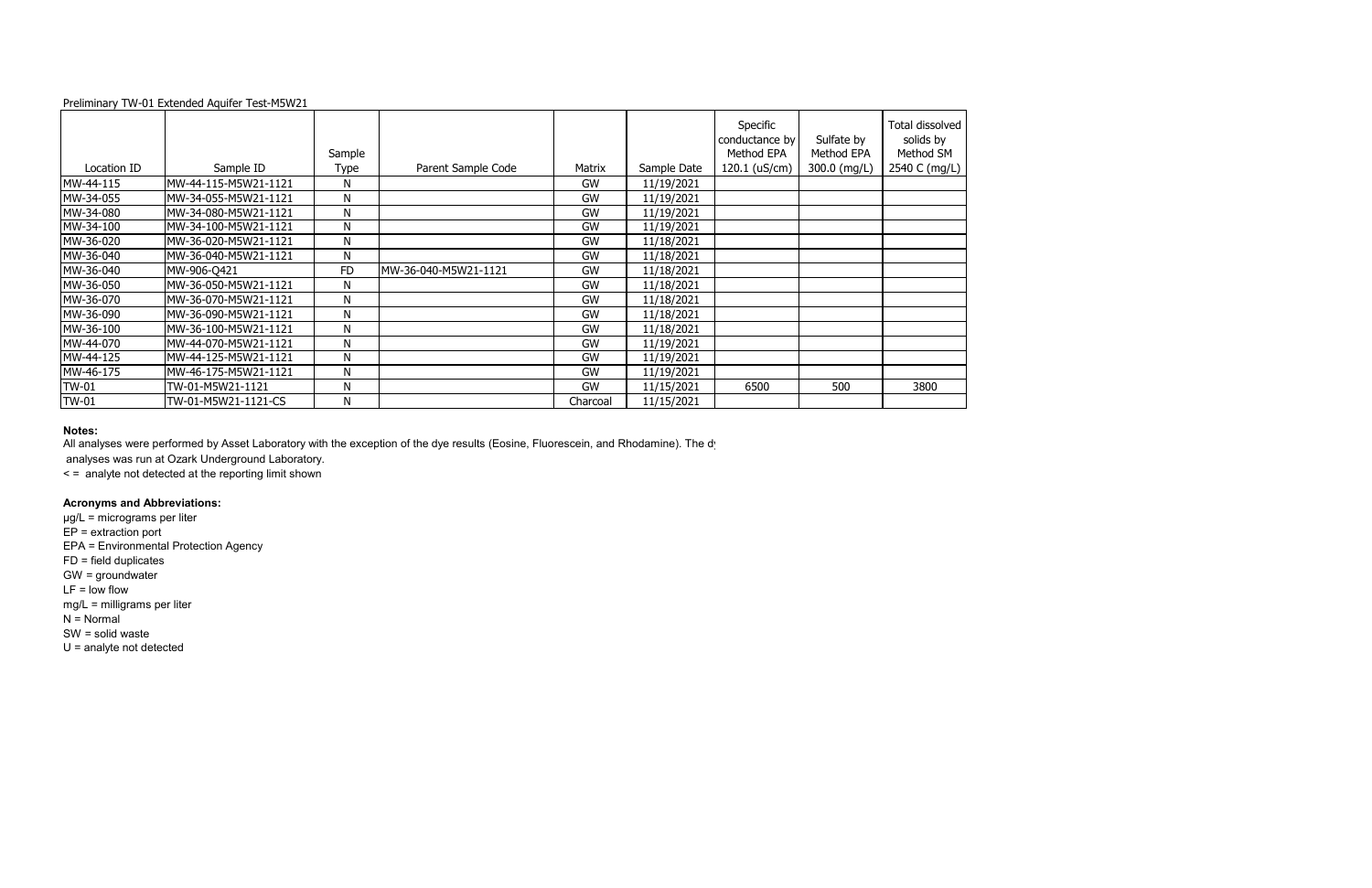Preliminary TW-01 Extended Aquifer Test-M5W21

| Location ID | Sample ID | Sample Type | Parent Sample Code | Matrix | Sample Date | Specific conductance by Method EPA 120.1 (uS/cm) | Sulfate by Method EPA 300.0 (mg/L) | Total dissolved solids by Method SM 2540 C (mg/L) |
|---|---|---|---|---|---|---|---|---|
| MW-44-115 | MW-44-115-M5W21-1121 | N | | GW | 11/19/2021 | | | |
| MW-34-055 | MW-34-055-M5W21-1121 | N | | GW | 11/19/2021 | | | |
| MW-34-080 | MW-34-080-M5W21-1121 | N | | GW | 11/19/2021 | | | |
| MW-34-100 | MW-34-100-M5W21-1121 | N | | GW | 11/19/2021 | | | |
| MW-36-020 | MW-36-020-M5W21-1121 | N | | GW | 11/18/2021 | | | |
| MW-36-040 | MW-36-040-M5W21-1121 | N | | GW | 11/18/2021 | | | |
| MW-36-040 | MW-906-Q421 | FD | MW-36-040-M5W21-1121 | GW | 11/18/2021 | | | |
| MW-36-050 | MW-36-050-M5W21-1121 | N | | GW | 11/18/2021 | | | |
| MW-36-070 | MW-36-070-M5W21-1121 | N | | GW | 11/18/2021 | | | |
| MW-36-090 | MW-36-090-M5W21-1121 | N | | GW | 11/18/2021 | | | |
| MW-36-100 | MW-36-100-M5W21-1121 | N | | GW | 11/18/2021 | | | |
| MW-44-070 | MW-44-070-M5W21-1121 | N | | GW | 11/19/2021 | | | |
| MW-44-125 | MW-44-125-M5W21-1121 | N | | GW | 11/19/2021 | | | |
| MW-46-175 | MW-46-175-M5W21-1121 | N | | GW | 11/19/2021 | | | |
| TW-01 | TW-01-M5W21-1121 | N | | GW | 11/15/2021 | 6500 | 500 | 3800 |
| TW-01 | TW-01-M5W21-1121-CS | N | | Charcoal | 11/15/2021 | | | |

**Notes:**

All analyses were performed by Asset Laboratory with the exception of the dye results (Eosine, Fluorescein, and Rhodamine). The dy
analyses was run at Ozark Underground Laboratory.

< = analyte not detected at the reporting limit shown

**Acronyms and Abbreviations:**

µg/L = micrograms per liter
EP = extraction port
EPA = Environmental Protection Agency
FD = field duplicates
GW = groundwater
LF = low flow
mg/L = milligrams per liter
N = Normal
SW = solid waste
U = analyte not detected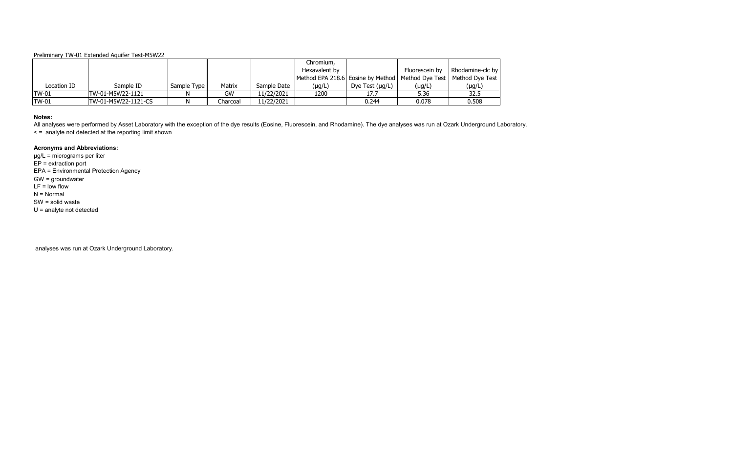Preliminary TW-01 Extended Aquifer Test-M5W22

| Location ID | Sample ID | Sample Type | Matrix | Sample Date | Chromium, Hexavalent by Method EPA 218.6 (µg/L) | Eosine by Method Dye Test (µg/L) | Fluorescein by Method Dye Test (µg/L) | Rhodamine-clc by Method Dye Test (µg/L) |
|---|---|---|---|---|---|---|---|---|
| TW-01 | TW-01-M5W22-1121 | N | GW | 11/22/2021 | 1200 | 17.7 | 5.36 | 32.5 |
| TW-01 | TW-01-M5W22-1121-CS | N | Charcoal | 11/22/2021 | | 0.244 | 0.078 | 0.508 |

**Notes:**

All analyses were performed by Asset Laboratory with the exception of the dye results (Eosine, Fluorescein, and Rhodamine). The dye analyses was run at Ozark Underground Laboratory.

< = analyte not detected at the reporting limit shown

**Acronyms and Abbreviations:**

µg/L = micrograms per liter
EP = extraction port
EPA = Environmental Protection Agency
GW = groundwater
LF = low flow
N = Normal
SW = solid waste
U = analyte not detected

analyses was run at Ozark Underground Laboratory.